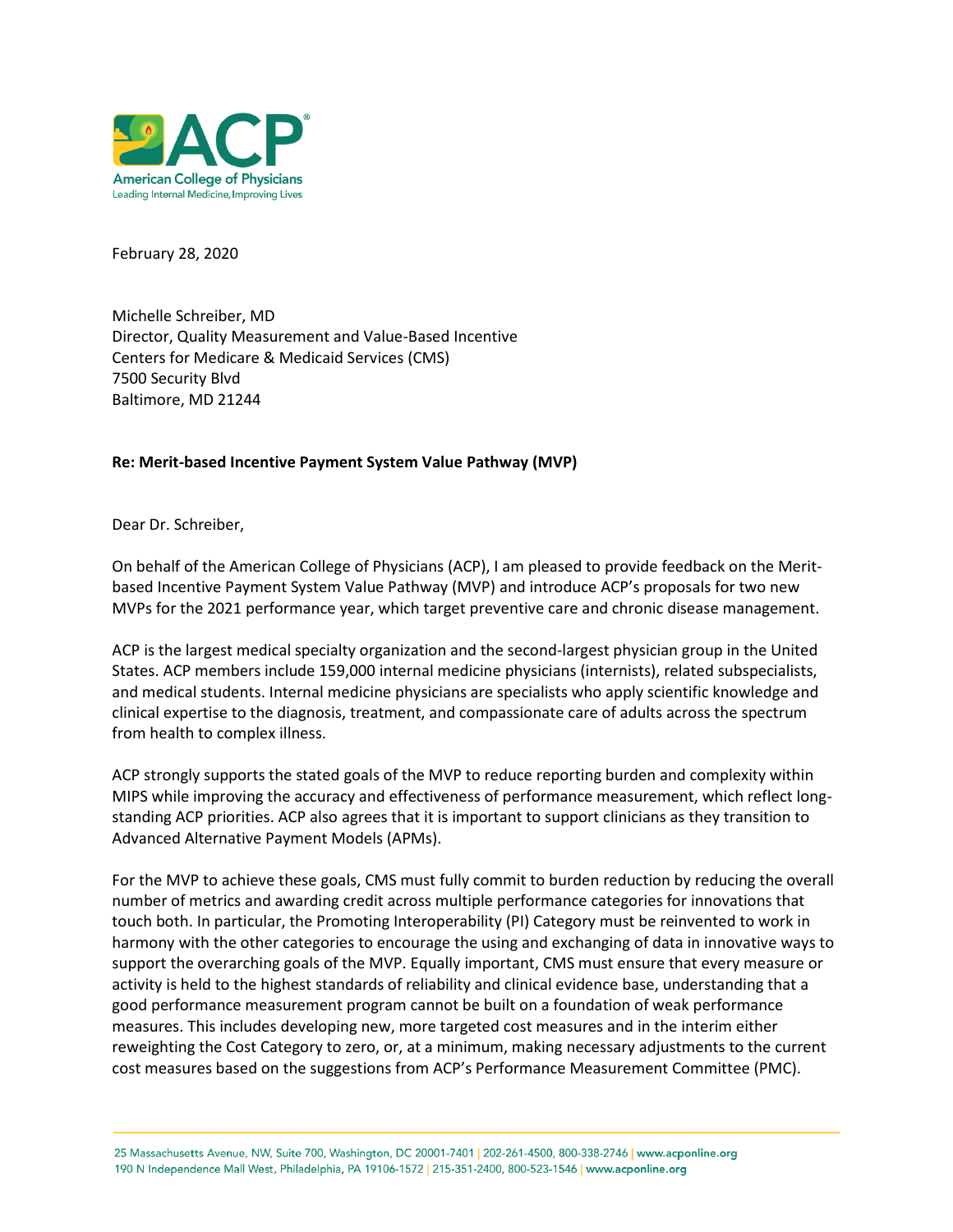February 28, 2020

Michelle Schreiber, MD
Director, Quality Measurement and Value-Based Incentive
Centers for Medicare & Medicaid Services (CMS)
7500 Security Blvd
Baltimore, MD 21244

**Re: Merit-based Incentive Payment System Value Pathway (MVP)**

Dear Dr. Schreiber,

On behalf of the American College of Physicians (ACP), I am pleased to provide feedback on the Merit-based Incentive Payment System Value Pathway (MVP) and introduce ACP's proposals for two new MVPs for the 2021 performance year, which target preventive care and chronic disease management.

ACP is the largest medical specialty organization and the second-largest physician group in the United States. ACP members include 159,000 internal medicine physicians (internists), related subspecialists, and medical students. Internal medicine physicians are specialists who apply scientific knowledge and clinical expertise to the diagnosis, treatment, and compassionate care of adults across the spectrum from health to complex illness.

ACP strongly supports the stated goals of the MVP to reduce reporting burden and complexity within MIPS while improving the accuracy and effectiveness of performance measurement, which reflect long-standing ACP priorities. ACP also agrees that it is important to support clinicians as they transition to Advanced Alternative Payment Models (APMs).

For the MVP to achieve these goals, CMS must fully commit to burden reduction by reducing the overall number of metrics and awarding credit across multiple performance categories for innovations that touch both. In particular, the Promoting Interoperability (PI) Category must be reinvented to work in harmony with the other categories to encourage the using and exchanging of data in innovative ways to support the overarching goals of the MVP. Equally important, CMS must ensure that every measure or activity is held to the highest standards of reliability and clinical evidence base, understanding that a good performance measurement program cannot be built on a foundation of weak performance measures. This includes developing new, more targeted cost measures and in the interim either reweighting the Cost Category to zero, or, at a minimum, making necessary adjustments to the current cost measures based on the suggestions from ACP's Performance Measurement Committee (PMC).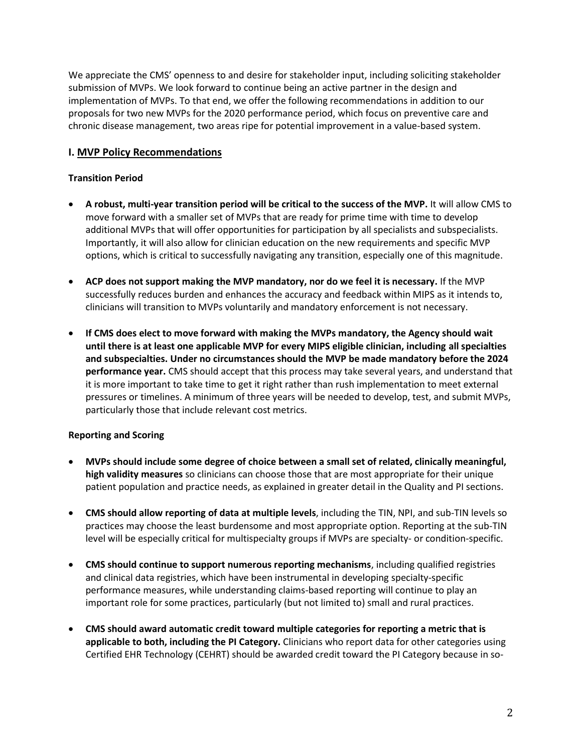We appreciate the CMS' openness to and desire for stakeholder input, including soliciting stakeholder submission of MVPs. We look forward to continue being an active partner in the design and implementation of MVPs. To that end, we offer the following recommendations in addition to our proposals for two new MVPs for the 2020 performance period, which focus on preventive care and chronic disease management, two areas ripe for potential improvement in a value-based system.

## I. MVP Policy Recommendations

### Transition Period

- **A robust, multi-year transition period will be critical to the success of the MVP.** It will allow CMS to move forward with a smaller set of MVPs that are ready for prime time with time to develop additional MVPs that will offer opportunities for participation by all specialists and subspecialists. Importantly, it will also allow for clinician education on the new requirements and specific MVP options, which is critical to successfully navigating any transition, especially one of this magnitude.
- **ACP does not support making the MVP mandatory, nor do we feel it is necessary.** If the MVP successfully reduces burden and enhances the accuracy and feedback within MIPS as it intends to, clinicians will transition to MVPs voluntarily and mandatory enforcement is not necessary.
- **If CMS does elect to move forward with making the MVPs mandatory, the Agency should wait until there is at least one applicable MVP for every MIPS eligible clinician, including all specialties and subspecialties. Under no circumstances should the MVP be made mandatory before the 2024 performance year.** CMS should accept that this process may take several years, and understand that it is more important to take time to get it right rather than rush implementation to meet external pressures or timelines. A minimum of three years will be needed to develop, test, and submit MVPs, particularly those that include relevant cost metrics.

### Reporting and Scoring

- **MVPs should include some degree of choice between a small set of related, clinically meaningful, high validity measures** so clinicians can choose those that are most appropriate for their unique patient population and practice needs, as explained in greater detail in the Quality and PI sections.
- **CMS should allow reporting of data at multiple levels**, including the TIN, NPI, and sub-TIN levels so practices may choose the least burdensome and most appropriate option. Reporting at the sub-TIN level will be especially critical for multispecialty groups if MVPs are specialty- or condition-specific.
- **CMS should continue to support numerous reporting mechanisms**, including qualified registries and clinical data registries, which have been instrumental in developing specialty-specific performance measures, while understanding claims-based reporting will continue to play an important role for some practices, particularly (but not limited to) small and rural practices.
- **CMS should award automatic credit toward multiple categories for reporting a metric that is applicable to both, including the PI Category.** Clinicians who report data for other categories using Certified EHR Technology (CEHRT) should be awarded credit toward the PI Category because in so-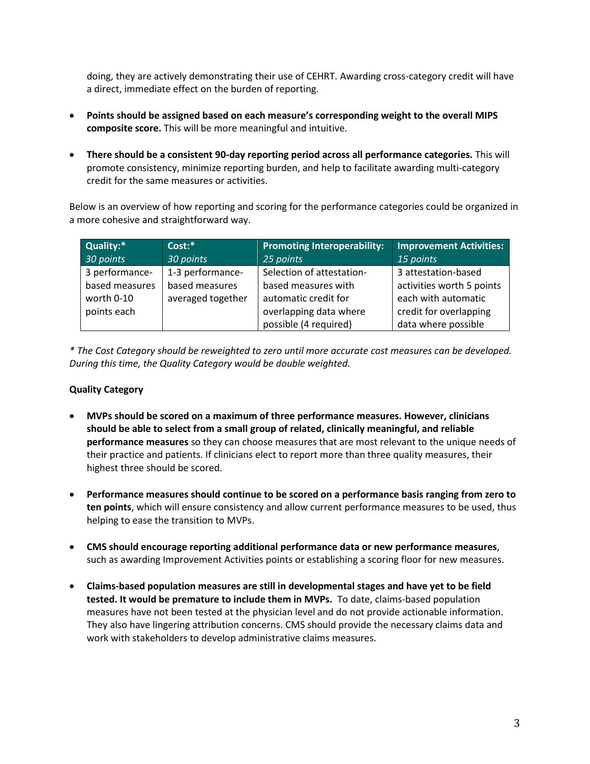doing, they are actively demonstrating their use of CEHRT. Awarding cross-category credit will have a direct, immediate effect on the burden of reporting.

- **Points should be assigned based on each measure's corresponding weight to the overall MIPS composite score.** This will be more meaningful and intuitive.
- **There should be a consistent 90-day reporting period across all performance categories.** This will promote consistency, minimize reporting burden, and help to facilitate awarding multi-category credit for the same measures or activities.

Below is an overview of how reporting and scoring for the performance categories could be organized in a more cohesive and straightforward way.

| **Quality:*** *30 points* | **Cost:*** *30 points* | **Promoting Interoperability:** *25 points* | **Improvement Activities:** *15 points* |
|---|---|---|---|
| 3 performance-based measures worth 0-10 points each | 1-3 performance-based measures averaged together | Selection of attestation-based measures with automatic credit for overlapping data where possible (4 required) | 3 attestation-based activities worth 5 points each with automatic credit for overlapping data where possible |

*\* The Cost Category should be reweighted to zero until more accurate cost measures can be developed. During this time, the Quality Category would be double weighted.*

**Quality Category**

- **MVPs should be scored on a maximum of three performance measures. However, clinicians should be able to select from a small group of related, clinically meaningful, and reliable performance measures** so they can choose measures that are most relevant to the unique needs of their practice and patients. If clinicians elect to report more than three quality measures, their highest three should be scored.
- **Performance measures should continue to be scored on a performance basis ranging from zero to ten points**, which will ensure consistency and allow current performance measures to be used, thus helping to ease the transition to MVPs.
- **CMS should encourage reporting additional performance data or new performance measures**, such as awarding Improvement Activities points or establishing a scoring floor for new measures.
- **Claims-based population measures are still in developmental stages and have yet to be field tested. It would be premature to include them in MVPs.** To date, claims-based population measures have not been tested at the physician level and do not provide actionable information. They also have lingering attribution concerns. CMS should provide the necessary claims data and work with stakeholders to develop administrative claims measures.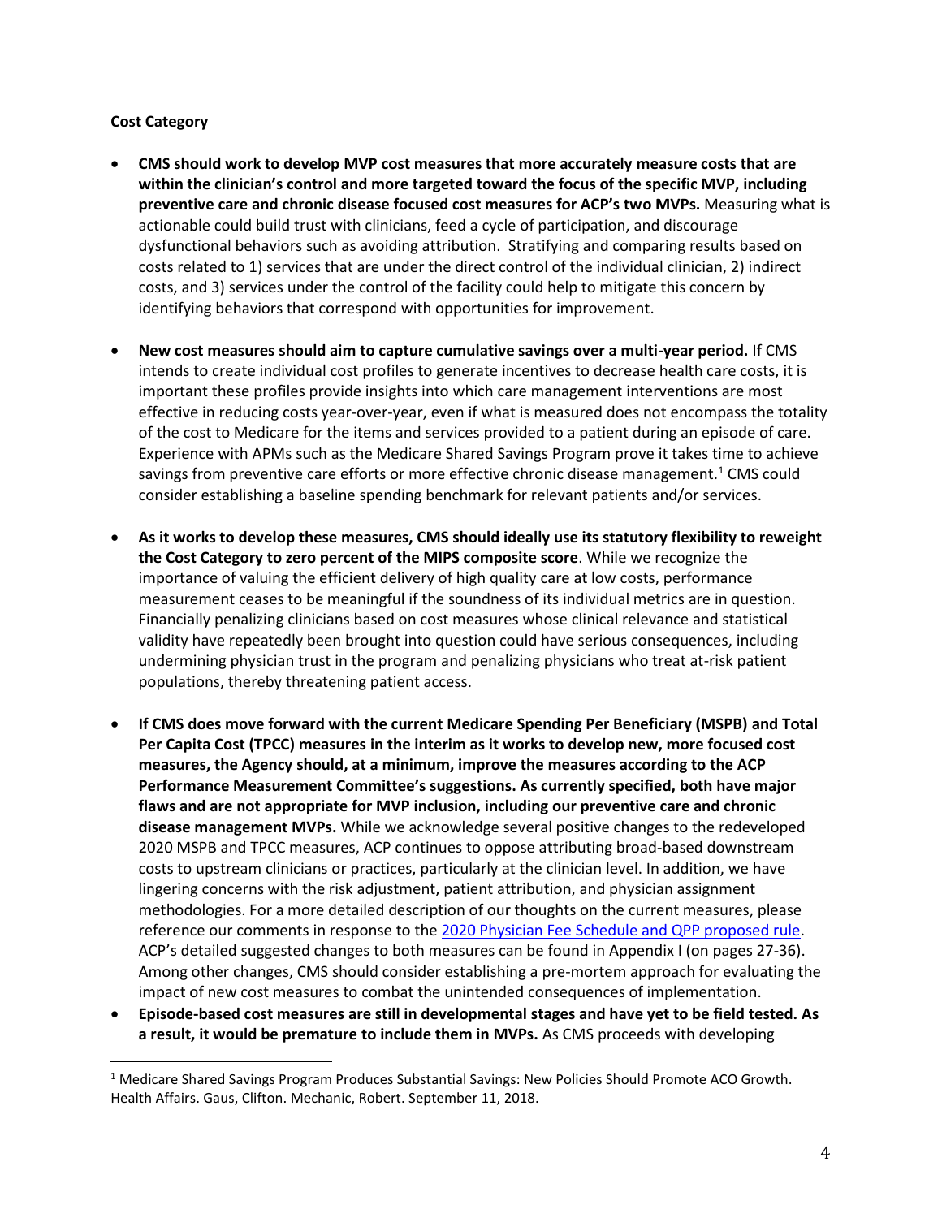**Cost Category**

- **CMS should work to develop MVP cost measures that more accurately measure costs that are within the clinician's control and more targeted toward the focus of the specific MVP, including preventive care and chronic disease focused cost measures for ACP's two MVPs.** Measuring what is actionable could build trust with clinicians, feed a cycle of participation, and discourage dysfunctional behaviors such as avoiding attribution. Stratifying and comparing results based on costs related to 1) services that are under the direct control of the individual clinician, 2) indirect costs, and 3) services under the control of the facility could help to mitigate this concern by identifying behaviors that correspond with opportunities for improvement.

- **New cost measures should aim to capture cumulative savings over a multi-year period.** If CMS intends to create individual cost profiles to generate incentives to decrease health care costs, it is important these profiles provide insights into which care management interventions are most effective in reducing costs year-over-year, even if what is measured does not encompass the totality of the cost to Medicare for the items and services provided to a patient during an episode of care. Experience with APMs such as the Medicare Shared Savings Program prove it takes time to achieve savings from preventive care efforts or more effective chronic disease management.[1] CMS could consider establishing a baseline spending benchmark for relevant patients and/or services.

- **As it works to develop these measures, CMS should ideally use its statutory flexibility to reweight the Cost Category to zero percent of the MIPS composite score**. While we recognize the importance of valuing the efficient delivery of high quality care at low costs, performance measurement ceases to be meaningful if the soundness of its individual metrics are in question. Financially penalizing clinicians based on cost measures whose clinical relevance and statistical validity have repeatedly been brought into question could have serious consequences, including undermining physician trust in the program and penalizing physicians who treat at-risk patient populations, thereby threatening patient access.

- **If CMS does move forward with the current Medicare Spending Per Beneficiary (MSPB) and Total Per Capita Cost (TPCC) measures in the interim as it works to develop new, more focused cost measures, the Agency should, at a minimum, improve the measures according to the ACP Performance Measurement Committee's suggestions. As currently specified, both have major flaws and are not appropriate for MVP inclusion, including our preventive care and chronic disease management MVPs.** While we acknowledge several positive changes to the redeveloped 2020 MSPB and TPCC measures, ACP continues to oppose attributing broad-based downstream costs to upstream clinicians or practices, particularly at the clinician level. In addition, we have lingering concerns with the risk adjustment, patient attribution, and physician assignment methodologies. For a more detailed description of our thoughts on the current measures, please reference our comments in response to the [2020 Physician Fee Schedule and QPP proposed rule](). ACP's detailed suggested changes to both measures can be found in Appendix I (on pages 27-36). Among other changes, CMS should consider establishing a pre-mortem approach for evaluating the impact of new cost measures to combat the unintended consequences of implementation.

- **Episode-based cost measures are still in developmental stages and have yet to be field tested. As a result, it would be premature to include them in MVPs.** As CMS proceeds with developing

[1] Medicare Shared Savings Program Produces Substantial Savings: New Policies Should Promote ACO Growth. Health Affairs. Gaus, Clifton. Mechanic, Robert. September 11, 2018.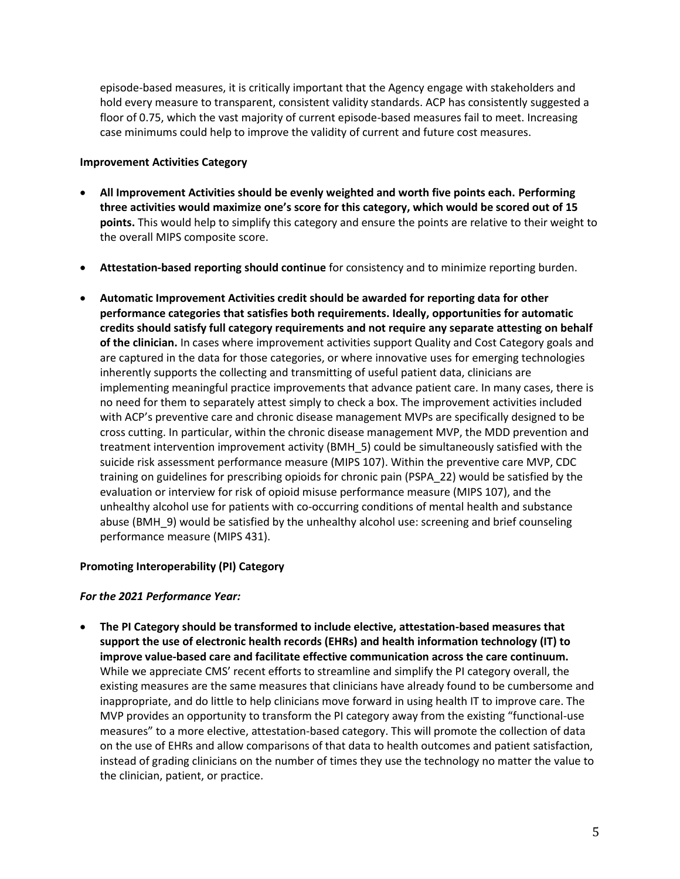episode-based measures, it is critically important that the Agency engage with stakeholders and hold every measure to transparent, consistent validity standards. ACP has consistently suggested a floor of 0.75, which the vast majority of current episode-based measures fail to meet. Increasing case minimums could help to improve the validity of current and future cost measures.

**Improvement Activities Category**

- **All Improvement Activities should be evenly weighted and worth five points each. Performing three activities would maximize one's score for this category, which would be scored out of 15 points.** This would help to simplify this category and ensure the points are relative to their weight to the overall MIPS composite score.

- **Attestation-based reporting should continue** for consistency and to minimize reporting burden.

- **Automatic Improvement Activities credit should be awarded for reporting data for other performance categories that satisfies both requirements. Ideally, opportunities for automatic credits should satisfy full category requirements and not require any separate attesting on behalf of the clinician.** In cases where improvement activities support Quality and Cost Category goals and are captured in the data for those categories, or where innovative uses for emerging technologies inherently supports the collecting and transmitting of useful patient data, clinicians are implementing meaningful practice improvements that advance patient care. In many cases, there is no need for them to separately attest simply to check a box. The improvement activities included with ACP's preventive care and chronic disease management MVPs are specifically designed to be cross cutting. In particular, within the chronic disease management MVP, the MDD prevention and treatment intervention improvement activity (BMH_5) could be simultaneously satisfied with the suicide risk assessment performance measure (MIPS 107). Within the preventive care MVP, CDC training on guidelines for prescribing opioids for chronic pain (PSPA_22) would be satisfied by the evaluation or interview for risk of opioid misuse performance measure (MIPS 107), and the unhealthy alcohol use for patients with co-occurring conditions of mental health and substance abuse (BMH_9) would be satisfied by the unhealthy alcohol use: screening and brief counseling performance measure (MIPS 431).

**Promoting Interoperability (PI) Category**

***For the 2021 Performance Year:***

- **The PI Category should be transformed to include elective, attestation-based measures that support the use of electronic health records (EHRs) and health information technology (IT) to improve value-based care and facilitate effective communication across the care continuum.** While we appreciate CMS' recent efforts to streamline and simplify the PI category overall, the existing measures are the same measures that clinicians have already found to be cumbersome and inappropriate, and do little to help clinicians move forward in using health IT to improve care. The MVP provides an opportunity to transform the PI category away from the existing "functional-use measures" to a more elective, attestation-based category. This will promote the collection of data on the use of EHRs and allow comparisons of that data to health outcomes and patient satisfaction, instead of grading clinicians on the number of times they use the technology no matter the value to the clinician, patient, or practice.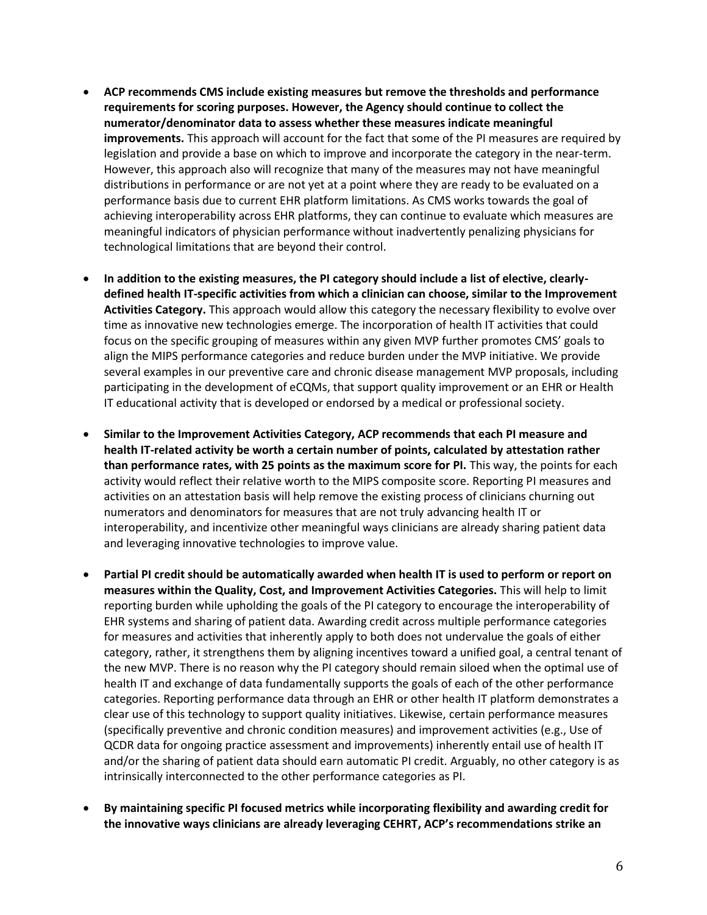- **ACP recommends CMS include existing measures but remove the thresholds and performance requirements for scoring purposes. However, the Agency should continue to collect the numerator/denominator data to assess whether these measures indicate meaningful improvements.** This approach will account for the fact that some of the PI measures are required by legislation and provide a base on which to improve and incorporate the category in the near-term. However, this approach also will recognize that many of the measures may not have meaningful distributions in performance or are not yet at a point where they are ready to be evaluated on a performance basis due to current EHR platform limitations. As CMS works towards the goal of achieving interoperability across EHR platforms, they can continue to evaluate which measures are meaningful indicators of physician performance without inadvertently penalizing physicians for technological limitations that are beyond their control.

- **In addition to the existing measures, the PI category should include a list of elective, clearly-defined health IT-specific activities from which a clinician can choose, similar to the Improvement Activities Category.** This approach would allow this category the necessary flexibility to evolve over time as innovative new technologies emerge. The incorporation of health IT activities that could focus on the specific grouping of measures within any given MVP further promotes CMS' goals to align the MIPS performance categories and reduce burden under the MVP initiative. We provide several examples in our preventive care and chronic disease management MVP proposals, including participating in the development of eCQMs, that support quality improvement or an EHR or Health IT educational activity that is developed or endorsed by a medical or professional society.

- **Similar to the Improvement Activities Category, ACP recommends that each PI measure and health IT-related activity be worth a certain number of points, calculated by attestation rather than performance rates, with 25 points as the maximum score for PI.** This way, the points for each activity would reflect their relative worth to the MIPS composite score. Reporting PI measures and activities on an attestation basis will help remove the existing process of clinicians churning out numerators and denominators for measures that are not truly advancing health IT or interoperability, and incentivize other meaningful ways clinicians are already sharing patient data and leveraging innovative technologies to improve value.

- **Partial PI credit should be automatically awarded when health IT is used to perform or report on measures within the Quality, Cost, and Improvement Activities Categories.** This will help to limit reporting burden while upholding the goals of the PI category to encourage the interoperability of EHR systems and sharing of patient data. Awarding credit across multiple performance categories for measures and activities that inherently apply to both does not undervalue the goals of either category, rather, it strengthens them by aligning incentives toward a unified goal, a central tenant of the new MVP. There is no reason why the PI category should remain siloed when the optimal use of health IT and exchange of data fundamentally supports the goals of each of the other performance categories. Reporting performance data through an EHR or other health IT platform demonstrates a clear use of this technology to support quality initiatives. Likewise, certain performance measures (specifically preventive and chronic condition measures) and improvement activities (e.g., Use of QCDR data for ongoing practice assessment and improvements) inherently entail use of health IT and/or the sharing of patient data should earn automatic PI credit. Arguably, no other category is as intrinsically interconnected to the other performance categories as PI.

- **By maintaining specific PI focused metrics while incorporating flexibility and awarding credit for the innovative ways clinicians are already leveraging CEHRT, ACP's recommendations strike an**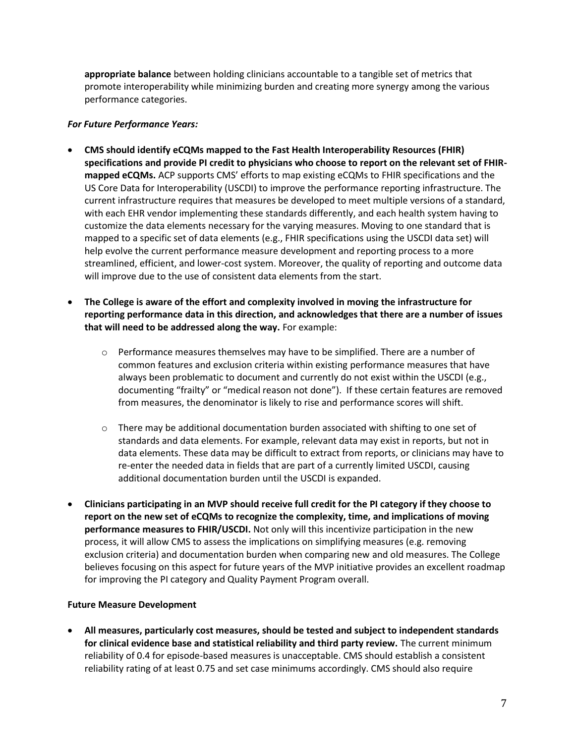**appropriate balance** between holding clinicians accountable to a tangible set of metrics that promote interoperability while minimizing burden and creating more synergy among the various performance categories.

***For Future Performance Years:***

- **CMS should identify eCQMs mapped to the Fast Health Interoperability Resources (FHIR) specifications and provide PI credit to physicians who choose to report on the relevant set of FHIR-mapped eCQMs.** ACP supports CMS' efforts to map existing eCQMs to FHIR specifications and the US Core Data for Interoperability (USCDI) to improve the performance reporting infrastructure. The current infrastructure requires that measures be developed to meet multiple versions of a standard, with each EHR vendor implementing these standards differently, and each health system having to customize the data elements necessary for the varying measures. Moving to one standard that is mapped to a specific set of data elements (e.g., FHIR specifications using the USCDI data set) will help evolve the current performance measure development and reporting process to a more streamlined, efficient, and lower-cost system. Moreover, the quality of reporting and outcome data will improve due to the use of consistent data elements from the start.
- **The College is aware of the effort and complexity involved in moving the infrastructure for reporting performance data in this direction, and acknowledges that there are a number of issues that will need to be addressed along the way.** For example:
    - Performance measures themselves may have to be simplified. There are a number of common features and exclusion criteria within existing performance measures that have always been problematic to document and currently do not exist within the USCDI (e.g., documenting "frailty" or "medical reason not done"). If these certain features are removed from measures, the denominator is likely to rise and performance scores will shift.
    - There may be additional documentation burden associated with shifting to one set of standards and data elements. For example, relevant data may exist in reports, but not in data elements. These data may be difficult to extract from reports, or clinicians may have to re-enter the needed data in fields that are part of a currently limited USCDI, causing additional documentation burden until the USCDI is expanded.
- **Clinicians participating in an MVP should receive full credit for the PI category if they choose to report on the new set of eCQMs to recognize the complexity, time, and implications of moving performance measures to FHIR/USCDI.** Not only will this incentivize participation in the new process, it will allow CMS to assess the implications on simplifying measures (e.g. removing exclusion criteria) and documentation burden when comparing new and old measures. The College believes focusing on this aspect for future years of the MVP initiative provides an excellent roadmap for improving the PI category and Quality Payment Program overall.

**Future Measure Development**

- **All measures, particularly cost measures, should be tested and subject to independent standards for clinical evidence base and statistical reliability and third party review.** The current minimum reliability of 0.4 for episode-based measures is unacceptable. CMS should establish a consistent reliability rating of at least 0.75 and set case minimums accordingly. CMS should also require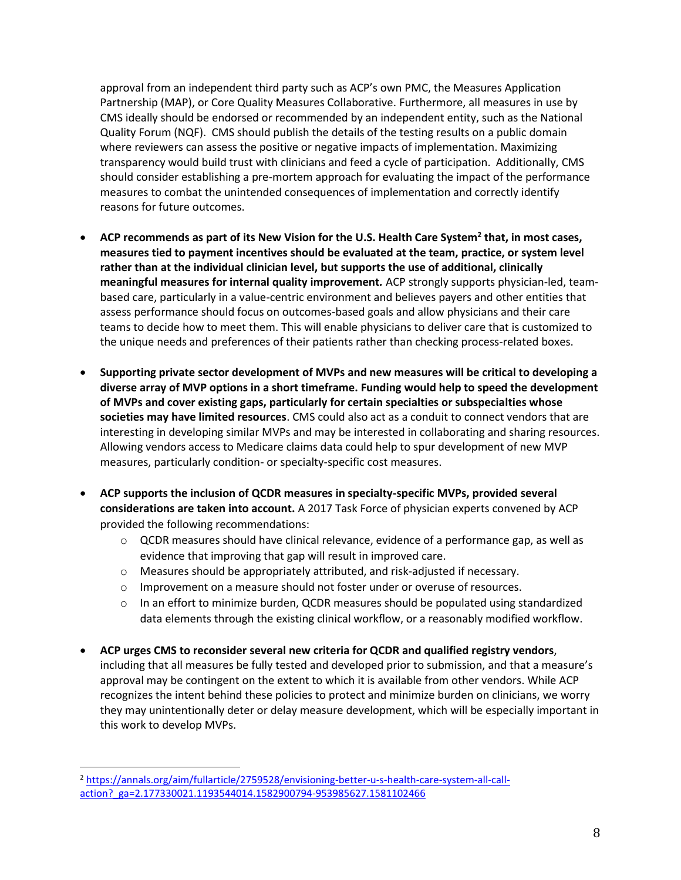approval from an independent third party such as ACP's own PMC, the Measures Application Partnership (MAP), or Core Quality Measures Collaborative. Furthermore, all measures in use by CMS ideally should be endorsed or recommended by an independent entity, such as the National Quality Forum (NQF). CMS should publish the details of the testing results on a public domain where reviewers can assess the positive or negative impacts of implementation. Maximizing transparency would build trust with clinicians and feed a cycle of participation. Additionally, CMS should consider establishing a pre-mortem approach for evaluating the impact of the performance measures to combat the unintended consequences of implementation and correctly identify reasons for future outcomes.

- **ACP recommends as part of its New Vision for the U.S. Health Care System[2] that, in most cases, measures tied to payment incentives should be evaluated at the team, practice, or system level rather than at the individual clinician level, but supports the use of additional, clinically meaningful measures for internal quality improvement.** ACP strongly supports physician-led, team-based care, particularly in a value-centric environment and believes payers and other entities that assess performance should focus on outcomes-based goals and allow physicians and their care teams to decide how to meet them. This will enable physicians to deliver care that is customized to the unique needs and preferences of their patients rather than checking process-related boxes.

- **Supporting private sector development of MVPs and new measures will be critical to developing a diverse array of MVP options in a short timeframe. Funding would help to speed the development of MVPs and cover existing gaps, particularly for certain specialties or subspecialties whose societies may have limited resources**. CMS could also act as a conduit to connect vendors that are interesting in developing similar MVPs and may be interested in collaborating and sharing resources. Allowing vendors access to Medicare claims data could help to spur development of new MVP measures, particularly condition- or specialty-specific cost measures.

- **ACP supports the inclusion of QCDR measures in specialty-specific MVPs, provided several considerations are taken into account.** A 2017 Task Force of physician experts convened by ACP provided the following recommendations:
  - QCDR measures should have clinical relevance, evidence of a performance gap, as well as evidence that improving that gap will result in improved care.
  - Measures should be appropriately attributed, and risk-adjusted if necessary.
  - Improvement on a measure should not foster under or overuse of resources.
  - In an effort to minimize burden, QCDR measures should be populated using standardized data elements through the existing clinical workflow, or a reasonably modified workflow.

- **ACP urges CMS to reconsider several new criteria for QCDR and qualified registry vendors**, including that all measures be fully tested and developed prior to submission, and that a measure's approval may be contingent on the extent to which it is available from other vendors. While ACP recognizes the intent behind these policies to protect and minimize burden on clinicians, we worry they may unintentionally deter or delay measure development, which will be especially important in this work to develop MVPs.

---

[2] https://annals.org/aim/fullarticle/2759528/envisioning-better-u-s-health-care-system-all-call-action?_ga=2.177330021.1193544014.1582900794-953985627.1581102466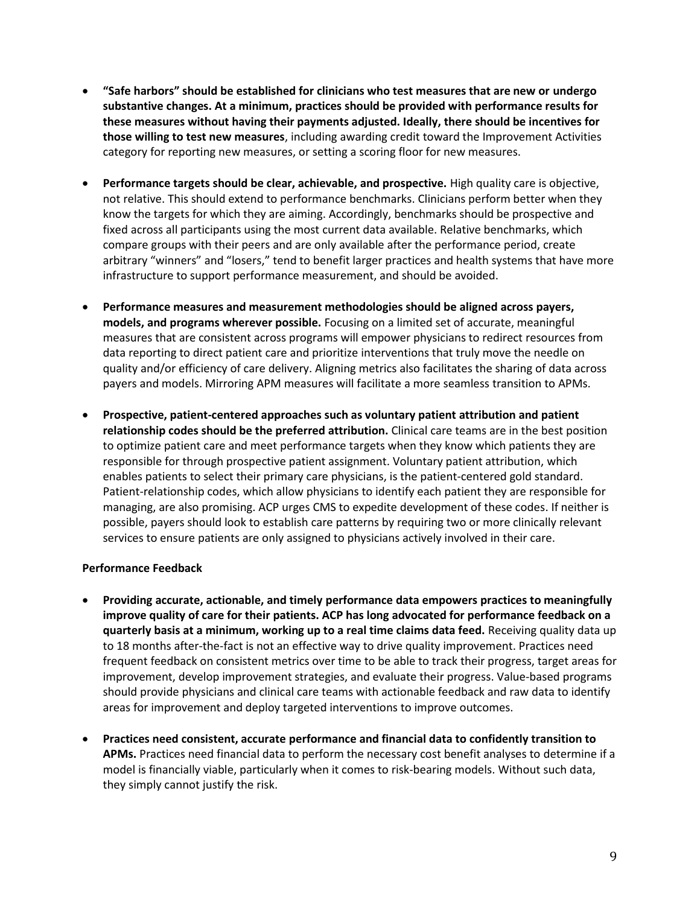- **"Safe harbors" should be established for clinicians who test measures that are new or undergo substantive changes. At a minimum, practices should be provided with performance results for these measures without having their payments adjusted. Ideally, there should be incentives for those willing to test new measures**, including awarding credit toward the Improvement Activities category for reporting new measures, or setting a scoring floor for new measures.

- **Performance targets should be clear, achievable, and prospective.** High quality care is objective, not relative. This should extend to performance benchmarks. Clinicians perform better when they know the targets for which they are aiming. Accordingly, benchmarks should be prospective and fixed across all participants using the most current data available. Relative benchmarks, which compare groups with their peers and are only available after the performance period, create arbitrary "winners" and "losers," tend to benefit larger practices and health systems that have more infrastructure to support performance measurement, and should be avoided.

- **Performance measures and measurement methodologies should be aligned across payers, models, and programs wherever possible.** Focusing on a limited set of accurate, meaningful measures that are consistent across programs will empower physicians to redirect resources from data reporting to direct patient care and prioritize interventions that truly move the needle on quality and/or efficiency of care delivery. Aligning metrics also facilitates the sharing of data across payers and models. Mirroring APM measures will facilitate a more seamless transition to APMs.

- **Prospective, patient-centered approaches such as voluntary patient attribution and patient relationship codes should be the preferred attribution.** Clinical care teams are in the best position to optimize patient care and meet performance targets when they know which patients they are responsible for through prospective patient assignment. Voluntary patient attribution, which enables patients to select their primary care physicians, is the patient-centered gold standard. Patient-relationship codes, which allow physicians to identify each patient they are responsible for managing, are also promising. ACP urges CMS to expedite development of these codes. If neither is possible, payers should look to establish care patterns by requiring two or more clinically relevant services to ensure patients are only assigned to physicians actively involved in their care.

**Performance Feedback**

- **Providing accurate, actionable, and timely performance data empowers practices to meaningfully improve quality of care for their patients. ACP has long advocated for performance feedback on a quarterly basis at a minimum, working up to a real time claims data feed.** Receiving quality data up to 18 months after-the-fact is not an effective way to drive quality improvement. Practices need frequent feedback on consistent metrics over time to be able to track their progress, target areas for improvement, develop improvement strategies, and evaluate their progress. Value-based programs should provide physicians and clinical care teams with actionable feedback and raw data to identify areas for improvement and deploy targeted interventions to improve outcomes.

- **Practices need consistent, accurate performance and financial data to confidently transition to APMs.** Practices need financial data to perform the necessary cost benefit analyses to determine if a model is financially viable, particularly when it comes to risk-bearing models. Without such data, they simply cannot justify the risk.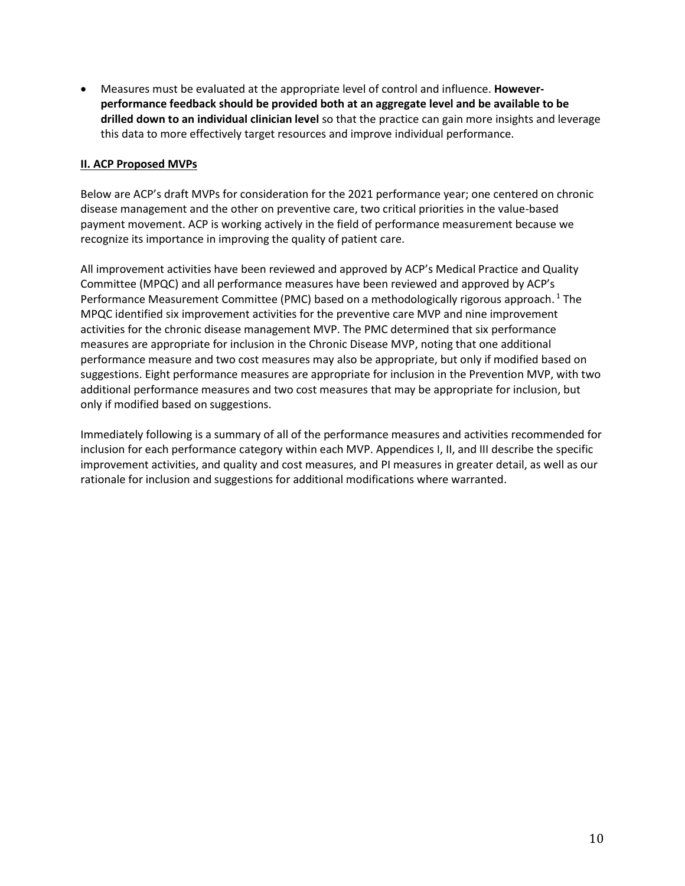- Measures must be evaluated at the appropriate level of control and influence. **However- performance feedback should be provided both at an aggregate level and be available to be drilled down to an individual clinician level** so that the practice can gain more insights and leverage this data to more effectively target resources and improve individual performance.

## II. ACP Proposed MVPs

Below are ACP's draft MVPs for consideration for the 2021 performance year; one centered on chronic disease management and the other on preventive care, two critical priorities in the value-based payment movement. ACP is working actively in the field of performance measurement because we recognize its importance in improving the quality of patient care.

All improvement activities have been reviewed and approved by ACP's Medical Practice and Quality Committee (MPQC) and all performance measures have been reviewed and approved by ACP's Performance Measurement Committee (PMC) based on a methodologically rigorous approach.[1] The MPQC identified six improvement activities for the preventive care MVP and nine improvement activities for the chronic disease management MVP. The PMC determined that six performance measures are appropriate for inclusion in the Chronic Disease MVP, noting that one additional performance measure and two cost measures may also be appropriate, but only if modified based on suggestions. Eight performance measures are appropriate for inclusion in the Prevention MVP, with two additional performance measures and two cost measures that may be appropriate for inclusion, but only if modified based on suggestions.

Immediately following is a summary of all of the performance measures and activities recommended for inclusion for each performance category within each MVP. Appendices I, II, and III describe the specific improvement activities, and quality and cost measures, and PI measures in greater detail, as well as our rationale for inclusion and suggestions for additional modifications where warranted.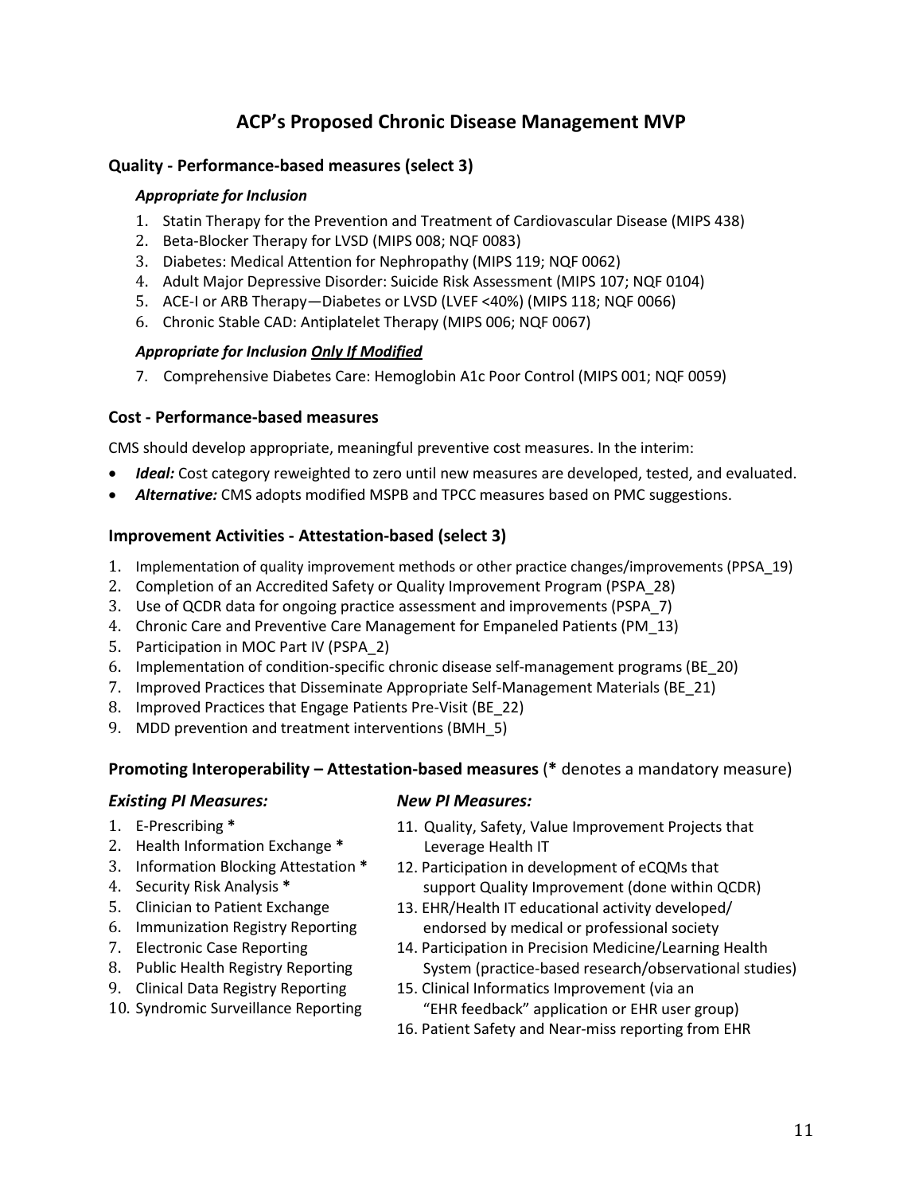# ACP's Proposed Chronic Disease Management MVP

### Quality - Performance-based measures (select 3)

***Appropriate for Inclusion***

1. Statin Therapy for the Prevention and Treatment of Cardiovascular Disease (MIPS 438)
2. Beta-Blocker Therapy for LVSD (MIPS 008; NQF 0083)
3. Diabetes: Medical Attention for Nephropathy (MIPS 119; NQF 0062)
4. Adult Major Depressive Disorder: Suicide Risk Assessment (MIPS 107; NQF 0104)
5. ACE-I or ARB Therapy—Diabetes or LVSD (LVEF <40%) (MIPS 118; NQF 0066)
6. Chronic Stable CAD: Antiplatelet Therapy (MIPS 006; NQF 0067)

***Appropriate for Inclusion <u>Only If Modified</u>***

7. Comprehensive Diabetes Care: Hemoglobin A1c Poor Control (MIPS 001; NQF 0059)

### Cost - Performance-based measures

CMS should develop appropriate, meaningful preventive cost measures. In the interim:

- ***Ideal:*** Cost category reweighted to zero until new measures are developed, tested, and evaluated.
- ***Alternative:*** CMS adopts modified MSPB and TPCC measures based on PMC suggestions.

### Improvement Activities - Attestation-based (select 3)

1. Implementation of quality improvement methods or other practice changes/improvements (PPSA_19)
2. Completion of an Accredited Safety or Quality Improvement Program (PSPA_28)
3. Use of QCDR data for ongoing practice assessment and improvements (PSPA_7)
4. Chronic Care and Preventive Care Management for Empaneled Patients (PM_13)
5. Participation in MOC Part IV (PSPA_2)
6. Implementation of condition-specific chronic disease self-management programs (BE_20)
7. Improved Practices that Disseminate Appropriate Self-Management Materials (BE_21)
8. Improved Practices that Engage Patients Pre-Visit (BE_22)
9. MDD prevention and treatment interventions (BMH_5)

### Promoting Interoperability – Attestation-based measures (* denotes a mandatory measure)

***Existing PI Measures:***

1. E-Prescribing *
2. Health Information Exchange *
3. Information Blocking Attestation *
4. Security Risk Analysis *
5. Clinician to Patient Exchange
6. Immunization Registry Reporting
7. Electronic Case Reporting
8. Public Health Registry Reporting
9. Clinical Data Registry Reporting
10. Syndromic Surveillance Reporting

***New PI Measures:***

11. Quality, Safety, Value Improvement Projects that Leverage Health IT
12. Participation in development of eCQMs that support Quality Improvement (done within QCDR)
13. EHR/Health IT educational activity developed/ endorsed by medical or professional society
14. Participation in Precision Medicine/Learning Health System (practice-based research/observational studies)
15. Clinical Informatics Improvement (via an "EHR feedback" application or EHR user group)
16. Patient Safety and Near-miss reporting from EHR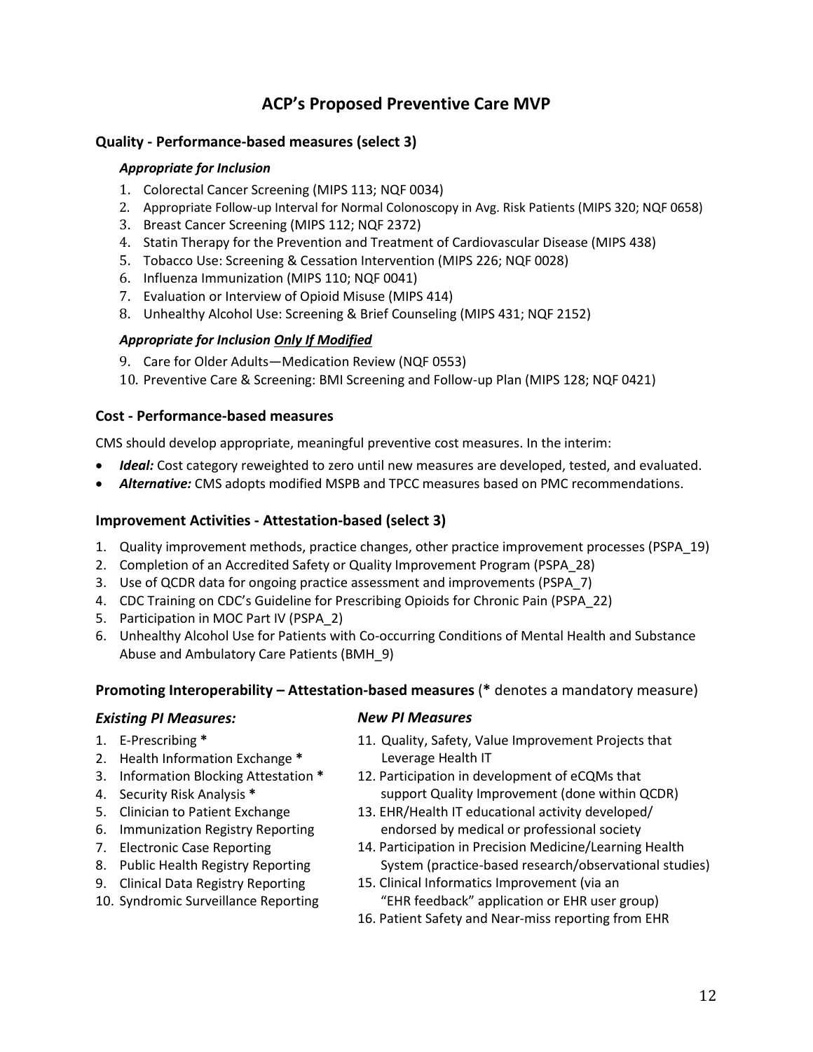# ACP's Proposed Preventive Care MVP

### Quality - Performance-based measures (select 3)

***Appropriate for Inclusion***

1. Colorectal Cancer Screening (MIPS 113; NQF 0034)
2. Appropriate Follow-up Interval for Normal Colonoscopy in Avg. Risk Patients (MIPS 320; NQF 0658)
3. Breast Cancer Screening (MIPS 112; NQF 2372)
4. Statin Therapy for the Prevention and Treatment of Cardiovascular Disease (MIPS 438)
5. Tobacco Use: Screening & Cessation Intervention (MIPS 226; NQF 0028)
6. Influenza Immunization (MIPS 110; NQF 0041)
7. Evaluation or Interview of Opioid Misuse (MIPS 414)
8. Unhealthy Alcohol Use: Screening & Brief Counseling (MIPS 431; NQF 2152)

***Appropriate for Inclusion <u>Only If Modified</u>***

9. Care for Older Adults—Medication Review (NQF 0553)
10. Preventive Care & Screening: BMI Screening and Follow-up Plan (MIPS 128; NQF 0421)

### Cost - Performance-based measures

CMS should develop appropriate, meaningful preventive cost measures. In the interim:

- ***Ideal:*** Cost category reweighted to zero until new measures are developed, tested, and evaluated.
- ***Alternative:*** CMS adopts modified MSPB and TPCC measures based on PMC recommendations.

### Improvement Activities - Attestation-based (select 3)

1. Quality improvement methods, practice changes, other practice improvement processes (PSPA_19)
2. Completion of an Accredited Safety or Quality Improvement Program (PSPA_28)
3. Use of QCDR data for ongoing practice assessment and improvements (PSPA_7)
4. CDC Training on CDC's Guideline for Prescribing Opioids for Chronic Pain (PSPA_22)
5. Participation in MOC Part IV (PSPA_2)
6. Unhealthy Alcohol Use for Patients with Co-occurring Conditions of Mental Health and Substance Abuse and Ambulatory Care Patients (BMH_9)

### Promoting Interoperability – Attestation-based measures (* denotes a mandatory measure)

***Existing PI Measures:***

1. E-Prescribing *
2. Health Information Exchange *
3. Information Blocking Attestation *
4. Security Risk Analysis *
5. Clinician to Patient Exchange
6. Immunization Registry Reporting
7. Electronic Case Reporting
8. Public Health Registry Reporting
9. Clinical Data Registry Reporting
10. Syndromic Surveillance Reporting

***New PI Measures***

11. Quality, Safety, Value Improvement Projects that Leverage Health IT
12. Participation in development of eCQMs that support Quality Improvement (done within QCDR)
13. EHR/Health IT educational activity developed/ endorsed by medical or professional society
14. Participation in Precision Medicine/Learning Health System (practice-based research/observational studies)
15. Clinical Informatics Improvement (via an "EHR feedback" application or EHR user group)
16. Patient Safety and Near-miss reporting from EHR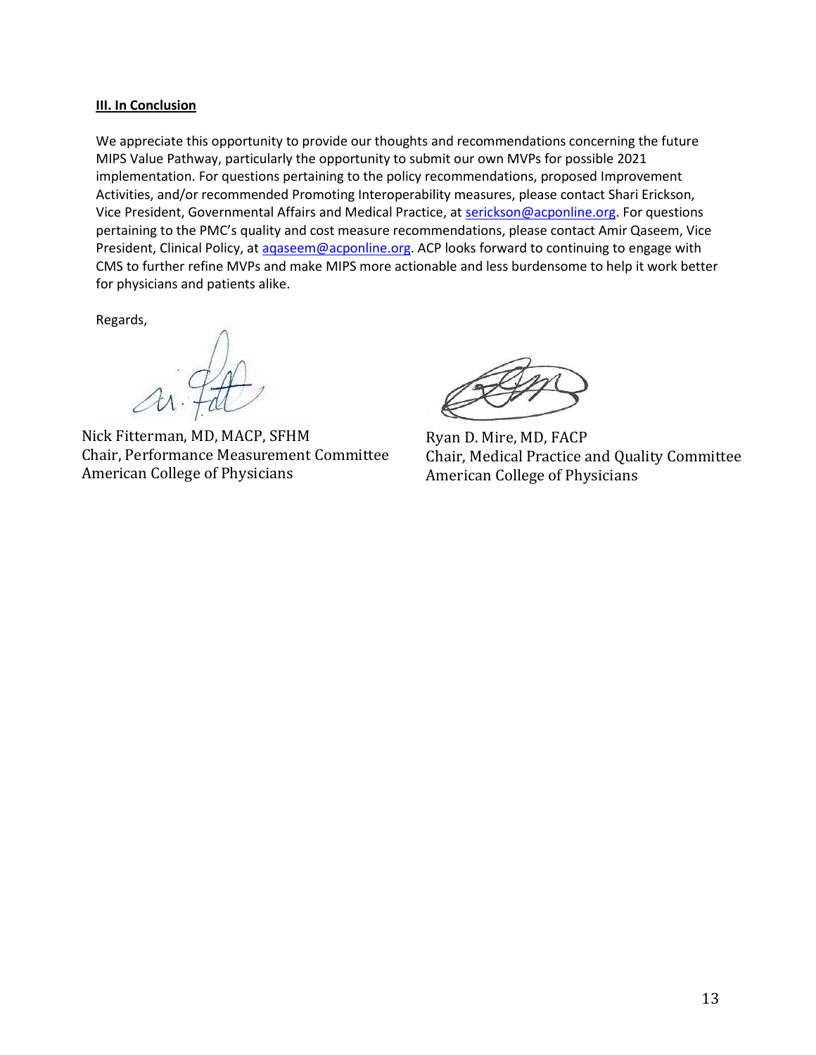### III. In Conclusion

We appreciate this opportunity to provide our thoughts and recommendations concerning the future MIPS Value Pathway, particularly the opportunity to submit our own MVPs for possible 2021 implementation. For questions pertaining to the policy recommendations, proposed Improvement Activities, and/or recommended Promoting Interoperability measures, please contact Shari Erickson, Vice President, Governmental Affairs and Medical Practice, at serickson@acponline.org. For questions pertaining to the PMC's quality and cost measure recommendations, please contact Amir Qaseem, Vice President, Clinical Policy, at aqaseem@acponline.org. ACP looks forward to continuing to engage with CMS to further refine MVPs and make MIPS more actionable and less burdensome to help it work better for physicians and patients alike.

Regards,

Nick Fitterman, MD, MACP, SFHM
Chair, Performance Measurement Committee
American College of Physicians

Ryan D. Mire, MD, FACP
Chair, Medical Practice and Quality Committee
American College of Physicians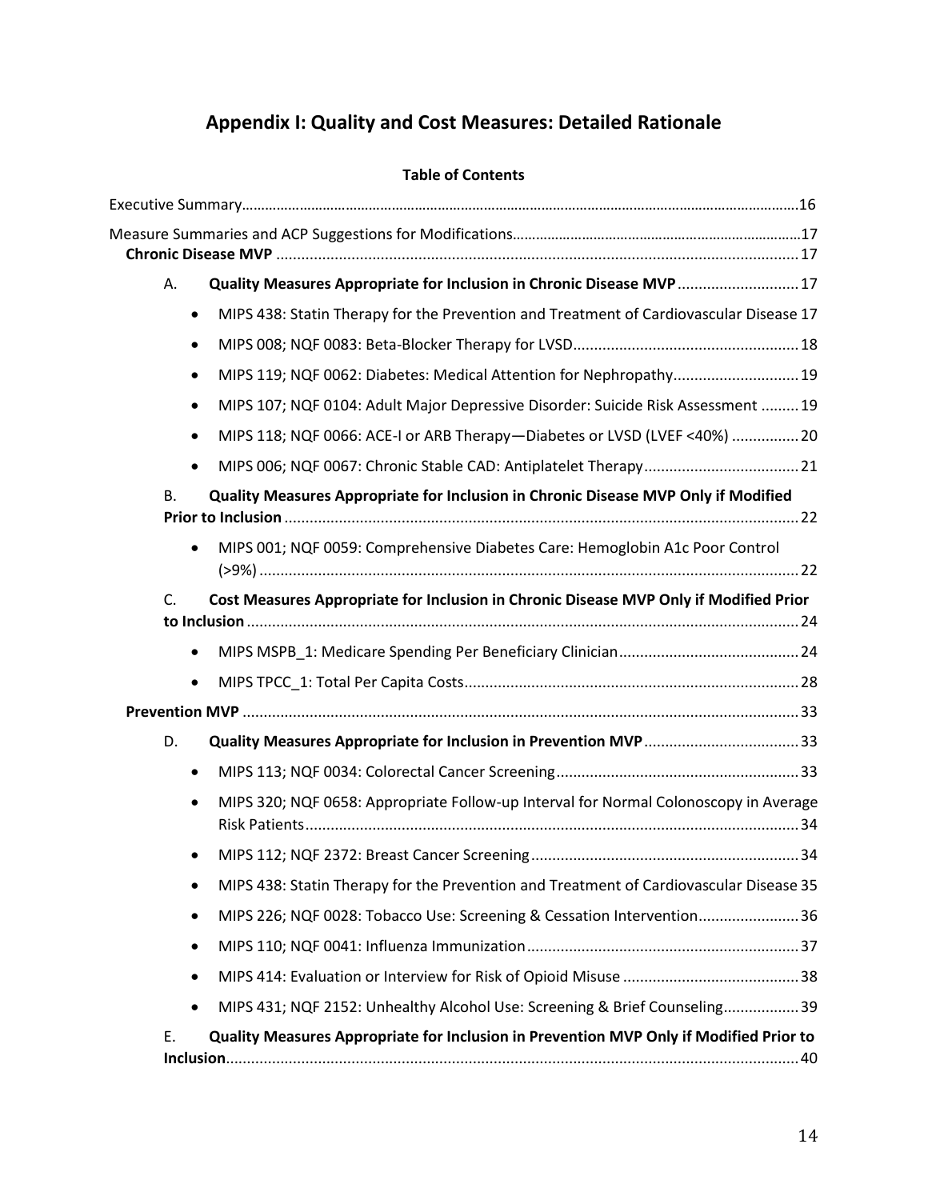# Appendix I: Quality and Cost Measures: Detailed Rationale

**Table of Contents**

Executive Summary ....... 16

Measure Summaries and ACP Suggestions for Modifications ....... 17

**Chronic Disease MVP** ....... 17

A. **Quality Measures Appropriate for Inclusion in Chronic Disease MVP** ....... 17

- MIPS 438: Statin Therapy for the Prevention and Treatment of Cardiovascular Disease 17
- MIPS 008; NQF 0083: Beta-Blocker Therapy for LVSD ....... 18
- MIPS 119; NQF 0062: Diabetes: Medical Attention for Nephropathy ....... 19
- MIPS 107; NQF 0104: Adult Major Depressive Disorder: Suicide Risk Assessment ....... 19
- MIPS 118; NQF 0066: ACE-I or ARB Therapy—Diabetes or LVSD (LVEF <40%) ....... 20
- MIPS 006; NQF 0067: Chronic Stable CAD: Antiplatelet Therapy ....... 21

B. **Quality Measures Appropriate for Inclusion in Chronic Disease MVP Only if Modified Prior to Inclusion** ....... 22

- MIPS 001; NQF 0059: Comprehensive Diabetes Care: Hemoglobin A1c Poor Control (>9%) ....... 22

C. **Cost Measures Appropriate for Inclusion in Chronic Disease MVP Only if Modified Prior to Inclusion** ....... 24

- MIPS MSPB_1: Medicare Spending Per Beneficiary Clinician ....... 24
- MIPS TPCC_1: Total Per Capita Costs ....... 28

**Prevention MVP** ....... 33

D. **Quality Measures Appropriate for Inclusion in Prevention MVP** ....... 33

- MIPS 113; NQF 0034: Colorectal Cancer Screening ....... 33
- MIPS 320; NQF 0658: Appropriate Follow-up Interval for Normal Colonoscopy in Average Risk Patients ....... 34
- MIPS 112; NQF 2372: Breast Cancer Screening ....... 34
- MIPS 438: Statin Therapy for the Prevention and Treatment of Cardiovascular Disease 35
- MIPS 226; NQF 0028: Tobacco Use: Screening & Cessation Intervention ....... 36
- MIPS 110; NQF 0041: Influenza Immunization ....... 37
- MIPS 414: Evaluation or Interview for Risk of Opioid Misuse ....... 38
- MIPS 431; NQF 2152: Unhealthy Alcohol Use: Screening & Brief Counseling ....... 39

E. **Quality Measures Appropriate for Inclusion in Prevention MVP Only if Modified Prior to Inclusion** ....... 40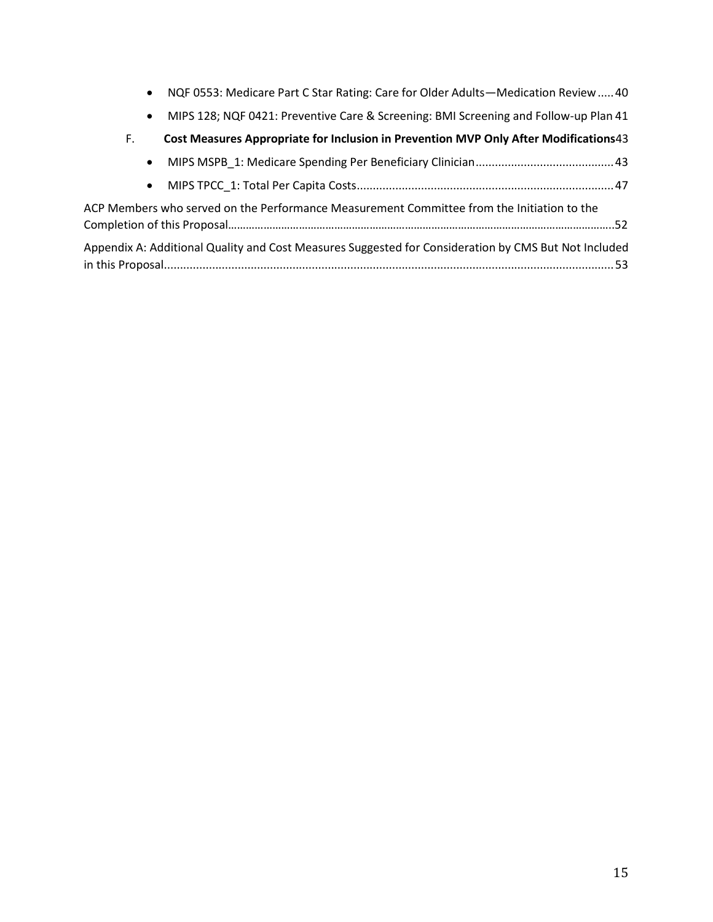- NQF 0553: Medicare Part C Star Rating: Care for Older Adults—Medication Review ..... 40
- MIPS 128; NQF 0421: Preventive Care & Screening: BMI Screening and Follow-up Plan 41

F. **Cost Measures Appropriate for Inclusion in Prevention MVP Only After Modifications** 43

- MIPS MSPB_1: Medicare Spending Per Beneficiary Clinician ........................................... 43
- MIPS TPCC_1: Total Per Capita Costs ................................................................................ 47

ACP Members who served on the Performance Measurement Committee from the Initiation to the Completion of this Proposal ........................................................................................................................ 52

Appendix A: Additional Quality and Cost Measures Suggested for Consideration by CMS But Not Included in this Proposal ........................................................................................................................... 53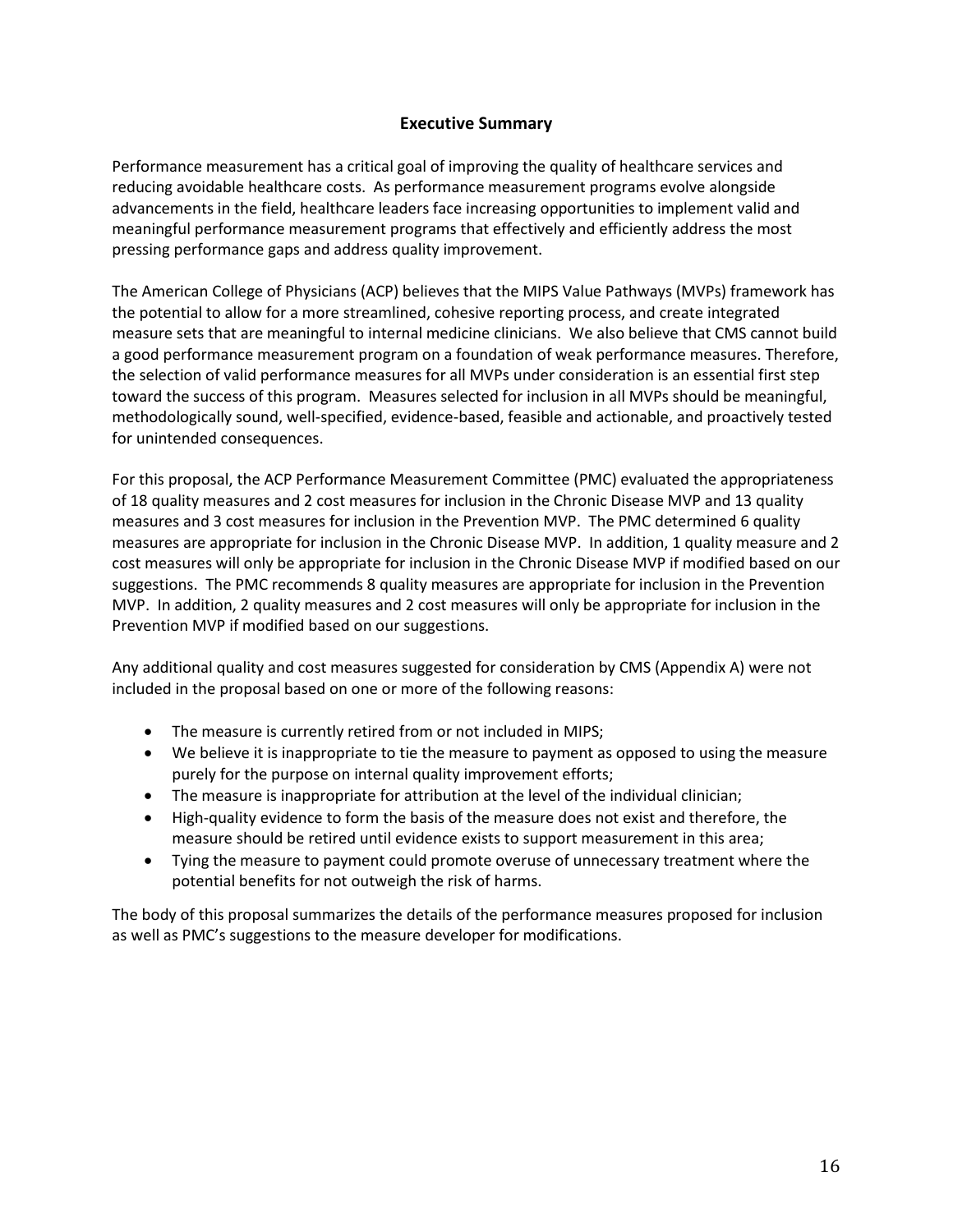## Executive Summary

Performance measurement has a critical goal of improving the quality of healthcare services and reducing avoidable healthcare costs. As performance measurement programs evolve alongside advancements in the field, healthcare leaders face increasing opportunities to implement valid and meaningful performance measurement programs that effectively and efficiently address the most pressing performance gaps and address quality improvement.

The American College of Physicians (ACP) believes that the MIPS Value Pathways (MVPs) framework has the potential to allow for a more streamlined, cohesive reporting process, and create integrated measure sets that are meaningful to internal medicine clinicians. We also believe that CMS cannot build a good performance measurement program on a foundation of weak performance measures. Therefore, the selection of valid performance measures for all MVPs under consideration is an essential first step toward the success of this program. Measures selected for inclusion in all MVPs should be meaningful, methodologically sound, well-specified, evidence-based, feasible and actionable, and proactively tested for unintended consequences.

For this proposal, the ACP Performance Measurement Committee (PMC) evaluated the appropriateness of 18 quality measures and 2 cost measures for inclusion in the Chronic Disease MVP and 13 quality measures and 3 cost measures for inclusion in the Prevention MVP. The PMC determined 6 quality measures are appropriate for inclusion in the Chronic Disease MVP. In addition, 1 quality measure and 2 cost measures will only be appropriate for inclusion in the Chronic Disease MVP if modified based on our suggestions. The PMC recommends 8 quality measures are appropriate for inclusion in the Prevention MVP. In addition, 2 quality measures and 2 cost measures will only be appropriate for inclusion in the Prevention MVP if modified based on our suggestions.

Any additional quality and cost measures suggested for consideration by CMS (Appendix A) were not included in the proposal based on one or more of the following reasons:

- The measure is currently retired from or not included in MIPS;
- We believe it is inappropriate to tie the measure to payment as opposed to using the measure purely for the purpose on internal quality improvement efforts;
- The measure is inappropriate for attribution at the level of the individual clinician;
- High-quality evidence to form the basis of the measure does not exist and therefore, the measure should be retired until evidence exists to support measurement in this area;
- Tying the measure to payment could promote overuse of unnecessary treatment where the potential benefits for not outweigh the risk of harms.

The body of this proposal summarizes the details of the performance measures proposed for inclusion as well as PMC's suggestions to the measure developer for modifications.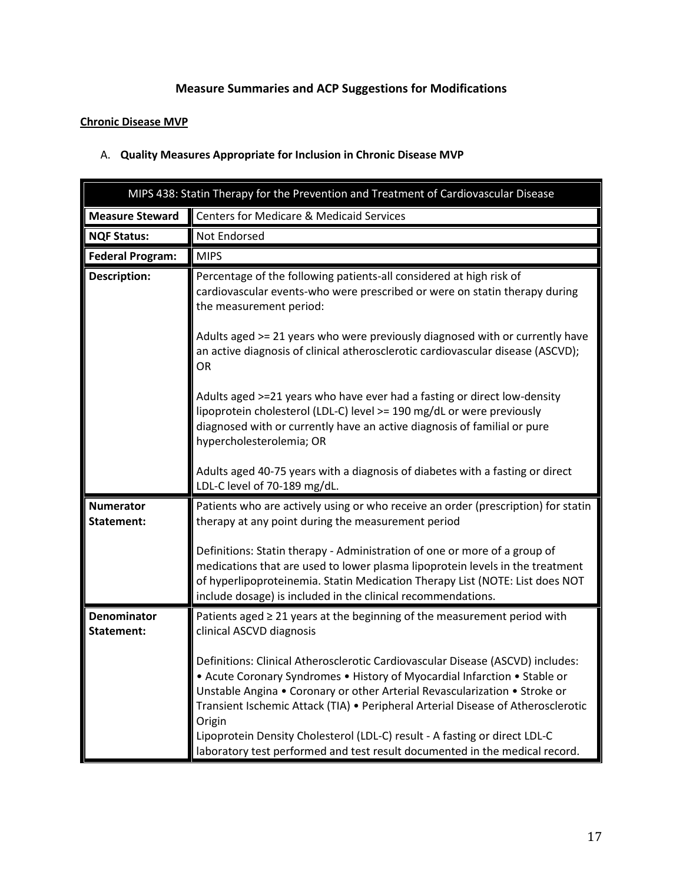## Measure Summaries and ACP Suggestions for Modifications

### Chronic Disease MVP

A. **Quality Measures Appropriate for Inclusion in Chronic Disease MVP**

| MIPS 438: Statin Therapy for the Prevention and Treatment of Cardiovascular Disease | |
|---|---|
| **Measure Steward** | Centers for Medicare & Medicaid Services |
| **NQF Status:** | Not Endorsed |
| **Federal Program:** | MIPS |
| **Description:** | Percentage of the following patients-all considered at high risk of cardiovascular events-who were prescribed or were on statin therapy during the measurement period:<br><br>Adults aged >= 21 years who were previously diagnosed with or currently have an active diagnosis of clinical atherosclerotic cardiovascular disease (ASCVD); OR<br><br>Adults aged >=21 years who have ever had a fasting or direct low-density lipoprotein cholesterol (LDL-C) level >= 190 mg/dL or were previously diagnosed with or currently have an active diagnosis of familial or pure hypercholesterolemia; OR<br><br>Adults aged 40-75 years with a diagnosis of diabetes with a fasting or direct LDL-C level of 70-189 mg/dL. |
| **Numerator Statement:** | Patients who are actively using or who receive an order (prescription) for statin therapy at any point during the measurement period<br><br>Definitions: Statin therapy - Administration of one or more of a group of medications that are used to lower plasma lipoprotein levels in the treatment of hyperlipoproteinemia. Statin Medication Therapy List (NOTE: List does NOT include dosage) is included in the clinical recommendations. |
| **Denominator Statement:** | Patients aged ≥ 21 years at the beginning of the measurement period with clinical ASCVD diagnosis<br><br>Definitions: Clinical Atherosclerotic Cardiovascular Disease (ASCVD) includes: • Acute Coronary Syndromes • History of Myocardial Infarction • Stable or Unstable Angina • Coronary or other Arterial Revascularization • Stroke or Transient Ischemic Attack (TIA) • Peripheral Arterial Disease of Atherosclerotic Origin<br>Lipoprotein Density Cholesterol (LDL-C) result - A fasting or direct LDL-C laboratory test performed and test result documented in the medical record. |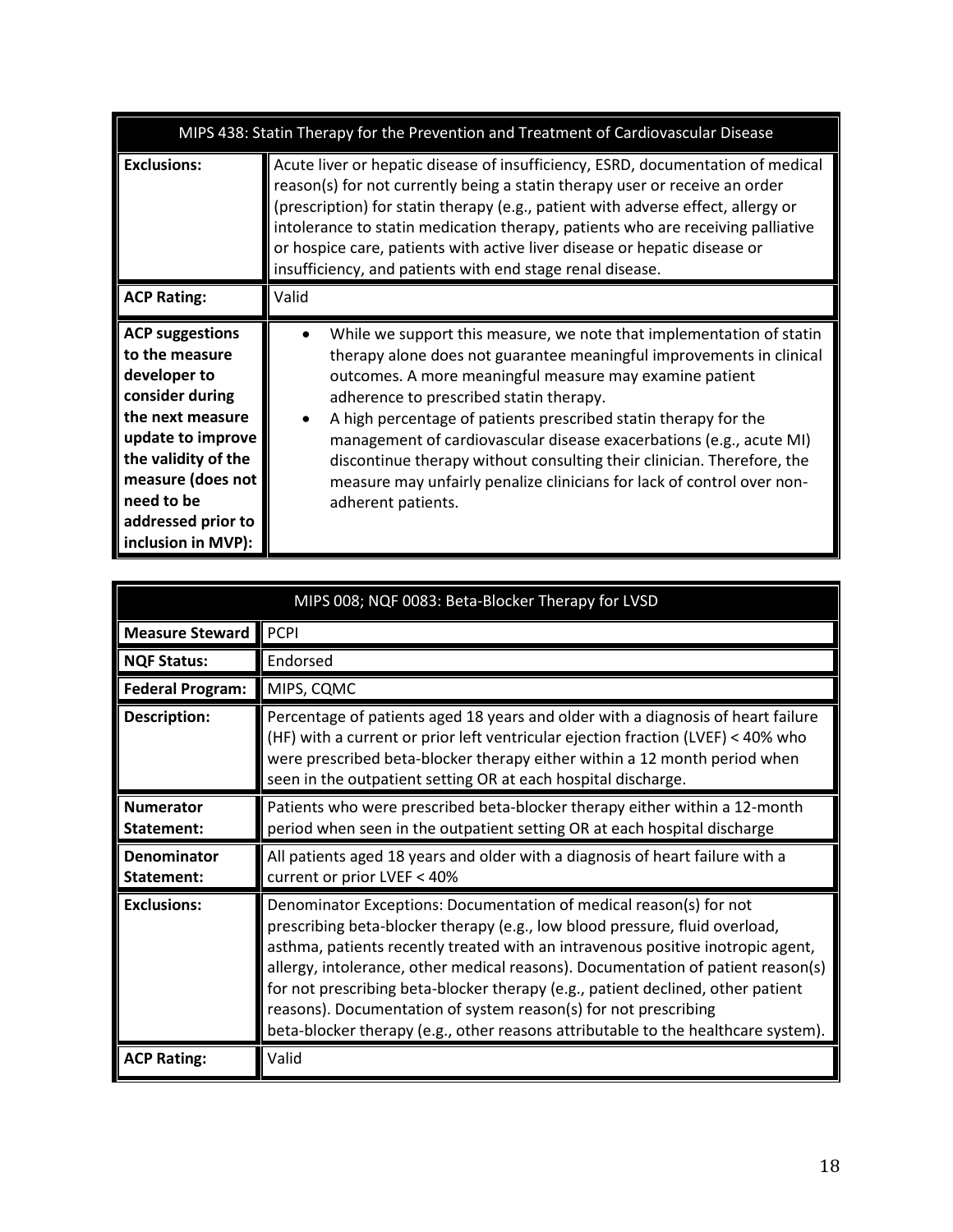| MIPS 438: Statin Therapy for the Prevention and Treatment of Cardiovascular Disease | |
|---|---|
| **Exclusions:** | Acute liver or hepatic disease of insufficiency, ESRD, documentation of medical reason(s) for not currently being a statin therapy user or receive an order (prescription) for statin therapy (e.g., patient with adverse effect, allergy or intolerance to statin medication therapy, patients who are receiving palliative or hospice care, patients with active liver disease or hepatic disease or insufficiency, and patients with end stage renal disease. |
| **ACP Rating:** | Valid |
| **ACP suggestions to the measure developer to consider during the next measure update to improve the validity of the measure (does not need to be addressed prior to inclusion in MVP):** | • While we support this measure, we note that implementation of statin therapy alone does not guarantee meaningful improvements in clinical outcomes. A more meaningful measure may examine patient adherence to prescribed statin therapy.<br>• A high percentage of patients prescribed statin therapy for the management of cardiovascular disease exacerbations (e.g., acute MI) discontinue therapy without consulting their clinician. Therefore, the measure may unfairly penalize clinicians for lack of control over non-adherent patients. |

| MIPS 008; NQF 0083: Beta-Blocker Therapy for LVSD | |
|---|---|
| **Measure Steward** | PCPI |
| **NQF Status:** | Endorsed |
| **Federal Program:** | MIPS, CQMC |
| **Description:** | Percentage of patients aged 18 years and older with a diagnosis of heart failure (HF) with a current or prior left ventricular ejection fraction (LVEF) < 40% who were prescribed beta-blocker therapy either within a 12 month period when seen in the outpatient setting OR at each hospital discharge. |
| **Numerator Statement:** | Patients who were prescribed beta-blocker therapy either within a 12-month period when seen in the outpatient setting OR at each hospital discharge |
| **Denominator Statement:** | All patients aged 18 years and older with a diagnosis of heart failure with a current or prior LVEF < 40% |
| **Exclusions:** | Denominator Exceptions: Documentation of medical reason(s) for not prescribing beta-blocker therapy (e.g., low blood pressure, fluid overload, asthma, patients recently treated with an intravenous positive inotropic agent, allergy, intolerance, other medical reasons). Documentation of patient reason(s) for not prescribing beta-blocker therapy (e.g., patient declined, other patient reasons). Documentation of system reason(s) for not prescribing beta-blocker therapy (e.g., other reasons attributable to the healthcare system). |
| **ACP Rating:** | Valid |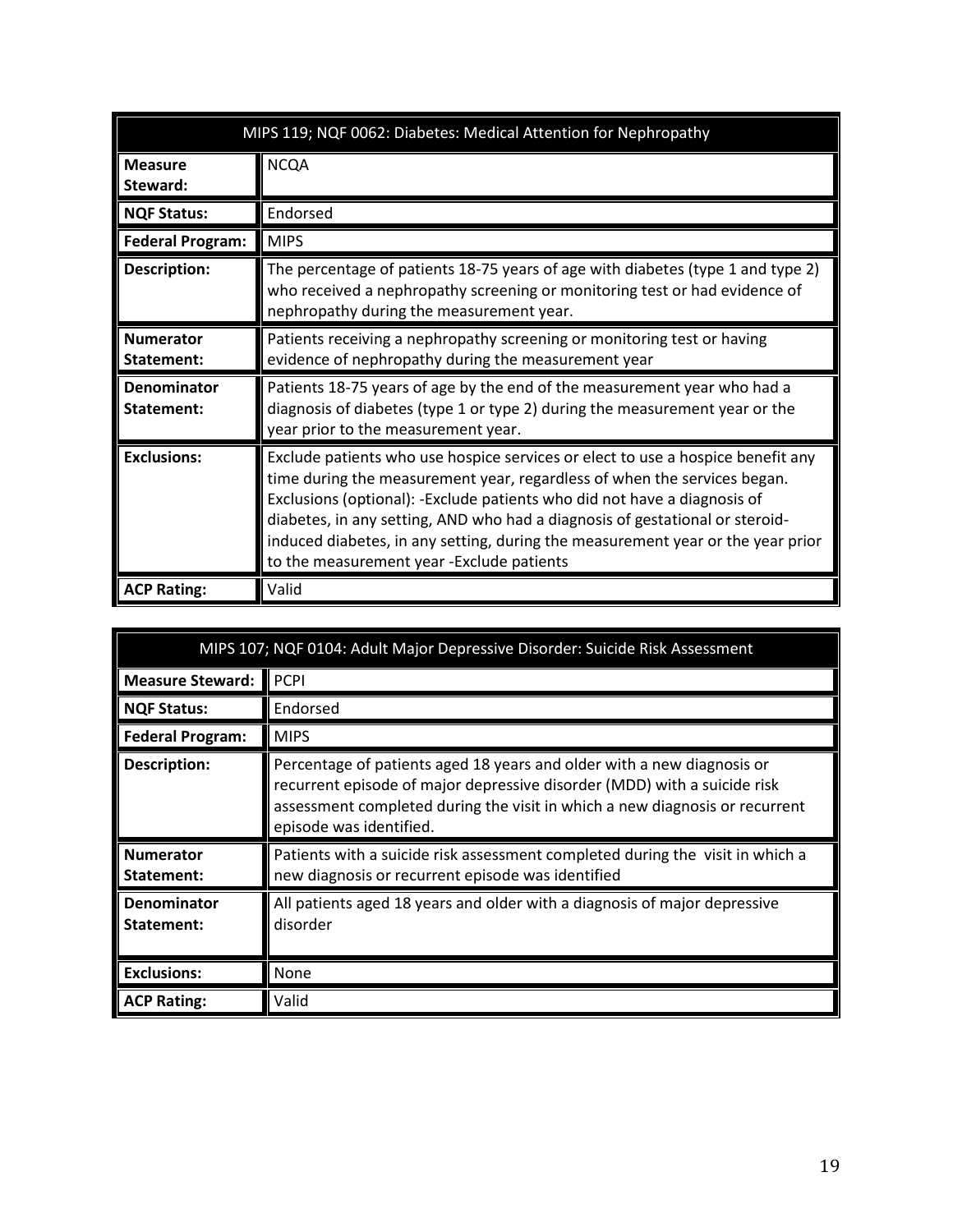| MIPS 119; NQF 0062: Diabetes: Medical Attention for Nephropathy | |
|---|---|
| **Measure Steward:** | NCQA |
| **NQF Status:** | Endorsed |
| **Federal Program:** | MIPS |
| **Description:** | The percentage of patients 18-75 years of age with diabetes (type 1 and type 2) who received a nephropathy screening or monitoring test or had evidence of nephropathy during the measurement year. |
| **Numerator Statement:** | Patients receiving a nephropathy screening or monitoring test or having evidence of nephropathy during the measurement year |
| **Denominator Statement:** | Patients 18-75 years of age by the end of the measurement year who had a diagnosis of diabetes (type 1 or type 2) during the measurement year or the year prior to the measurement year. |
| **Exclusions:** | Exclude patients who use hospice services or elect to use a hospice benefit any time during the measurement year, regardless of when the services began. Exclusions (optional): -Exclude patients who did not have a diagnosis of diabetes, in any setting, AND who had a diagnosis of gestational or steroid-induced diabetes, in any setting, during the measurement year or the year prior to the measurement year -Exclude patients |
| **ACP Rating:** | Valid |

| MIPS 107; NQF 0104: Adult Major Depressive Disorder: Suicide Risk Assessment | |
|---|---|
| **Measure Steward:** | PCPI |
| **NQF Status:** | Endorsed |
| **Federal Program:** | MIPS |
| **Description:** | Percentage of patients aged 18 years and older with a new diagnosis or recurrent episode of major depressive disorder (MDD) with a suicide risk assessment completed during the visit in which a new diagnosis or recurrent episode was identified. |
| **Numerator Statement:** | Patients with a suicide risk assessment completed during the visit in which a new diagnosis or recurrent episode was identified |
| **Denominator Statement:** | All patients aged 18 years and older with a diagnosis of major depressive disorder |
| **Exclusions:** | None |
| **ACP Rating:** | Valid |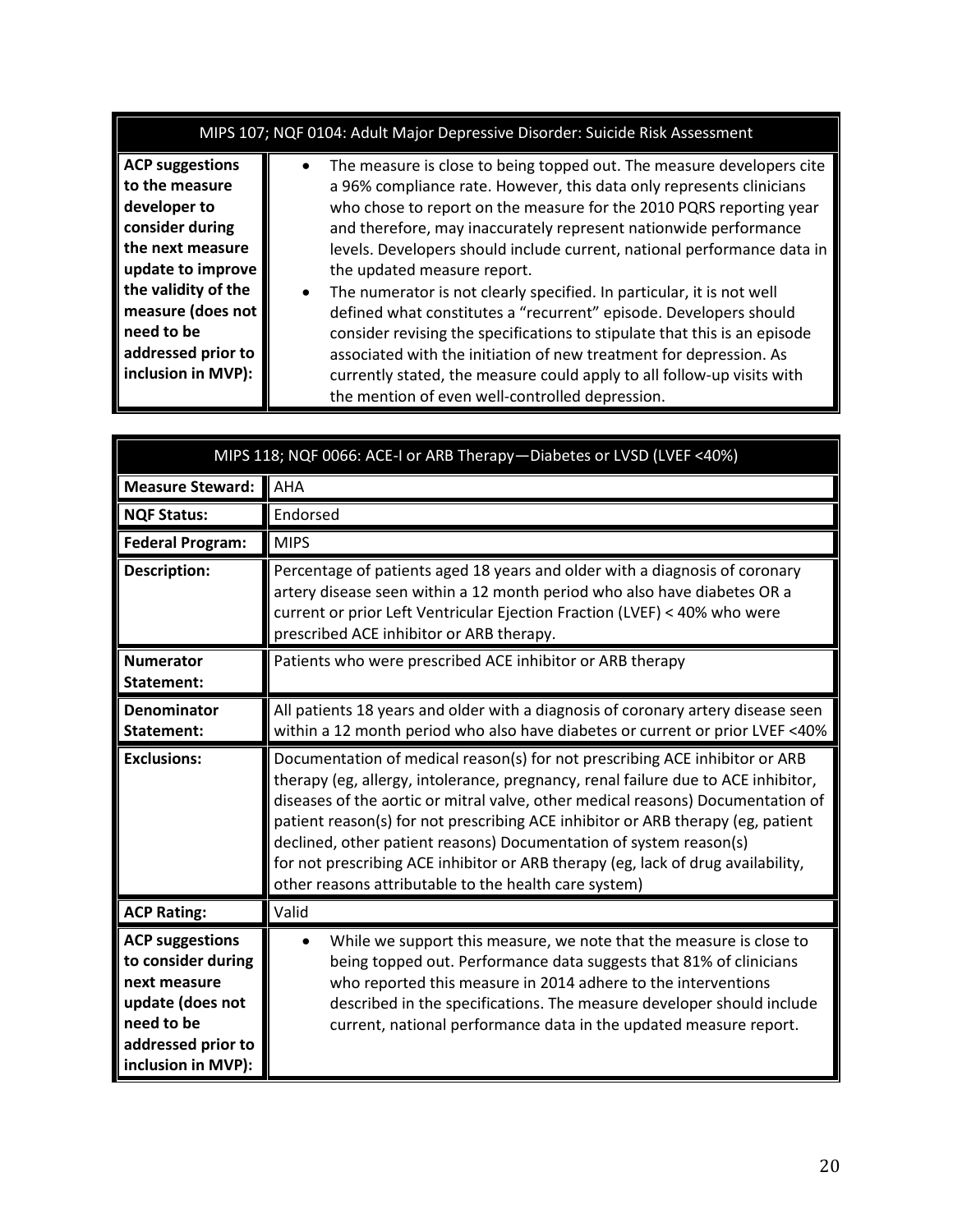| MIPS 107; NQF 0104: Adult Major Depressive Disorder: Suicide Risk Assessment | |
|---|---|
| **ACP suggestions to the measure developer to consider during the next measure update to improve the validity of the measure (does not need to be addressed prior to inclusion in MVP):** | • The measure is close to being topped out. The measure developers cite a 96% compliance rate. However, this data only represents clinicians who chose to report on the measure for the 2010 PQRS reporting year and therefore, may inaccurately represent nationwide performance levels. Developers should include current, national performance data in the updated measure report.<br>• The numerator is not clearly specified. In particular, it is not well defined what constitutes a "recurrent" episode. Developers should consider revising the specifications to stipulate that this is an episode associated with the initiation of new treatment for depression. As currently stated, the measure could apply to all follow-up visits with the mention of even well-controlled depression. |

| MIPS 118; NQF 0066: ACE-I or ARB Therapy—Diabetes or LVSD (LVEF <40%) | |
|---|---|
| **Measure Steward:** | AHA |
| **NQF Status:** | Endorsed |
| **Federal Program:** | MIPS |
| **Description:** | Percentage of patients aged 18 years and older with a diagnosis of coronary artery disease seen within a 12 month period who also have diabetes OR a current or prior Left Ventricular Ejection Fraction (LVEF) < 40% who were prescribed ACE inhibitor or ARB therapy. |
| **Numerator Statement:** | Patients who were prescribed ACE inhibitor or ARB therapy |
| **Denominator Statement:** | All patients 18 years and older with a diagnosis of coronary artery disease seen within a 12 month period who also have diabetes or current or prior LVEF <40% |
| **Exclusions:** | Documentation of medical reason(s) for not prescribing ACE inhibitor or ARB therapy (eg, allergy, intolerance, pregnancy, renal failure due to ACE inhibitor, diseases of the aortic or mitral valve, other medical reasons) Documentation of patient reason(s) for not prescribing ACE inhibitor or ARB therapy (eg, patient declined, other patient reasons) Documentation of system reason(s) for not prescribing ACE inhibitor or ARB therapy (eg, lack of drug availability, other reasons attributable to the health care system) |
| **ACP Rating:** | Valid |
| **ACP suggestions to consider during next measure update (does not need to be addressed prior to inclusion in MVP):** | • While we support this measure, we note that the measure is close to being topped out. Performance data suggests that 81% of clinicians who reported this measure in 2014 adhere to the interventions described in the specifications. The measure developer should include current, national performance data in the updated measure report. |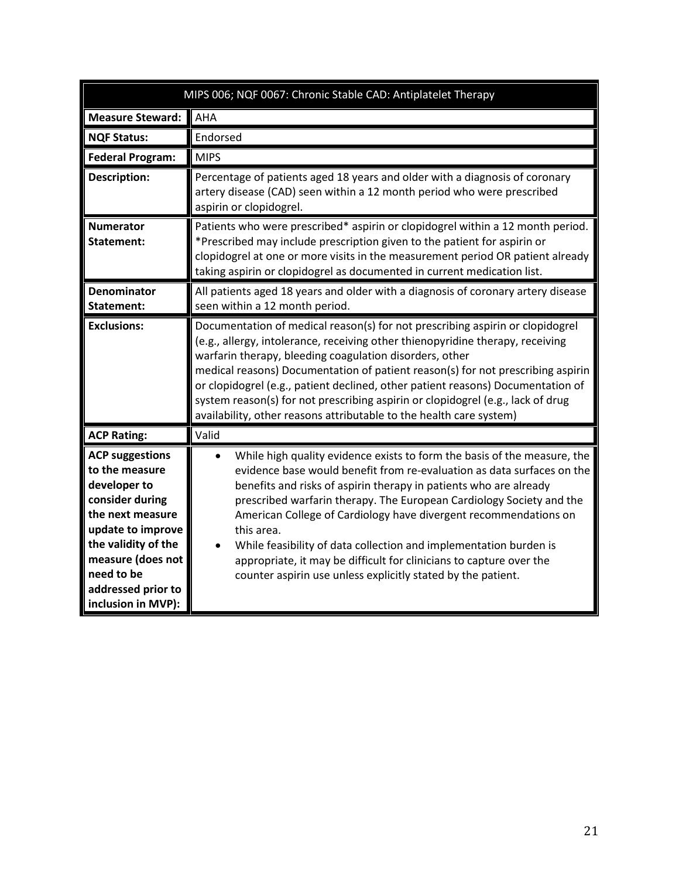| MIPS 006; NQF 0067: Chronic Stable CAD: Antiplatelet Therapy | |
|---|---|
| **Measure Steward:** | AHA |
| **NQF Status:** | Endorsed |
| **Federal Program:** | MIPS |
| **Description:** | Percentage of patients aged 18 years and older with a diagnosis of coronary artery disease (CAD) seen within a 12 month period who were prescribed aspirin or clopidogrel. |
| **Numerator Statement:** | Patients who were prescribed* aspirin or clopidogrel within a 12 month period. *Prescribed may include prescription given to the patient for aspirin or clopidogrel at one or more visits in the measurement period OR patient already taking aspirin or clopidogrel as documented in current medication list. |
| **Denominator Statement:** | All patients aged 18 years and older with a diagnosis of coronary artery disease seen within a 12 month period. |
| **Exclusions:** | Documentation of medical reason(s) for not prescribing aspirin or clopidogrel (e.g., allergy, intolerance, receiving other thienopyridine therapy, receiving warfarin therapy, bleeding coagulation disorders, other medical reasons) Documentation of patient reason(s) for not prescribing aspirin or clopidogrel (e.g., patient declined, other patient reasons) Documentation of system reason(s) for not prescribing aspirin or clopidogrel (e.g., lack of drug availability, other reasons attributable to the health care system) |
| **ACP Rating:** | Valid |
| **ACP suggestions to the measure developer to consider during the next measure update to improve the validity of the measure (does not need to be addressed prior to inclusion in MVP):** | • While high quality evidence exists to form the basis of the measure, the evidence base would benefit from re-evaluation as data surfaces on the benefits and risks of aspirin therapy in patients who are already prescribed warfarin therapy. The European Cardiology Society and the American College of Cardiology have divergent recommendations on this area.<br>• While feasibility of data collection and implementation burden is appropriate, it may be difficult for clinicians to capture over the counter aspirin use unless explicitly stated by the patient. |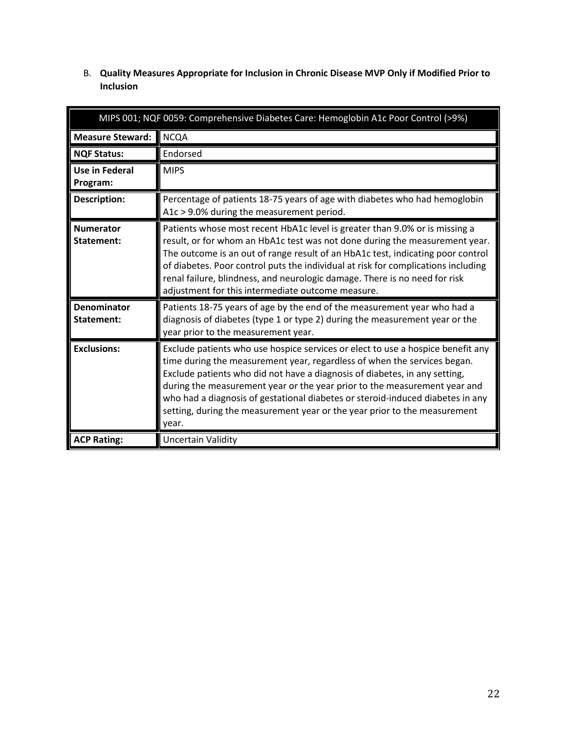B. **Quality Measures Appropriate for Inclusion in Chronic Disease MVP Only if Modified Prior to Inclusion**

| MIPS 001; NQF 0059: Comprehensive Diabetes Care: Hemoglobin A1c Poor Control (>9%) | |
|---|---|
| **Measure Steward:** | NCQA |
| **NQF Status:** | Endorsed |
| **Use in Federal Program:** | MIPS |
| **Description:** | Percentage of patients 18-75 years of age with diabetes who had hemoglobin A1c > 9.0% during the measurement period. |
| **Numerator Statement:** | Patients whose most recent HbA1c level is greater than 9.0% or is missing a result, or for whom an HbA1c test was not done during the measurement year. The outcome is an out of range result of an HbA1c test, indicating poor control of diabetes. Poor control puts the individual at risk for complications including renal failure, blindness, and neurologic damage. There is no need for risk adjustment for this intermediate outcome measure. |
| **Denominator Statement:** | Patients 18-75 years of age by the end of the measurement year who had a diagnosis of diabetes (type 1 or type 2) during the measurement year or the year prior to the measurement year. |
| **Exclusions:** | Exclude patients who use hospice services or elect to use a hospice benefit any time during the measurement year, regardless of when the services began. Exclude patients who did not have a diagnosis of diabetes, in any setting, during the measurement year or the year prior to the measurement year and who had a diagnosis of gestational diabetes or steroid-induced diabetes in any setting, during the measurement year or the year prior to the measurement year. |
| **ACP Rating:** | Uncertain Validity |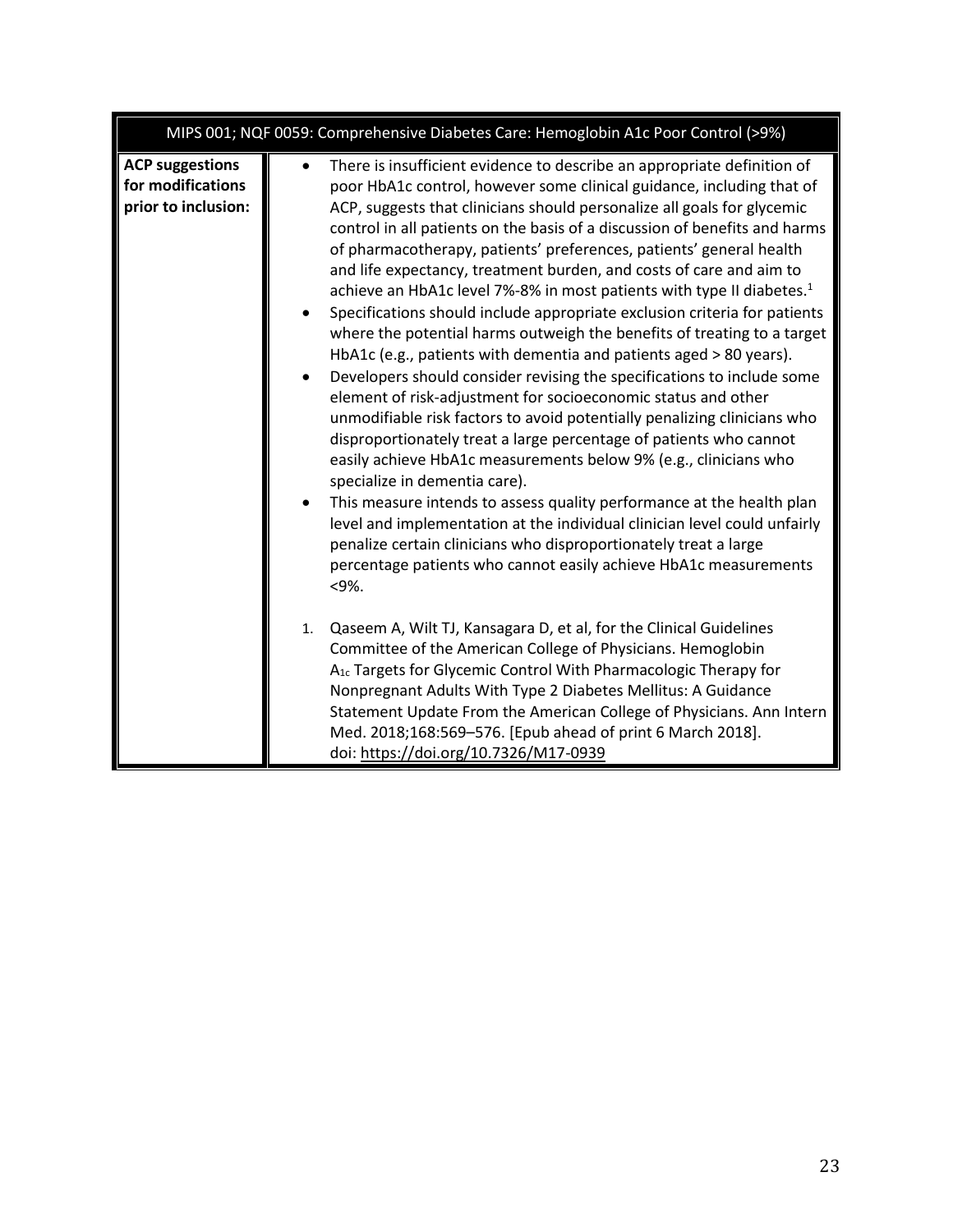| MIPS 001; NQF 0059: Comprehensive Diabetes Care: Hemoglobin A1c Poor Control (>9%) | |
|---|---|
| **ACP suggestions for modifications prior to inclusion:** | • There is insufficient evidence to describe an appropriate definition of poor HbA1c control, however some clinical guidance, including that of ACP, suggests that clinicians should personalize all goals for glycemic control in all patients on the basis of a discussion of benefits and harms of pharmacotherapy, patients' preferences, patients' general health and life expectancy, treatment burden, and costs of care and aim to achieve an HbA1c level 7%-8% in most patients with type II diabetes.[1]<br>• Specifications should include appropriate exclusion criteria for patients where the potential harms outweigh the benefits of treating to a target HbA1c (e.g., patients with dementia and patients aged > 80 years).<br>• Developers should consider revising the specifications to include some element of risk-adjustment for socioeconomic status and other unmodifiable risk factors to avoid potentially penalizing clinicians who disproportionately treat a large percentage of patients who cannot easily achieve HbA1c measurements below 9% (e.g., clinicians who specialize in dementia care).<br>• This measure intends to assess quality performance at the health plan level and implementation at the individual clinician level could unfairly penalize certain clinicians who disproportionately treat a large percentage patients who cannot easily achieve HbA1c measurements <9%.<br><br>1. Qaseem A, Wilt TJ, Kansagara D, et al, for the Clinical Guidelines Committee of the American College of Physicians. Hemoglobin $A_{1c}$ Targets for Glycemic Control With Pharmacologic Therapy for Nonpregnant Adults With Type 2 Diabetes Mellitus: A Guidance Statement Update From the American College of Physicians. Ann Intern Med. 2018;168:569–576. [Epub ahead of print 6 March 2018]. doi: https://doi.org/10.7326/M17-0939 |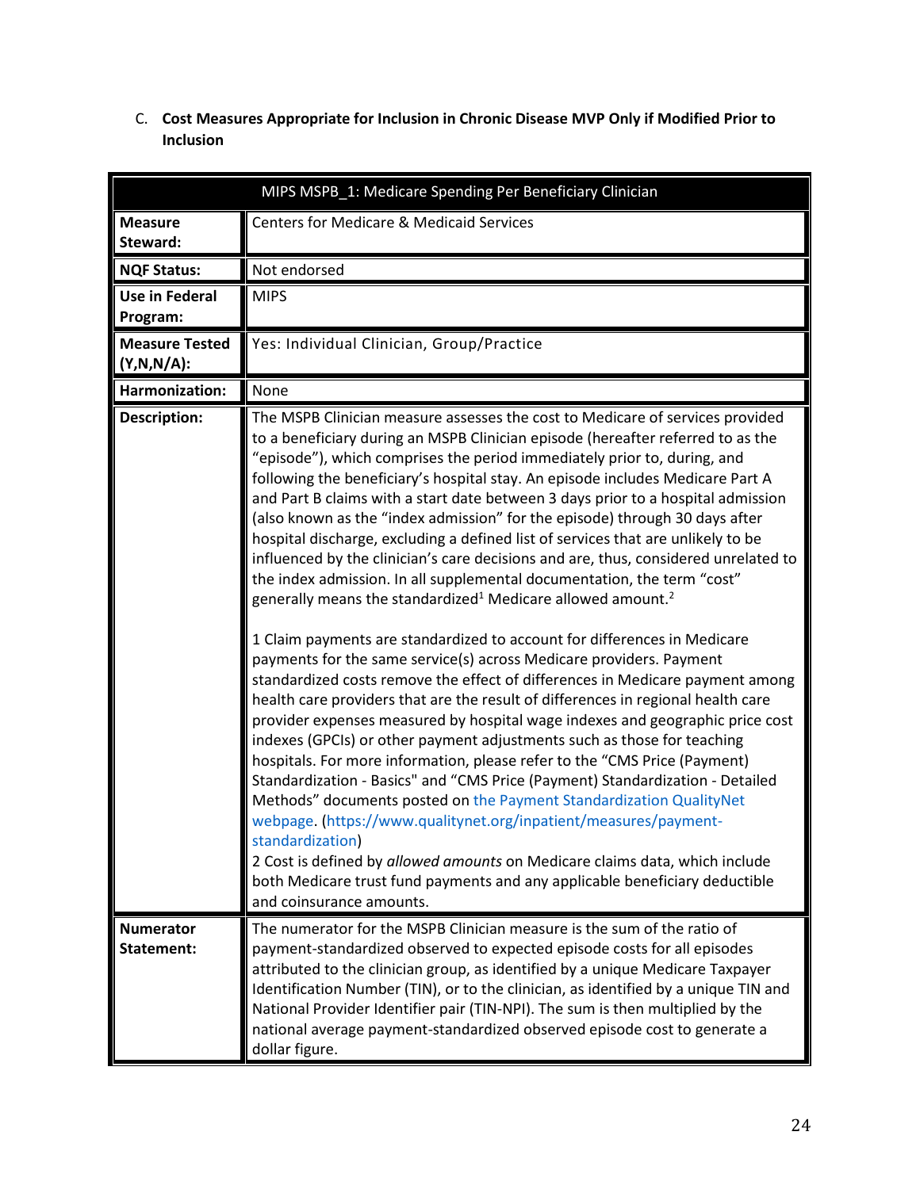C. **Cost Measures Appropriate for Inclusion in Chronic Disease MVP Only if Modified Prior to Inclusion**

| MIPS MSPB_1: Medicare Spending Per Beneficiary Clinician | |
|---|---|
| **Measure Steward:** | Centers for Medicare & Medicaid Services |
| **NQF Status:** | Not endorsed |
| **Use in Federal Program:** | MIPS |
| **Measure Tested (Y,N,N/A):** | Yes: Individual Clinician, Group/Practice |
| **Harmonization:** | None |
| **Description:** | The MSPB Clinician measure assesses the cost to Medicare of services provided to a beneficiary during an MSPB Clinician episode (hereafter referred to as the "episode"), which comprises the period immediately prior to, during, and following the beneficiary's hospital stay. An episode includes Medicare Part A and Part B claims with a start date between 3 days prior to a hospital admission (also known as the "index admission" for the episode) through 30 days after hospital discharge, excluding a defined list of services that are unlikely to be influenced by the clinician's care decisions and are, thus, considered unrelated to the index admission. In all supplemental documentation, the term "cost" generally means the standardized[1] Medicare allowed amount.[2]<br><br>1 Claim payments are standardized to account for differences in Medicare payments for the same service(s) across Medicare providers. Payment standardized costs remove the effect of differences in Medicare payment among health care providers that are the result of differences in regional health care provider expenses measured by hospital wage indexes and geographic price cost indexes (GPCIs) or other payment adjustments such as those for teaching hospitals. For more information, please refer to the "CMS Price (Payment) Standardization - Basics" and "CMS Price (Payment) Standardization - Detailed Methods" documents posted on the Payment Standardization QualityNet webpage. (https://www.qualitynet.org/inpatient/measures/payment-standardization)<br>2 Cost is defined by *allowed amounts* on Medicare claims data, which include both Medicare trust fund payments and any applicable beneficiary deductible and coinsurance amounts. |
| **Numerator Statement:** | The numerator for the MSPB Clinician measure is the sum of the ratio of payment-standardized observed to expected episode costs for all episodes attributed to the clinician group, as identified by a unique Medicare Taxpayer Identification Number (TIN), or to the clinician, as identified by a unique TIN and National Provider Identifier pair (TIN-NPI). The sum is then multiplied by the national average payment-standardized observed episode cost to generate a dollar figure. |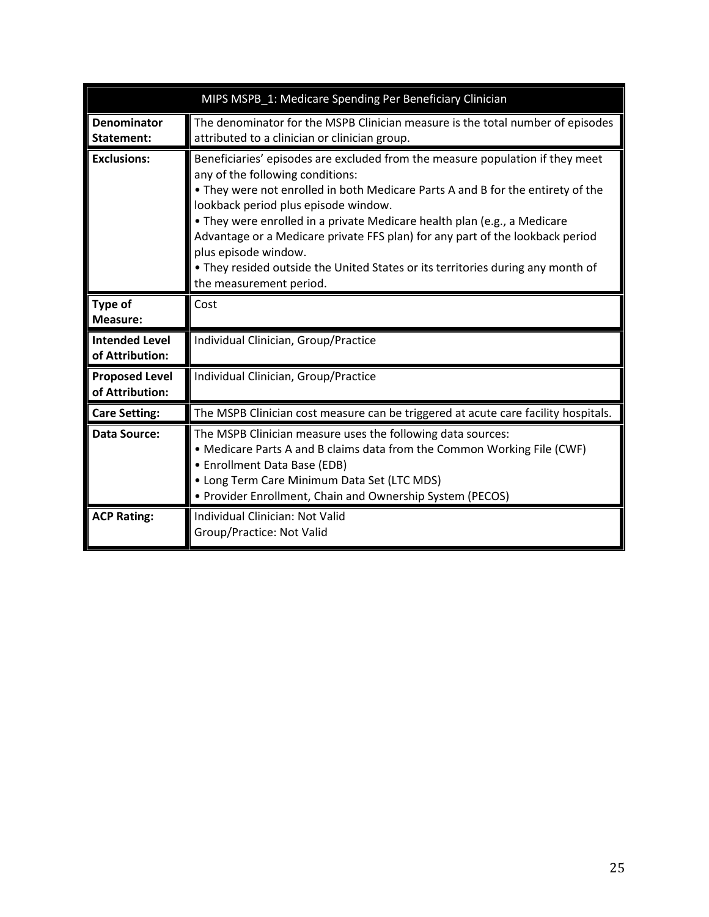| MIPS MSPB_1: Medicare Spending Per Beneficiary Clinician | |
|---|---|
| **Denominator Statement:** | The denominator for the MSPB Clinician measure is the total number of episodes attributed to a clinician or clinician group. |
| **Exclusions:** | Beneficiaries' episodes are excluded from the measure population if they meet any of the following conditions:<br>• They were not enrolled in both Medicare Parts A and B for the entirety of the lookback period plus episode window.<br>• They were enrolled in a private Medicare health plan (e.g., a Medicare Advantage or a Medicare private FFS plan) for any part of the lookback period plus episode window.<br>• They resided outside the United States or its territories during any month of the measurement period. |
| **Type of Measure:** | Cost |
| **Intended Level of Attribution:** | Individual Clinician, Group/Practice |
| **Proposed Level of Attribution:** | Individual Clinician, Group/Practice |
| **Care Setting:** | The MSPB Clinician cost measure can be triggered at acute care facility hospitals. |
| **Data Source:** | The MSPB Clinician measure uses the following data sources:<br>• Medicare Parts A and B claims data from the Common Working File (CWF)<br>• Enrollment Data Base (EDB)<br>• Long Term Care Minimum Data Set (LTC MDS)<br>• Provider Enrollment, Chain and Ownership System (PECOS) |
| **ACP Rating:** | Individual Clinician: Not Valid<br>Group/Practice: Not Valid |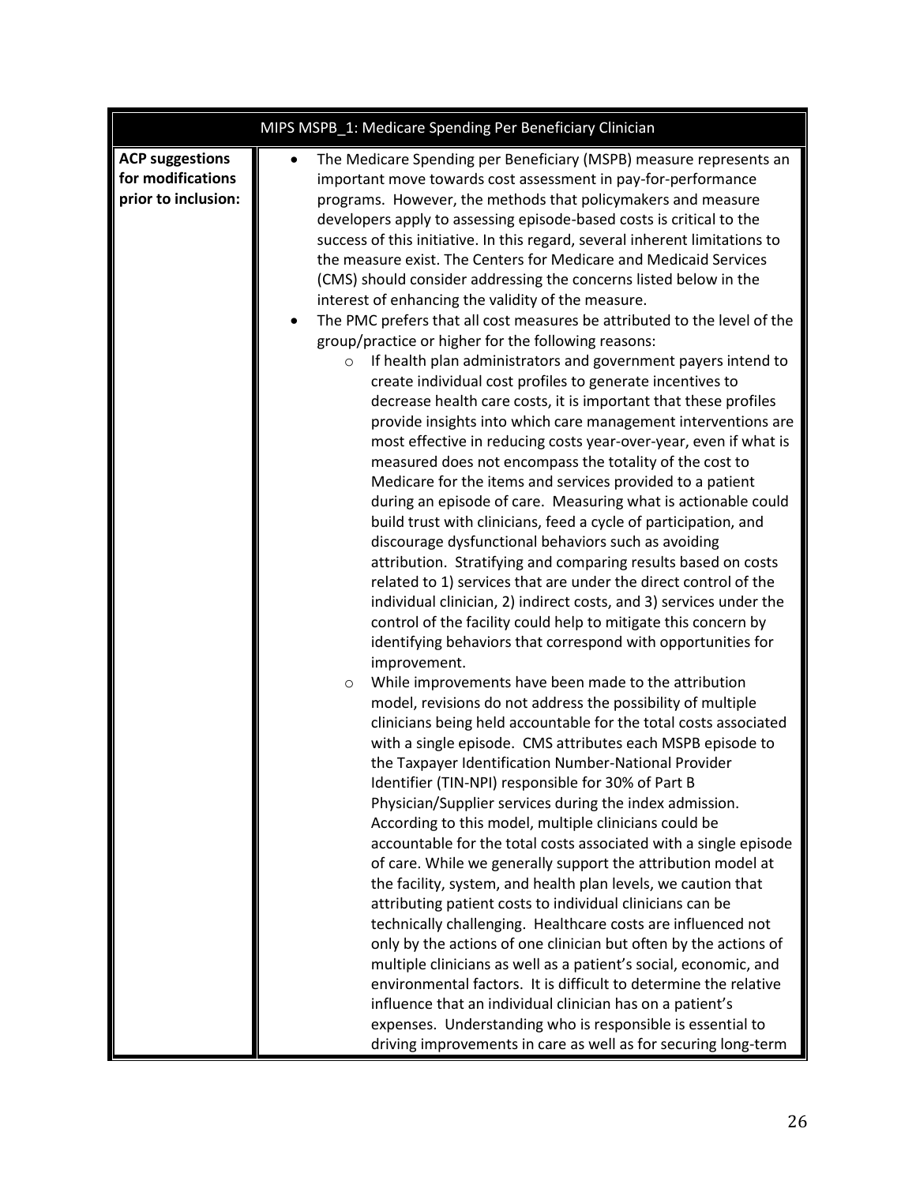| MIPS MSPB_1: Medicare Spending Per Beneficiary Clinician | |
|---|---|
| **ACP suggestions for modifications prior to inclusion:** | • The Medicare Spending per Beneficiary (MSPB) measure represents an important move towards cost assessment in pay-for-performance programs. However, the methods that policymakers and measure developers apply to assessing episode-based costs is critical to the success of this initiative. In this regard, several inherent limitations to the measure exist. The Centers for Medicare and Medicaid Services (CMS) should consider addressing the concerns listed below in the interest of enhancing the validity of the measure.<br>• The PMC prefers that all cost measures be attributed to the level of the group/practice or higher for the following reasons:<br>&nbsp;&nbsp;&nbsp;&nbsp;o If health plan administrators and government payers intend to create individual cost profiles to generate incentives to decrease health care costs, it is important that these profiles provide insights into which care management interventions are most effective in reducing costs year-over-year, even if what is measured does not encompass the totality of the cost to Medicare for the items and services provided to a patient during an episode of care. Measuring what is actionable could build trust with clinicians, feed a cycle of participation, and discourage dysfunctional behaviors such as avoiding attribution. Stratifying and comparing results based on costs related to 1) services that are under the direct control of the individual clinician, 2) indirect costs, and 3) services under the control of the facility could help to mitigate this concern by identifying behaviors that correspond with opportunities for improvement.<br>&nbsp;&nbsp;&nbsp;&nbsp;o While improvements have been made to the attribution model, revisions do not address the possibility of multiple clinicians being held accountable for the total costs associated with a single episode. CMS attributes each MSPB episode to the Taxpayer Identification Number-National Provider Identifier (TIN-NPI) responsible for 30% of Part B Physician/Supplier services during the index admission. According to this model, multiple clinicians could be accountable for the total costs associated with a single episode of care. While we generally support the attribution model at the facility, system, and health plan levels, we caution that attributing patient costs to individual clinicians can be technically challenging. Healthcare costs are influenced not only by the actions of one clinician but often by the actions of multiple clinicians as well as a patient's social, economic, and environmental factors. It is difficult to determine the relative influence that an individual clinician has on a patient's expenses. Understanding who is responsible is essential to driving improvements in care as well as for securing long-term |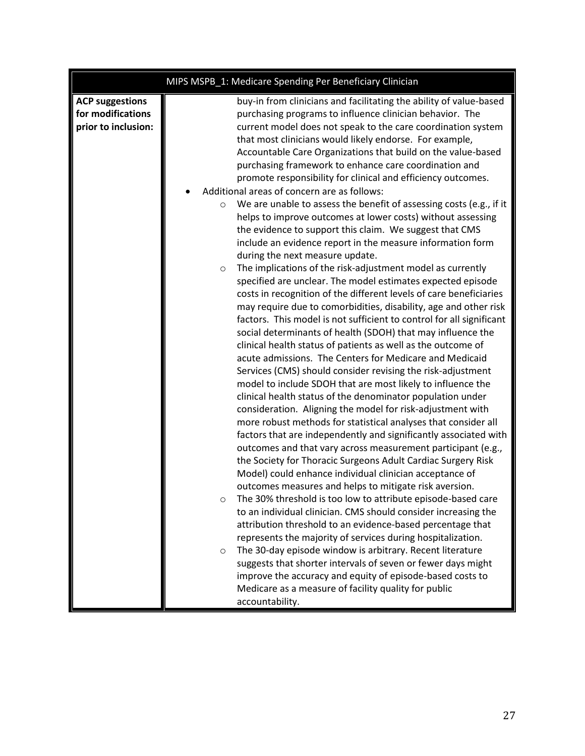| MIPS MSPB_1: Medicare Spending Per Beneficiary Clinician | |
|---|---|
| **ACP suggestions for modifications prior to inclusion:** | buy-in from clinicians and facilitating the ability of value-based purchasing programs to influence clinician behavior. The current model does not speak to the care coordination system that most clinicians would likely endorse. For example, Accountable Care Organizations that build on the value-based purchasing framework to enhance care coordination and promote responsibility for clinical and efficiency outcomes.<br>• Additional areas of concern are as follows:<br>&nbsp;&nbsp;&nbsp;&nbsp;o We are unable to assess the benefit of assessing costs (e.g., if it helps to improve outcomes at lower costs) without assessing the evidence to support this claim. We suggest that CMS include an evidence report in the measure information form during the next measure update.<br>&nbsp;&nbsp;&nbsp;&nbsp;o The implications of the risk-adjustment model as currently specified are unclear. The model estimates expected episode costs in recognition of the different levels of care beneficiaries may require due to comorbidities, disability, age and other risk factors. This model is not sufficient to control for all significant social determinants of health (SDOH) that may influence the clinical health status of patients as well as the outcome of acute admissions. The Centers for Medicare and Medicaid Services (CMS) should consider revising the risk-adjustment model to include SDOH that are most likely to influence the clinical health status of the denominator population under consideration. Aligning the model for risk-adjustment with more robust methods for statistical analyses that consider all factors that are independently and significantly associated with outcomes and that vary across measurement participant (e.g., the Society for Thoracic Surgeons Adult Cardiac Surgery Risk Model) could enhance individual clinician acceptance of outcomes measures and helps to mitigate risk aversion.<br>&nbsp;&nbsp;&nbsp;&nbsp;o The 30% threshold is too low to attribute episode-based care to an individual clinician. CMS should consider increasing the attribution threshold to an evidence-based percentage that represents the majority of services during hospitalization.<br>&nbsp;&nbsp;&nbsp;&nbsp;o The 30-day episode window is arbitrary. Recent literature suggests that shorter intervals of seven or fewer days might improve the accuracy and equity of episode-based costs to Medicare as a measure of facility quality for public accountability. |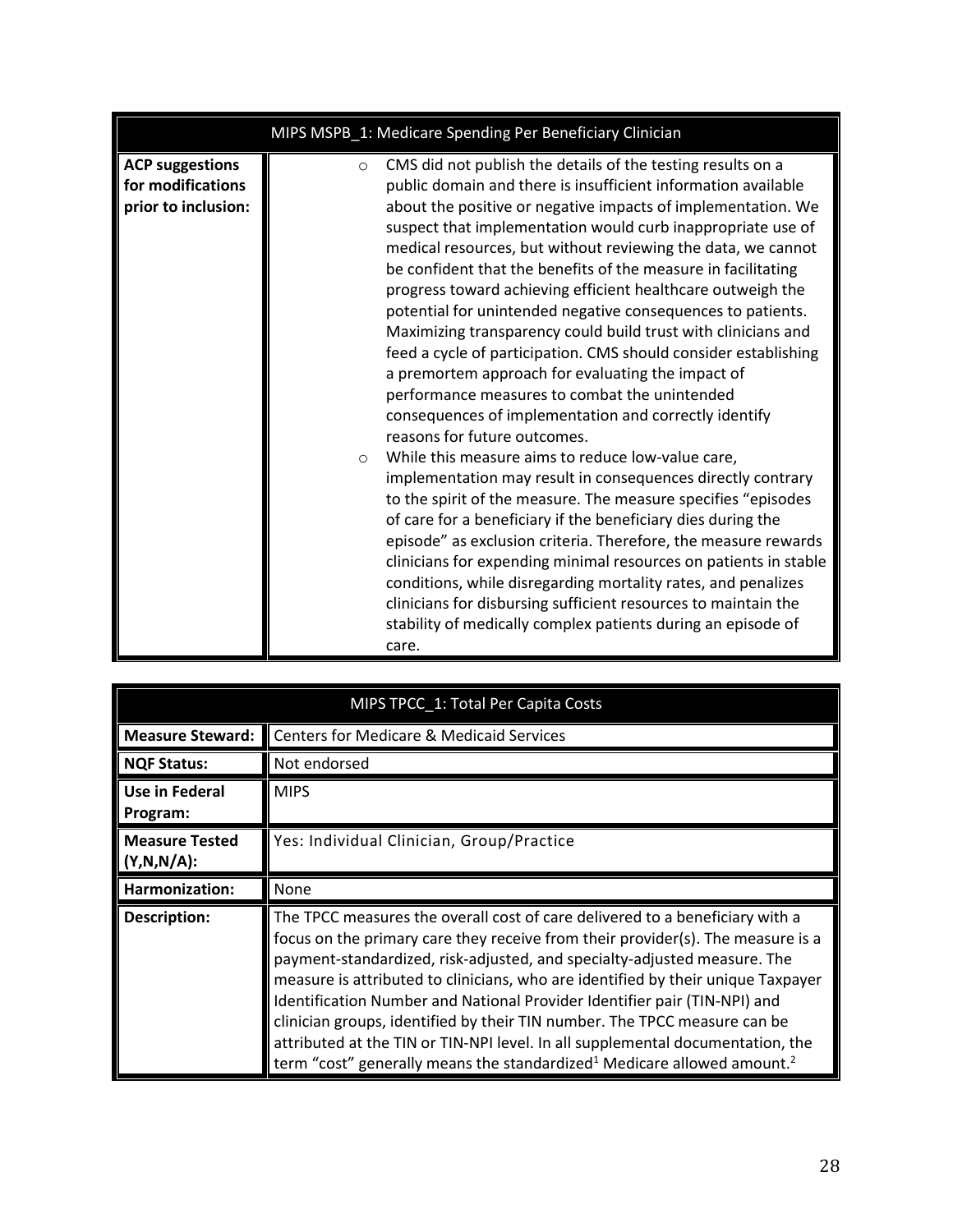| MIPS MSPB_1: Medicare Spending Per Beneficiary Clinician | |
|---|---|
| **ACP suggestions for modifications prior to inclusion:** | ○ CMS did not publish the details of the testing results on a public domain and there is insufficient information available about the positive or negative impacts of implementation. We suspect that implementation would curb inappropriate use of medical resources, but without reviewing the data, we cannot be confident that the benefits of the measure in facilitating progress toward achieving efficient healthcare outweigh the potential for unintended negative consequences to patients. Maximizing transparency could build trust with clinicians and feed a cycle of participation. CMS should consider establishing a premortem approach for evaluating the impact of performance measures to combat the unintended consequences of implementation and correctly identify reasons for future outcomes.<br>○ While this measure aims to reduce low-value care, implementation may result in consequences directly contrary to the spirit of the measure. The measure specifies "episodes of care for a beneficiary if the beneficiary dies during the episode" as exclusion criteria. Therefore, the measure rewards clinicians for expending minimal resources on patients in stable conditions, while disregarding mortality rates, and penalizes clinicians for disbursing sufficient resources to maintain the stability of medically complex patients during an episode of care. |

| MIPS TPCC_1: Total Per Capita Costs | |
|---|---|
| **Measure Steward:** | Centers for Medicare & Medicaid Services |
| **NQF Status:** | Not endorsed |
| **Use in Federal Program:** | MIPS |
| **Measure Tested (Y,N,N/A):** | Yes: Individual Clinician, Group/Practice |
| **Harmonization:** | None |
| **Description:** | The TPCC measures the overall cost of care delivered to a beneficiary with a focus on the primary care they receive from their provider(s). The measure is a payment-standardized, risk-adjusted, and specialty-adjusted measure. The measure is attributed to clinicians, who are identified by their unique Taxpayer Identification Number and National Provider Identifier pair (TIN-NPI) and clinician groups, identified by their TIN number. The TPCC measure can be attributed at the TIN or TIN-NPI level. In all supplemental documentation, the term "cost" generally means the standardized[1] Medicare allowed amount.[2] |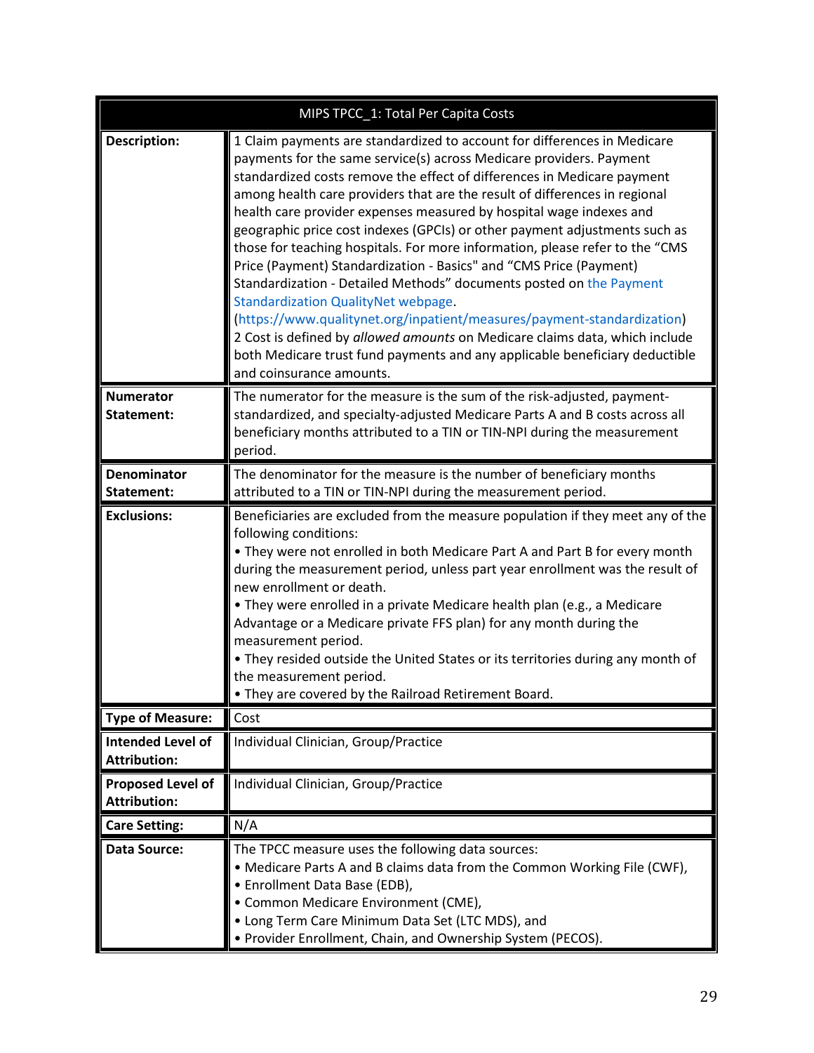| MIPS TPCC_1: Total Per Capita Costs | |
|---|---|
| **Description:** | 1 Claim payments are standardized to account for differences in Medicare payments for the same service(s) across Medicare providers. Payment standardized costs remove the effect of differences in Medicare payment among health care providers that are the result of differences in regional health care provider expenses measured by hospital wage indexes and geographic price cost indexes (GPCIs) or other payment adjustments such as those for teaching hospitals. For more information, please refer to the "CMS Price (Payment) Standardization - Basics" and "CMS Price (Payment) Standardization - Detailed Methods" documents posted on the Payment Standardization QualityNet webpage. (https://www.qualitynet.org/inpatient/measures/payment-standardization) 2 Cost is defined by *allowed amounts* on Medicare claims data, which include both Medicare trust fund payments and any applicable beneficiary deductible and coinsurance amounts. |
| **Numerator Statement:** | The numerator for the measure is the sum of the risk-adjusted, payment-standardized, and specialty-adjusted Medicare Parts A and B costs across all beneficiary months attributed to a TIN or TIN-NPI during the measurement period. |
| **Denominator Statement:** | The denominator for the measure is the number of beneficiary months attributed to a TIN or TIN-NPI during the measurement period. |
| **Exclusions:** | Beneficiaries are excluded from the measure population if they meet any of the following conditions:<br>• They were not enrolled in both Medicare Part A and Part B for every month during the measurement period, unless part year enrollment was the result of new enrollment or death.<br>• They were enrolled in a private Medicare health plan (e.g., a Medicare Advantage or a Medicare private FFS plan) for any month during the measurement period.<br>• They resided outside the United States or its territories during any month of the measurement period.<br>• They are covered by the Railroad Retirement Board. |
| **Type of Measure:** | Cost |
| **Intended Level of Attribution:** | Individual Clinician, Group/Practice |
| **Proposed Level of Attribution:** | Individual Clinician, Group/Practice |
| **Care Setting:** | N/A |
| **Data Source:** | The TPCC measure uses the following data sources:<br>• Medicare Parts A and B claims data from the Common Working File (CWF),<br>• Enrollment Data Base (EDB),<br>• Common Medicare Environment (CME),<br>• Long Term Care Minimum Data Set (LTC MDS), and<br>• Provider Enrollment, Chain, and Ownership System (PECOS). |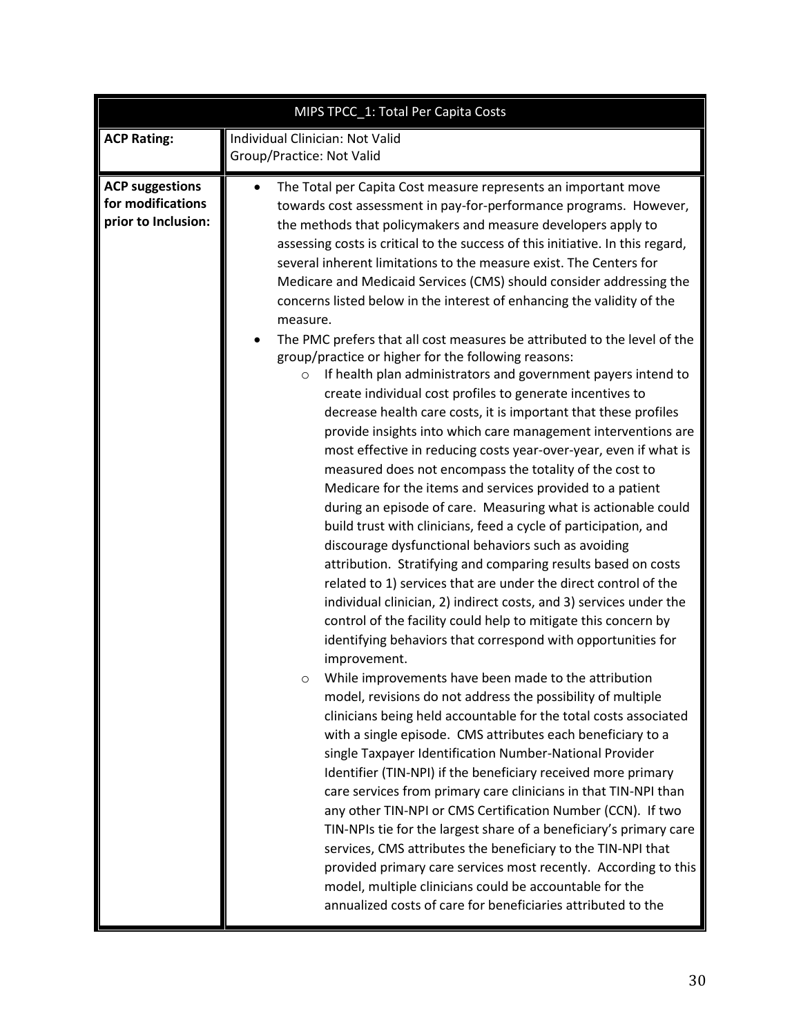| MIPS TPCC_1: Total Per Capita Costs | |
|---|---|
| **ACP Rating:** | Individual Clinician: Not Valid<br>Group/Practice: Not Valid |
| **ACP suggestions for modifications prior to Inclusion:** | • The Total per Capita Cost measure represents an important move towards cost assessment in pay-for-performance programs. However, the methods that policymakers and measure developers apply to assessing costs is critical to the success of this initiative. In this regard, several inherent limitations to the measure exist. The Centers for Medicare and Medicaid Services (CMS) should consider addressing the concerns listed below in the interest of enhancing the validity of the measure.<br>• The PMC prefers that all cost measures be attributed to the level of the group/practice or higher for the following reasons:<br>&nbsp;&nbsp;&nbsp;&nbsp;o If health plan administrators and government payers intend to create individual cost profiles to generate incentives to decrease health care costs, it is important that these profiles provide insights into which care management interventions are most effective in reducing costs year-over-year, even if what is measured does not encompass the totality of the cost to Medicare for the items and services provided to a patient during an episode of care. Measuring what is actionable could build trust with clinicians, feed a cycle of participation, and discourage dysfunctional behaviors such as avoiding attribution. Stratifying and comparing results based on costs related to 1) services that are under the direct control of the individual clinician, 2) indirect costs, and 3) services under the control of the facility could help to mitigate this concern by identifying behaviors that correspond with opportunities for improvement.<br>&nbsp;&nbsp;&nbsp;&nbsp;o While improvements have been made to the attribution model, revisions do not address the possibility of multiple clinicians being held accountable for the total costs associated with a single episode. CMS attributes each beneficiary to a single Taxpayer Identification Number-National Provider Identifier (TIN-NPI) if the beneficiary received more primary care services from primary care clinicians in that TIN-NPI than any other TIN-NPI or CMS Certification Number (CCN). If two TIN-NPIs tie for the largest share of a beneficiary's primary care services, CMS attributes the beneficiary to the TIN-NPI that provided primary care services most recently. According to this model, multiple clinicians could be accountable for the annualized costs of care for beneficiaries attributed to the |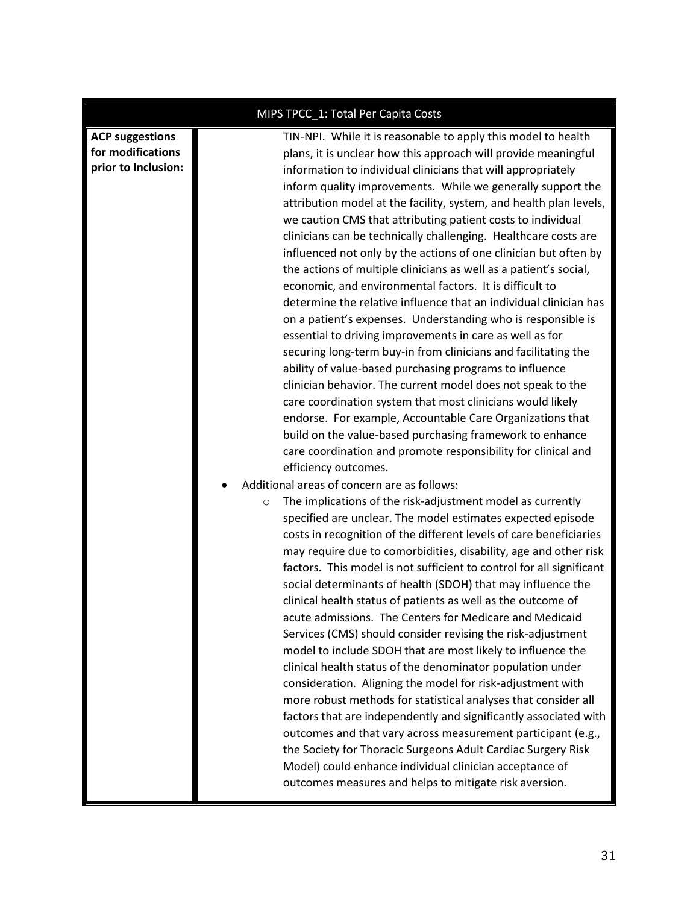| MIPS TPCC_1: Total Per Capita Costs | |
|---|---|
| **ACP suggestions for modifications prior to Inclusion:** | TIN-NPI. While it is reasonable to apply this model to health plans, it is unclear how this approach will provide meaningful information to individual clinicians that will appropriately inform quality improvements. While we generally support the attribution model at the facility, system, and health plan levels, we caution CMS that attributing patient costs to individual clinicians can be technically challenging. Healthcare costs are influenced not only by the actions of one clinician but often by the actions of multiple clinicians as well as a patient's social, economic, and environmental factors. It is difficult to determine the relative influence that an individual clinician has on a patient's expenses. Understanding who is responsible is essential to driving improvements in care as well as for securing long-term buy-in from clinicians and facilitating the ability of value-based purchasing programs to influence clinician behavior. The current model does not speak to the care coordination system that most clinicians would likely endorse. For example, Accountable Care Organizations that build on the value-based purchasing framework to enhance care coordination and promote responsibility for clinical and efficiency outcomes.<br>• Additional areas of concern are as follows:<br>  ○ The implications of the risk-adjustment model as currently specified are unclear. The model estimates expected episode costs in recognition of the different levels of care beneficiaries may require due to comorbidities, disability, age and other risk factors. This model is not sufficient to control for all significant social determinants of health (SDOH) that may influence the clinical health status of patients as well as the outcome of acute admissions. The Centers for Medicare and Medicaid Services (CMS) should consider revising the risk-adjustment model to include SDOH that are most likely to influence the clinical health status of the denominator population under consideration. Aligning the model for risk-adjustment with more robust methods for statistical analyses that consider all factors that are independently and significantly associated with outcomes and that vary across measurement participant (e.g., the Society for Thoracic Surgeons Adult Cardiac Surgery Risk Model) could enhance individual clinician acceptance of outcomes measures and helps to mitigate risk aversion. |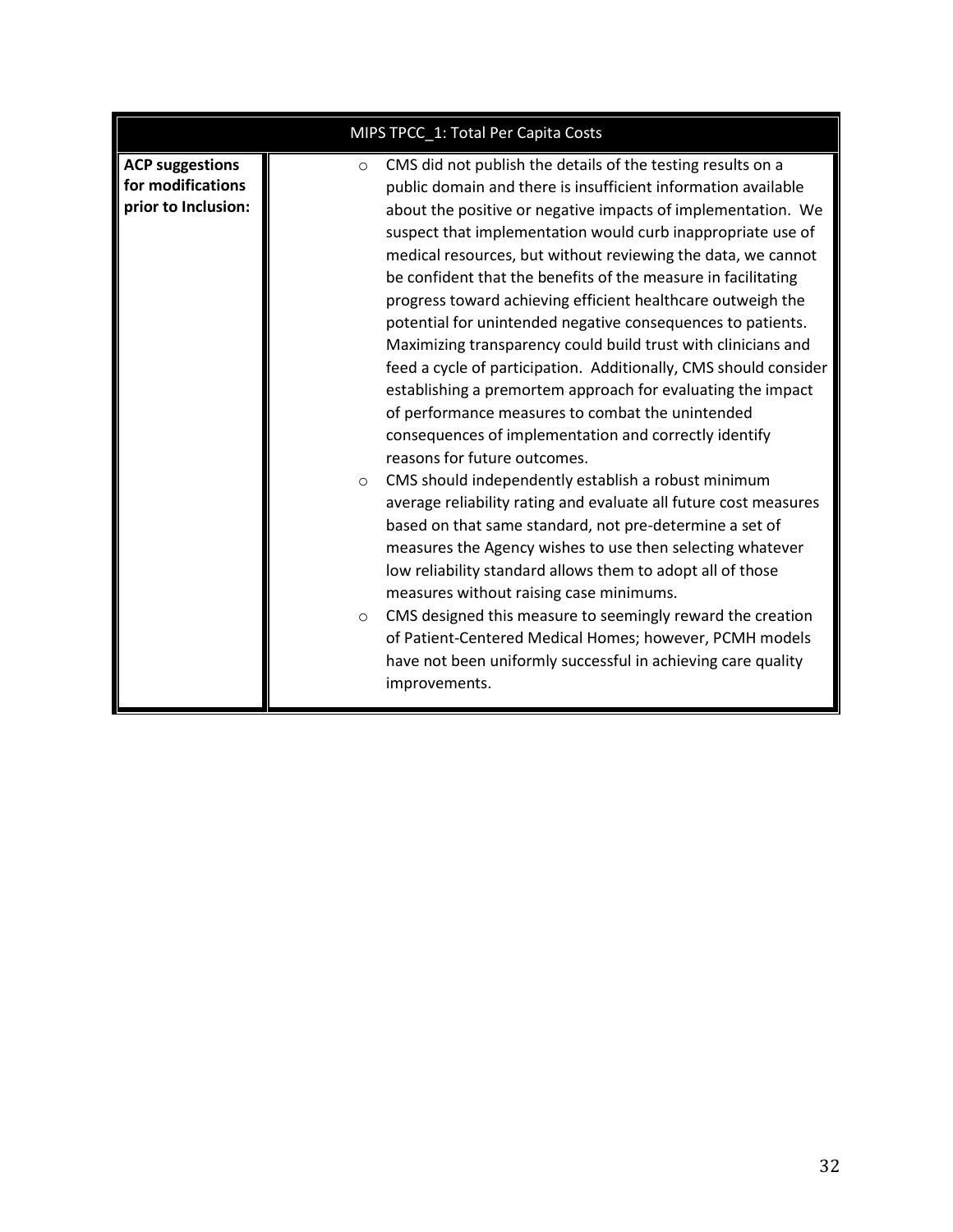| MIPS TPCC_1: Total Per Capita Costs | |
|---|---|
| **ACP suggestions for modifications prior to Inclusion:** | ○ CMS did not publish the details of the testing results on a public domain and there is insufficient information available about the positive or negative impacts of implementation. We suspect that implementation would curb inappropriate use of medical resources, but without reviewing the data, we cannot be confident that the benefits of the measure in facilitating progress toward achieving efficient healthcare outweigh the potential for unintended negative consequences to patients. Maximizing transparency could build trust with clinicians and feed a cycle of participation. Additionally, CMS should consider establishing a premortem approach for evaluating the impact of performance measures to combat the unintended consequences of implementation and correctly identify reasons for future outcomes.<br>○ CMS should independently establish a robust minimum average reliability rating and evaluate all future cost measures based on that same standard, not pre-determine a set of measures the Agency wishes to use then selecting whatever low reliability standard allows them to adopt all of those measures without raising case minimums.<br>○ CMS designed this measure to seemingly reward the creation of Patient-Centered Medical Homes; however, PCMH models have not been uniformly successful in achieving care quality improvements. |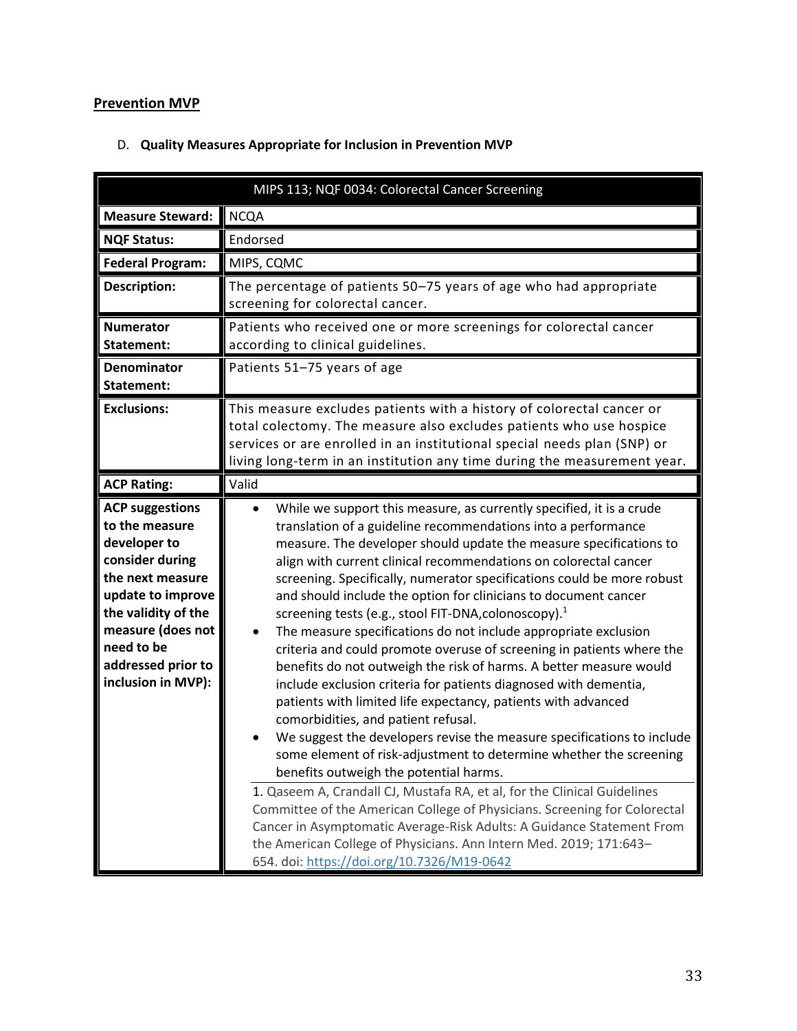## Prevention MVP

D. **Quality Measures Appropriate for Inclusion in Prevention MVP**

| MIPS 113; NQF 0034: Colorectal Cancer Screening | |
|---|---|
| **Measure Steward:** | NCQA |
| **NQF Status:** | Endorsed |
| **Federal Program:** | MIPS, CQMC |
| **Description:** | The percentage of patients 50–75 years of age who had appropriate screening for colorectal cancer. |
| **Numerator Statement:** | Patients who received one or more screenings for colorectal cancer according to clinical guidelines. |
| **Denominator Statement:** | Patients 51–75 years of age |
| **Exclusions:** | This measure excludes patients with a history of colorectal cancer or total colectomy. The measure also excludes patients who use hospice services or are enrolled in an institutional special needs plan (SNP) or living long-term in an institution any time during the measurement year. |
| **ACP Rating:** | Valid |
| **ACP suggestions to the measure developer to consider during the next measure update to improve the validity of the measure (does not need to be addressed prior to inclusion in MVP):** | • While we support this measure, as currently specified, it is a crude translation of a guideline recommendations into a performance measure. The developer should update the measure specifications to align with current clinical recommendations on colorectal cancer screening. Specifically, numerator specifications could be more robust and should include the option for clinicians to document cancer screening tests (e.g., stool FIT-DNA,colonoscopy).[1]<br>• The measure specifications do not include appropriate exclusion criteria and could promote overuse of screening in patients where the benefits do not outweigh the risk of harms. A better measure would include exclusion criteria for patients diagnosed with dementia, patients with limited life expectancy, patients with advanced comorbidities, and patient refusal.<br>• We suggest the developers revise the measure specifications to include some element of risk-adjustment to determine whether the screening benefits outweigh the potential harms.<br><br>1. Qaseem A, Crandall CJ, Mustafa RA, et al, for the Clinical Guidelines Committee of the American College of Physicians. Screening for Colorectal Cancer in Asymptomatic Average-Risk Adults: A Guidance Statement From the American College of Physicians. Ann Intern Med. 2019; 171:643–654. doi: https://doi.org/10.7326/M19-0642 |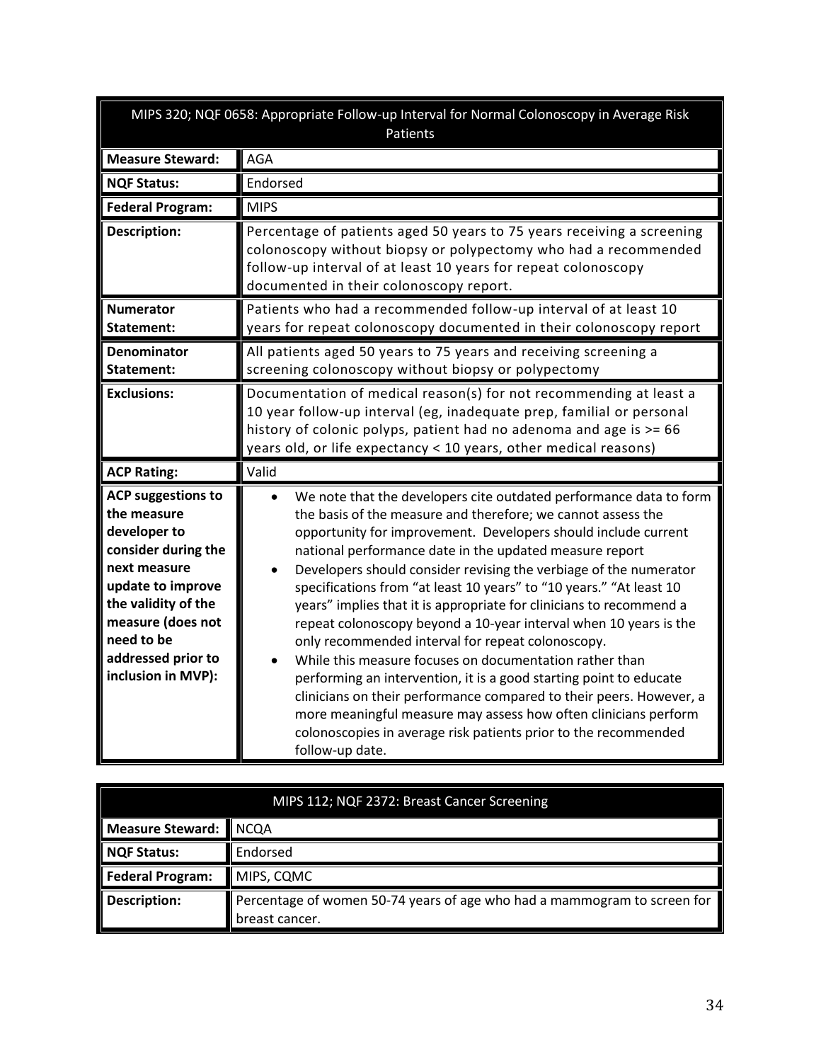| MIPS 320; NQF 0658: Appropriate Follow-up Interval for Normal Colonoscopy in Average Risk Patients | |
|---|---|
| **Measure Steward:** | AGA |
| **NQF Status:** | Endorsed |
| **Federal Program:** | MIPS |
| **Description:** | Percentage of patients aged 50 years to 75 years receiving a screening colonoscopy without biopsy or polypectomy who had a recommended follow-up interval of at least 10 years for repeat colonoscopy documented in their colonoscopy report. |
| **Numerator Statement:** | Patients who had a recommended follow-up interval of at least 10 years for repeat colonoscopy documented in their colonoscopy report |
| **Denominator Statement:** | All patients aged 50 years to 75 years and receiving screening a screening colonoscopy without biopsy or polypectomy |
| **Exclusions:** | Documentation of medical reason(s) for not recommending at least a 10 year follow-up interval (eg, inadequate prep, familial or personal history of colonic polyps, patient had no adenoma and age is >= 66 years old, or life expectancy < 10 years, other medical reasons) |
| **ACP Rating:** | Valid |
| **ACP suggestions to the measure developer to consider during the next measure update to improve the validity of the measure (does not need to be addressed prior to inclusion in MVP):** | • We note that the developers cite outdated performance data to form the basis of the measure and therefore; we cannot assess the opportunity for improvement. Developers should include current national performance date in the updated measure report<br>• Developers should consider revising the verbiage of the numerator specifications from "at least 10 years" to "10 years." "At least 10 years" implies that it is appropriate for clinicians to recommend a repeat colonoscopy beyond a 10-year interval when 10 years is the only recommended interval for repeat colonoscopy.<br>• While this measure focuses on documentation rather than performing an intervention, it is a good starting point to educate clinicians on their performance compared to their peers. However, a more meaningful measure may assess how often clinicians perform colonoscopies in average risk patients prior to the recommended follow-up date. |

| MIPS 112; NQF 2372: Breast Cancer Screening | |
|---|---|
| **Measure Steward:** | NCQA |
| **NQF Status:** | Endorsed |
| **Federal Program:** | MIPS, CQMC |
| **Description:** | Percentage of women 50-74 years of age who had a mammogram to screen for breast cancer. |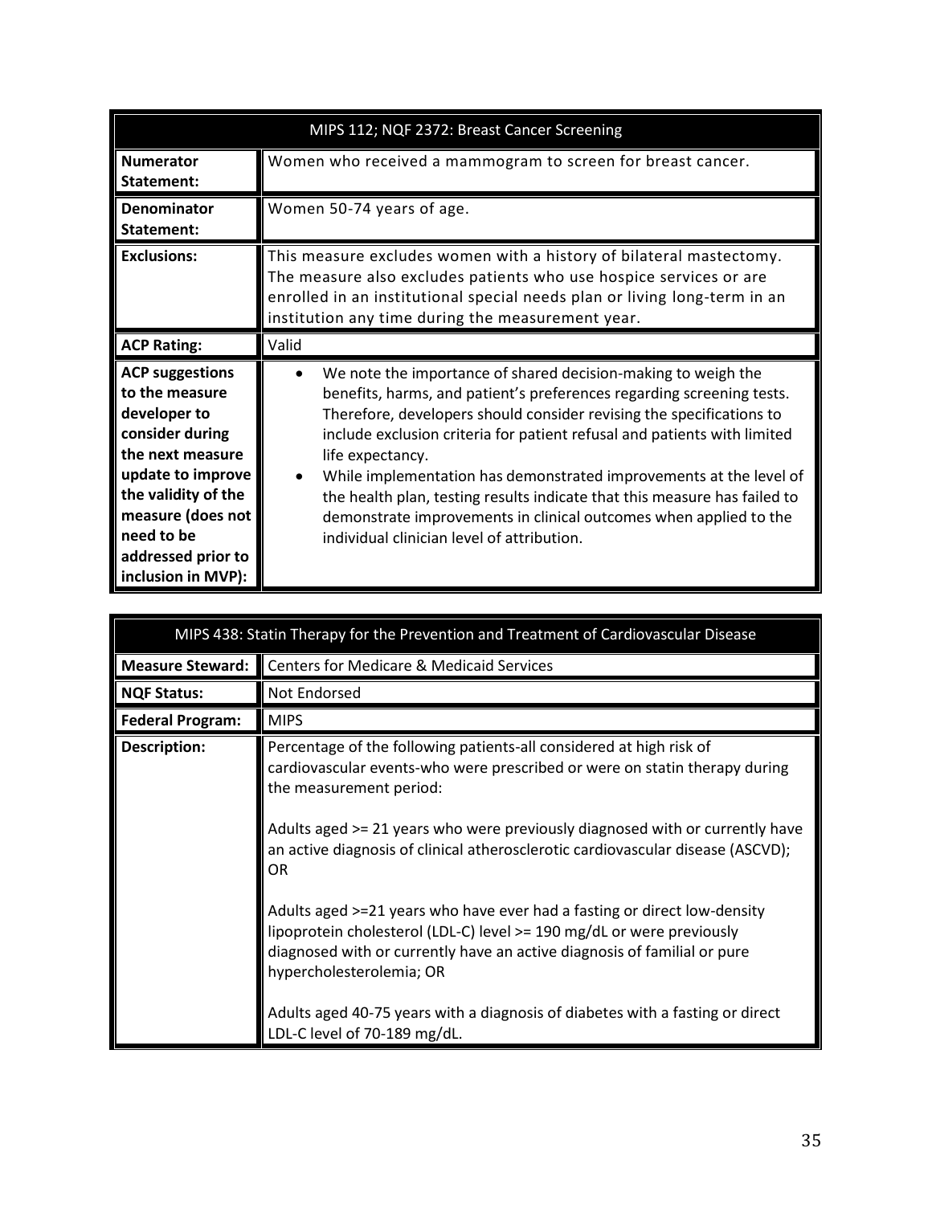| MIPS 112; NQF 2372: Breast Cancer Screening | |
|---|---|
| **Numerator Statement:** | Women who received a mammogram to screen for breast cancer. |
| **Denominator Statement:** | Women 50-74 years of age. |
| **Exclusions:** | This measure excludes women with a history of bilateral mastectomy. The measure also excludes patients who use hospice services or are enrolled in an institutional special needs plan or living long-term in an institution any time during the measurement year. |
| **ACP Rating:** | Valid |
| **ACP suggestions to the measure developer to consider during the next measure update to improve the validity of the measure (does not need to be addressed prior to inclusion in MVP):** | • We note the importance of shared decision-making to weigh the benefits, harms, and patient's preferences regarding screening tests. Therefore, developers should consider revising the specifications to include exclusion criteria for patient refusal and patients with limited life expectancy.<br>• While implementation has demonstrated improvements at the level of the health plan, testing results indicate that this measure has failed to demonstrate improvements in clinical outcomes when applied to the individual clinician level of attribution. |

| MIPS 438: Statin Therapy for the Prevention and Treatment of Cardiovascular Disease | |
|---|---|
| **Measure Steward:** | Centers for Medicare & Medicaid Services |
| **NQF Status:** | Not Endorsed |
| **Federal Program:** | MIPS |
| **Description:** | Percentage of the following patients-all considered at high risk of cardiovascular events-who were prescribed or were on statin therapy during the measurement period:<br><br>Adults aged >= 21 years who were previously diagnosed with or currently have an active diagnosis of clinical atherosclerotic cardiovascular disease (ASCVD); OR<br><br>Adults aged >=21 years who have ever had a fasting or direct low-density lipoprotein cholesterol (LDL-C) level >= 190 mg/dL or were previously diagnosed with or currently have an active diagnosis of familial or pure hypercholesterolemia; OR<br><br>Adults aged 40-75 years with a diagnosis of diabetes with a fasting or direct LDL-C level of 70-189 mg/dL. |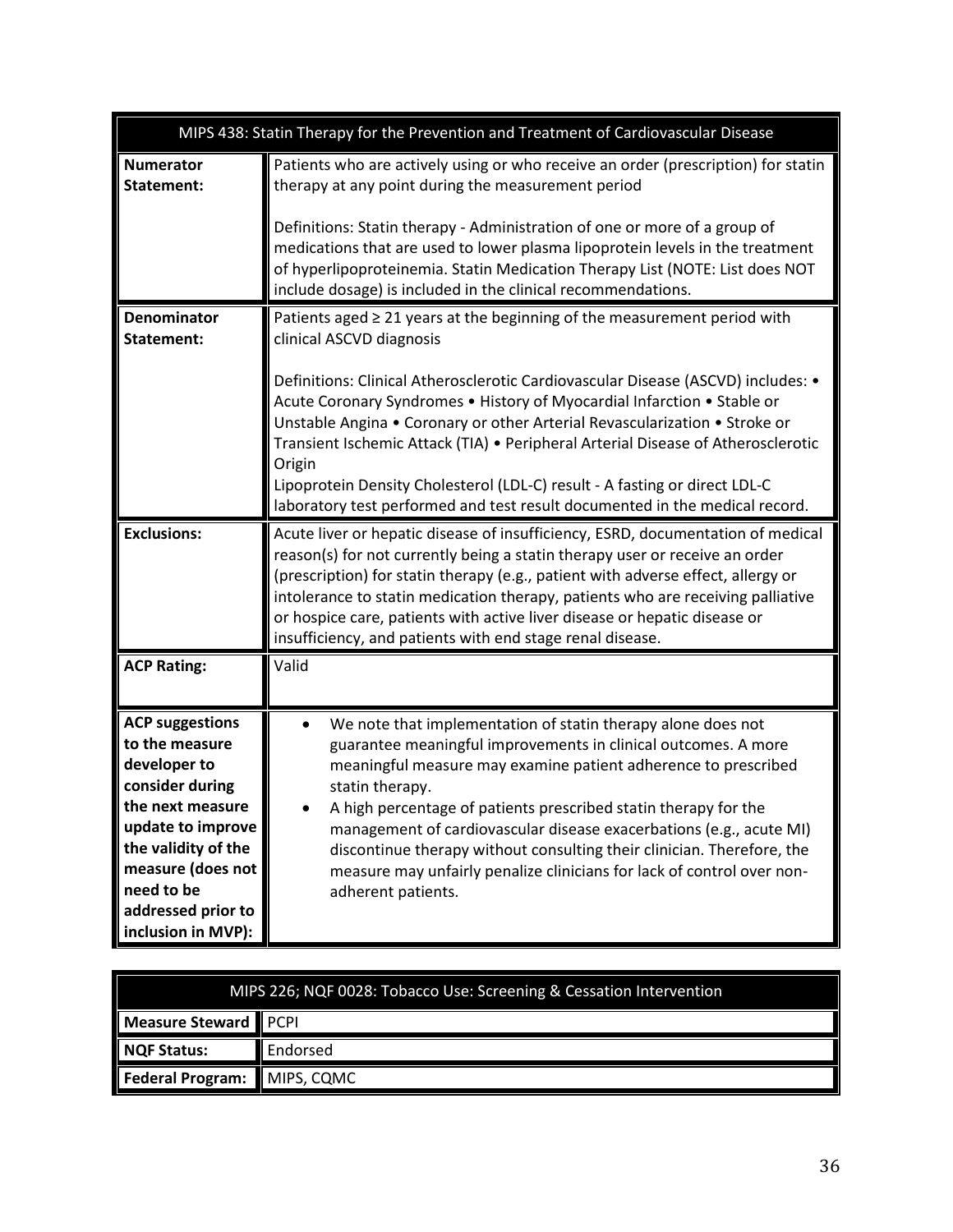| MIPS 438: Statin Therapy for the Prevention and Treatment of Cardiovascular Disease | |
|---|---|
| **Numerator Statement:** | Patients who are actively using or who receive an order (prescription) for statin therapy at any point during the measurement period<br><br>Definitions: Statin therapy - Administration of one or more of a group of medications that are used to lower plasma lipoprotein levels in the treatment of hyperlipoproteinemia. Statin Medication Therapy List (NOTE: List does NOT include dosage) is included in the clinical recommendations. |
| **Denominator Statement:** | Patients aged ≥ 21 years at the beginning of the measurement period with clinical ASCVD diagnosis<br><br>Definitions: Clinical Atherosclerotic Cardiovascular Disease (ASCVD) includes: • Acute Coronary Syndromes • History of Myocardial Infarction • Stable or Unstable Angina • Coronary or other Arterial Revascularization • Stroke or Transient Ischemic Attack (TIA) • Peripheral Arterial Disease of Atherosclerotic Origin<br>Lipoprotein Density Cholesterol (LDL-C) result - A fasting or direct LDL-C laboratory test performed and test result documented in the medical record. |
| **Exclusions:** | Acute liver or hepatic disease of insufficiency, ESRD, documentation of medical reason(s) for not currently being a statin therapy user or receive an order (prescription) for statin therapy (e.g., patient with adverse effect, allergy or intolerance to statin medication therapy, patients who are receiving palliative or hospice care, patients with active liver disease or hepatic disease or insufficiency, and patients with end stage renal disease. |
| **ACP Rating:** | Valid |
| **ACP suggestions to the measure developer to consider during the next measure update to improve the validity of the measure (does not need to be addressed prior to inclusion in MVP):** | • We note that implementation of statin therapy alone does not guarantee meaningful improvements in clinical outcomes. A more meaningful measure may examine patient adherence to prescribed statin therapy.<br>• A high percentage of patients prescribed statin therapy for the management of cardiovascular disease exacerbations (e.g., acute MI) discontinue therapy without consulting their clinician. Therefore, the measure may unfairly penalize clinicians for lack of control over non-adherent patients. |

| MIPS 226; NQF 0028: Tobacco Use: Screening & Cessation Intervention | |
|---|---|
| **Measure Steward** | PCPI |
| **NQF Status:** | Endorsed |
| **Federal Program:** | MIPS, CQMC |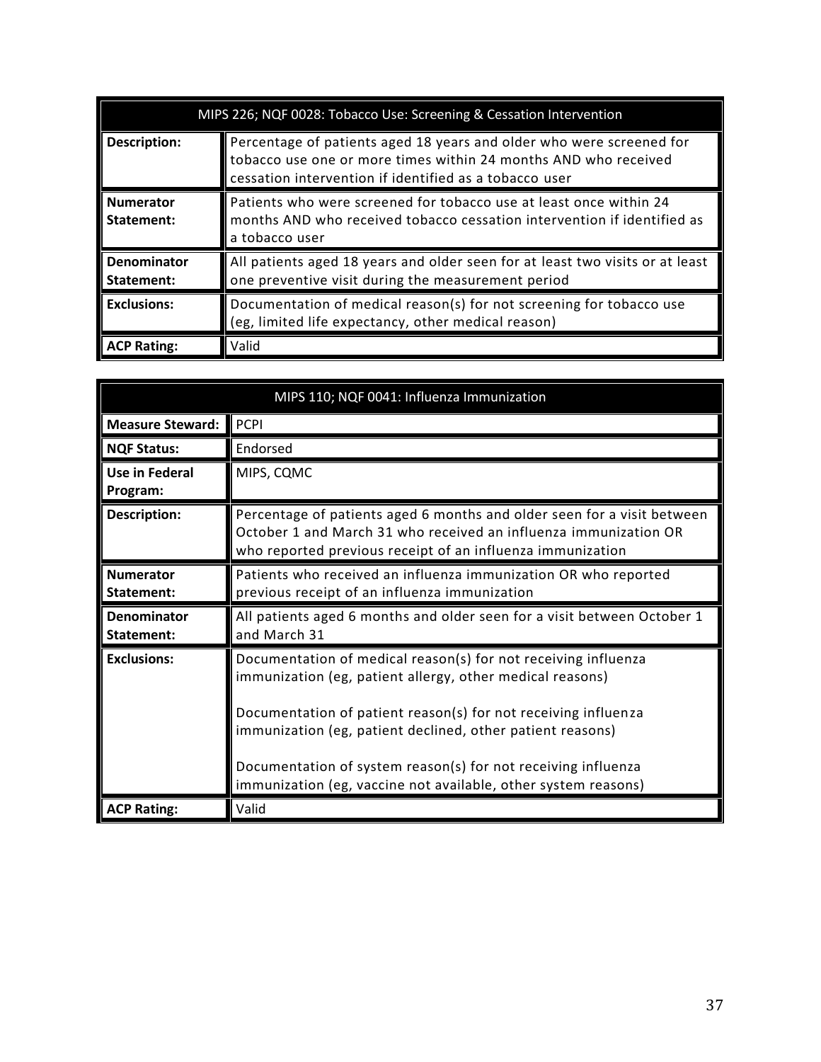| MIPS 226; NQF 0028: Tobacco Use: Screening & Cessation Intervention | |
|---|---|
| **Description:** | Percentage of patients aged 18 years and older who were screened for tobacco use one or more times within 24 months AND who received cessation intervention if identified as a tobacco user |
| **Numerator Statement:** | Patients who were screened for tobacco use at least once within 24 months AND who received tobacco cessation intervention if identified as a tobacco user |
| **Denominator Statement:** | All patients aged 18 years and older seen for at least two visits or at least one preventive visit during the measurement period |
| **Exclusions:** | Documentation of medical reason(s) for not screening for tobacco use (eg, limited life expectancy, other medical reason) |
| **ACP Rating:** | Valid |

| MIPS 110; NQF 0041: Influenza Immunization | |
|---|---|
| **Measure Steward:** | PCPI |
| **NQF Status:** | Endorsed |
| **Use in Federal Program:** | MIPS, CQMC |
| **Description:** | Percentage of patients aged 6 months and older seen for a visit between October 1 and March 31 who received an influenza immunization OR who reported previous receipt of an influenza immunization |
| **Numerator Statement:** | Patients who received an influenza immunization OR who reported previous receipt of an influenza immunization |
| **Denominator Statement:** | All patients aged 6 months and older seen for a visit between October 1 and March 31 |
| **Exclusions:** | Documentation of medical reason(s) for not receiving influenza immunization (eg, patient allergy, other medical reasons)<br><br>Documentation of patient reason(s) for not receiving influenza immunization (eg, patient declined, other patient reasons)<br><br>Documentation of system reason(s) for not receiving influenza immunization (eg, vaccine not available, other system reasons) |
| **ACP Rating:** | Valid |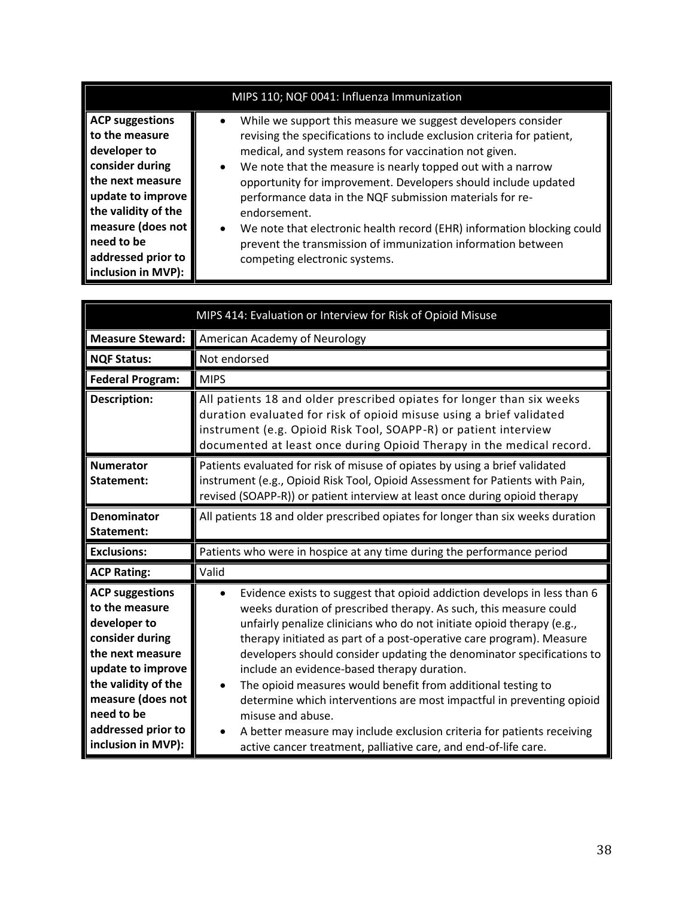| MIPS 110; NQF 0041: Influenza Immunization | |
|---|---|
| **ACP suggestions to the measure developer to consider during the next measure update to improve the validity of the measure (does not need to be addressed prior to inclusion in MVP):** | • While we support this measure we suggest developers consider revising the specifications to include exclusion criteria for patient, medical, and system reasons for vaccination not given.<br>• We note that the measure is nearly topped out with a narrow opportunity for improvement. Developers should include updated performance data in the NQF submission materials for re-endorsement.<br>• We note that electronic health record (EHR) information blocking could prevent the transmission of immunization information between competing electronic systems. |

| MIPS 414: Evaluation or Interview for Risk of Opioid Misuse | |
|---|---|
| **Measure Steward:** | American Academy of Neurology |
| **NQF Status:** | Not endorsed |
| **Federal Program:** | MIPS |
| **Description:** | All patients 18 and older prescribed opiates for longer than six weeks duration evaluated for risk of opioid misuse using a brief validated instrument (e.g. Opioid Risk Tool, SOAPP-R) or patient interview documented at least once during Opioid Therapy in the medical record. |
| **Numerator Statement:** | Patients evaluated for risk of misuse of opiates by using a brief validated instrument (e.g., Opioid Risk Tool, Opioid Assessment for Patients with Pain, revised (SOAPP-R)) or patient interview at least once during opioid therapy |
| **Denominator Statement:** | All patients 18 and older prescribed opiates for longer than six weeks duration |
| **Exclusions:** | Patients who were in hospice at any time during the performance period |
| **ACP Rating:** | Valid |
| **ACP suggestions to the measure developer to consider during the next measure update to improve the validity of the measure (does not need to be addressed prior to inclusion in MVP):** | • Evidence exists to suggest that opioid addiction develops in less than 6 weeks duration of prescribed therapy. As such, this measure could unfairly penalize clinicians who do not initiate opioid therapy (e.g., therapy initiated as part of a post-operative care program). Measure developers should consider updating the denominator specifications to include an evidence-based therapy duration.<br>• The opioid measures would benefit from additional testing to determine which interventions are most impactful in preventing opioid misuse and abuse.<br>• A better measure may include exclusion criteria for patients receiving active cancer treatment, palliative care, and end-of-life care. |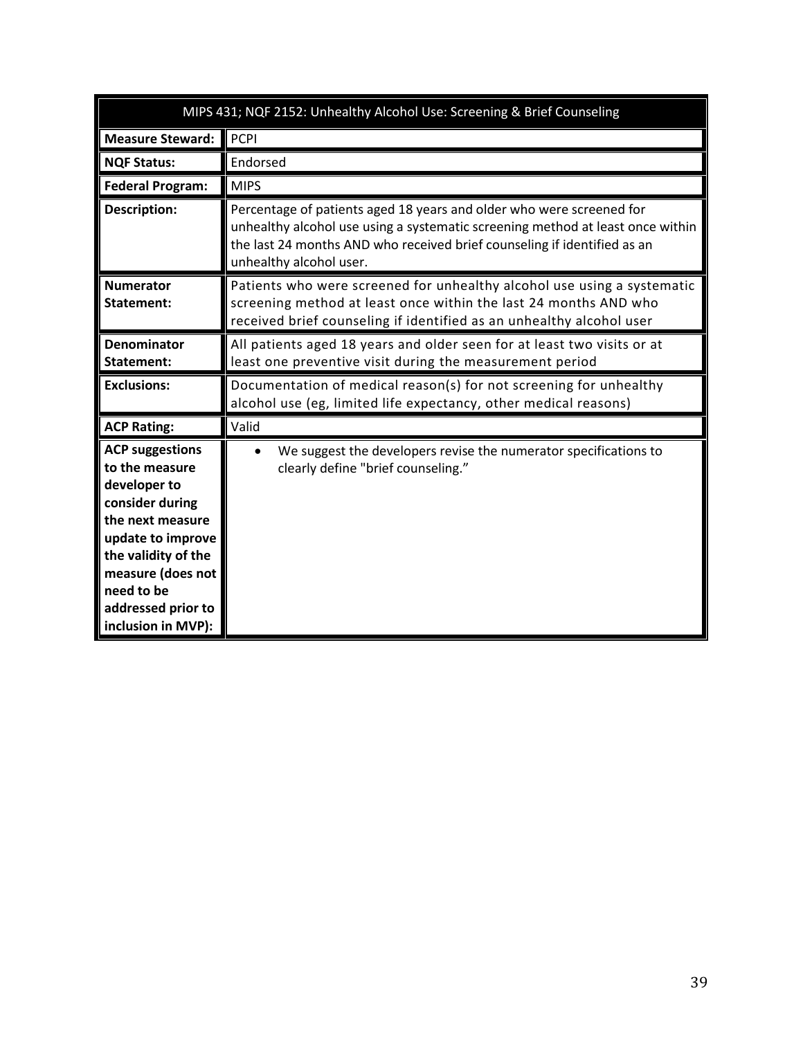| MIPS 431; NQF 2152: Unhealthy Alcohol Use: Screening & Brief Counseling | |
|---|---|
| **Measure Steward:** | PCPI |
| **NQF Status:** | Endorsed |
| **Federal Program:** | MIPS |
| **Description:** | Percentage of patients aged 18 years and older who were screened for unhealthy alcohol use using a systematic screening method at least once within the last 24 months AND who received brief counseling if identified as an unhealthy alcohol user. |
| **Numerator Statement:** | Patients who were screened for unhealthy alcohol use using a systematic screening method at least once within the last 24 months AND who received brief counseling if identified as an unhealthy alcohol user |
| **Denominator Statement:** | All patients aged 18 years and older seen for at least two visits or at least one preventive visit during the measurement period |
| **Exclusions:** | Documentation of medical reason(s) for not screening for unhealthy alcohol use (eg, limited life expectancy, other medical reasons) |
| **ACP Rating:** | Valid |
| **ACP suggestions to the measure developer to consider during the next measure update to improve the validity of the measure (does not need to be addressed prior to inclusion in MVP):** | • We suggest the developers revise the numerator specifications to clearly define "brief counseling." |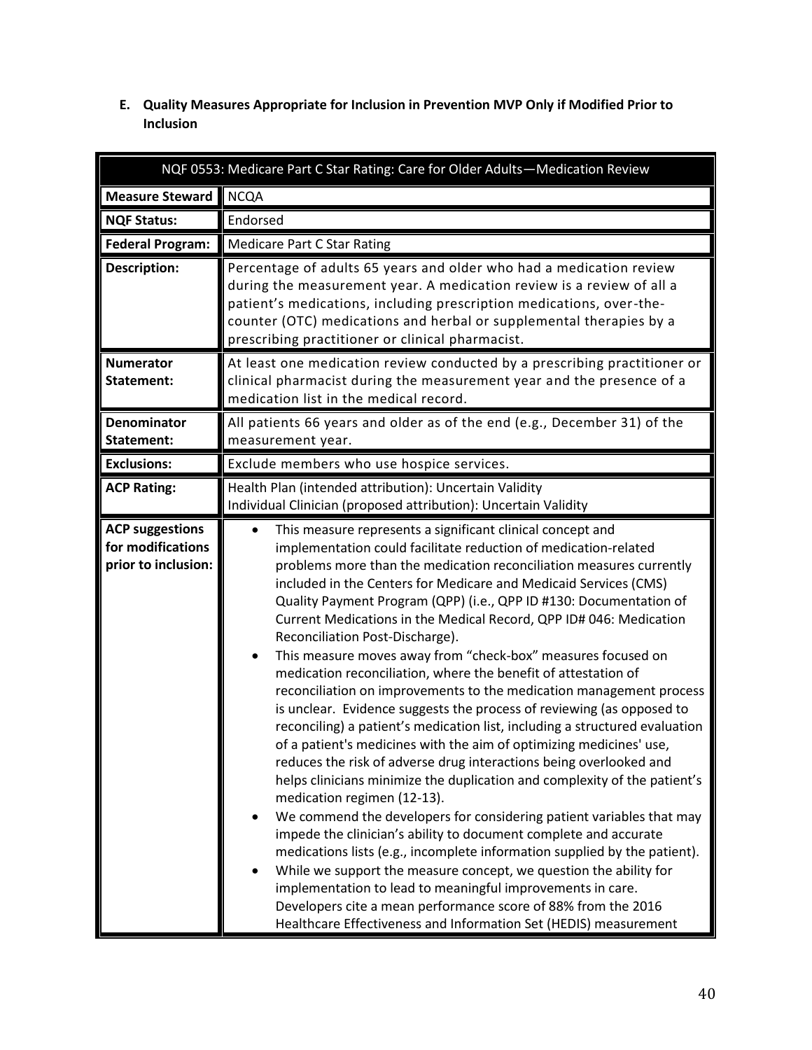### E. Quality Measures Appropriate for Inclusion in Prevention MVP Only if Modified Prior to Inclusion

| NQF 0553: Medicare Part C Star Rating: Care for Older Adults—Medication Review | |
|---|---|
| **Measure Steward** | NCQA |
| **NQF Status:** | Endorsed |
| **Federal Program:** | Medicare Part C Star Rating |
| **Description:** | Percentage of adults 65 years and older who had a medication review during the measurement year. A medication review is a review of all a patient's medications, including prescription medications, over-the-counter (OTC) medications and herbal or supplemental therapies by a prescribing practitioner or clinical pharmacist. |
| **Numerator Statement:** | At least one medication review conducted by a prescribing practitioner or clinical pharmacist during the measurement year and the presence of a medication list in the medical record. |
| **Denominator Statement:** | All patients 66 years and older as of the end (e.g., December 31) of the measurement year. |
| **Exclusions:** | Exclude members who use hospice services. |
| **ACP Rating:** | Health Plan (intended attribution): Uncertain Validity<br>Individual Clinician (proposed attribution): Uncertain Validity |
| **ACP suggestions for modifications prior to inclusion:** | • This measure represents a significant clinical concept and implementation could facilitate reduction of medication-related problems more than the medication reconciliation measures currently included in the Centers for Medicare and Medicaid Services (CMS) Quality Payment Program (QPP) (i.e., QPP ID #130: Documentation of Current Medications in the Medical Record, QPP ID# 046: Medication Reconciliation Post-Discharge).<br>• This measure moves away from "check-box" measures focused on medication reconciliation, where the benefit of attestation of reconciliation on improvements to the medication management process is unclear. Evidence suggests the process of reviewing (as opposed to reconciling) a patient's medication list, including a structured evaluation of a patient's medicines with the aim of optimizing medicines' use, reduces the risk of adverse drug interactions being overlooked and helps clinicians minimize the duplication and complexity of the patient's medication regimen (12-13).<br>• We commend the developers for considering patient variables that may impede the clinician's ability to document complete and accurate medications lists (e.g., incomplete information supplied by the patient).<br>• While we support the measure concept, we question the ability for implementation to lead to meaningful improvements in care. Developers cite a mean performance score of 88% from the 2016 Healthcare Effectiveness and Information Set (HEDIS) measurement |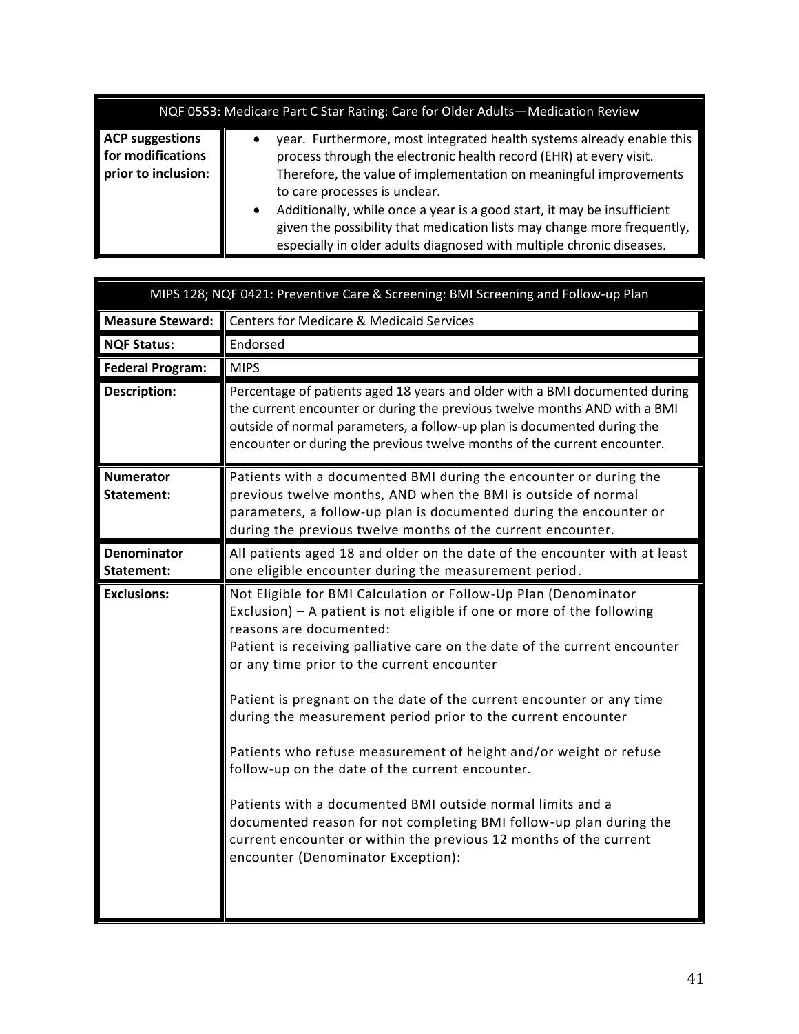| NQF 0553: Medicare Part C Star Rating: Care for Older Adults—Medication Review | |
|---|---|
| **ACP suggestions for modifications prior to inclusion:** | • year. Furthermore, most integrated health systems already enable this process through the electronic health record (EHR) at every visit. Therefore, the value of implementation on meaningful improvements to care processes is unclear.<br>• Additionally, while once a year is a good start, it may be insufficient given the possibility that medication lists may change more frequently, especially in older adults diagnosed with multiple chronic diseases. |

| MIPS 128; NQF 0421: Preventive Care & Screening: BMI Screening and Follow-up Plan | |
|---|---|
| **Measure Steward:** | Centers for Medicare & Medicaid Services |
| **NQF Status:** | Endorsed |
| **Federal Program:** | MIPS |
| **Description:** | Percentage of patients aged 18 years and older with a BMI documented during the current encounter or during the previous twelve months AND with a BMI outside of normal parameters, a follow-up plan is documented during the encounter or during the previous twelve months of the current encounter. |
| **Numerator Statement:** | Patients with a documented BMI during the encounter or during the previous twelve months, AND when the BMI is outside of normal parameters, a follow-up plan is documented during the encounter or during the previous twelve months of the current encounter. |
| **Denominator Statement:** | All patients aged 18 and older on the date of the encounter with at least one eligible encounter during the measurement period. |
| **Exclusions:** | Not Eligible for BMI Calculation or Follow-Up Plan (Denominator Exclusion) – A patient is not eligible if one or more of the following reasons are documented:<br>Patient is receiving palliative care on the date of the current encounter or any time prior to the current encounter<br><br>Patient is pregnant on the date of the current encounter or any time during the measurement period prior to the current encounter<br><br>Patients who refuse measurement of height and/or weight or refuse follow-up on the date of the current encounter.<br><br>Patients with a documented BMI outside normal limits and a documented reason for not completing BMI follow-up plan during the current encounter or within the previous 12 months of the current encounter (Denominator Exception): |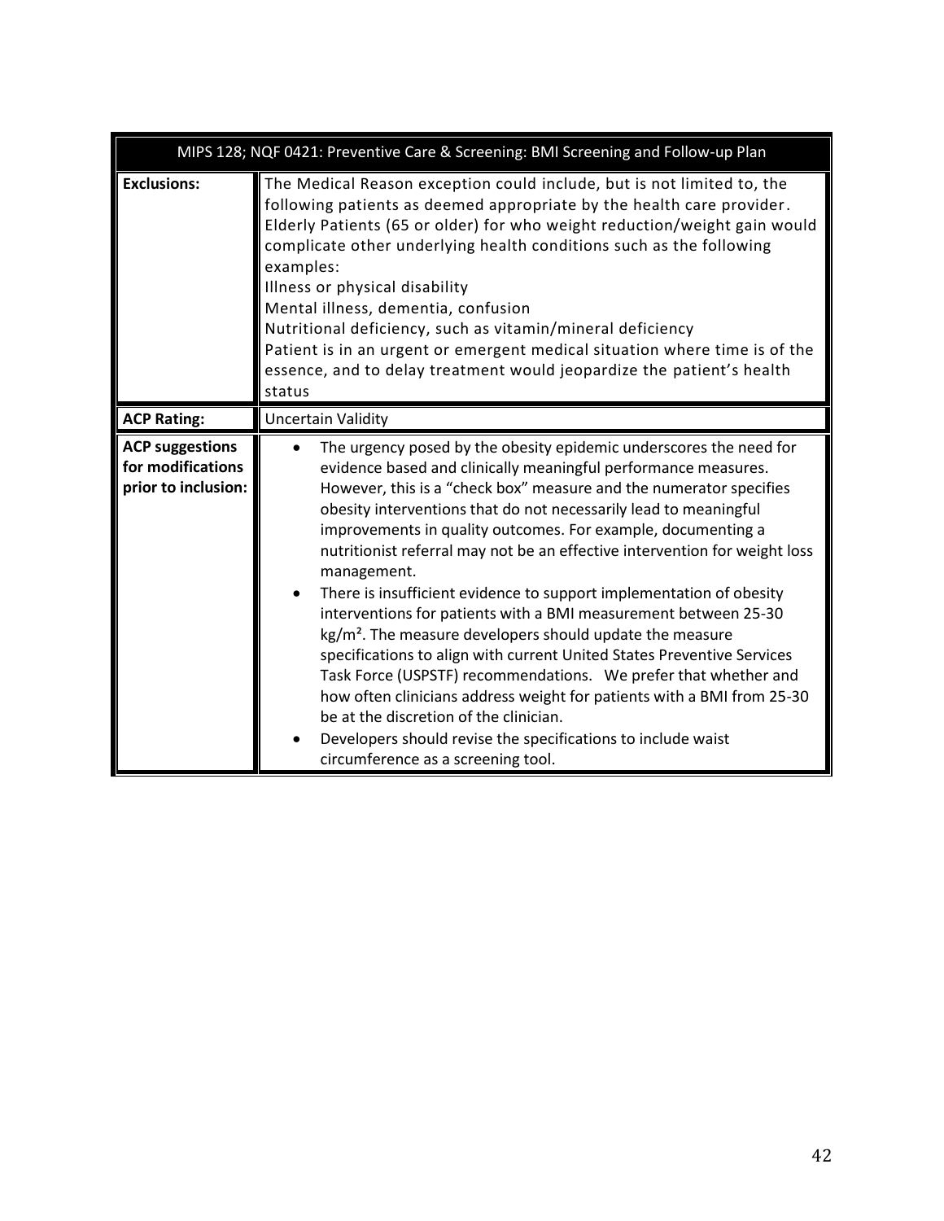| MIPS 128; NQF 0421: Preventive Care & Screening: BMI Screening and Follow-up Plan | |
|---|---|
| **Exclusions:** | The Medical Reason exception could include, but is not limited to, the following patients as deemed appropriate by the health care provider. Elderly Patients (65 or older) for who weight reduction/weight gain would complicate other underlying health conditions such as the following examples:<br>Illness or physical disability<br>Mental illness, dementia, confusion<br>Nutritional deficiency, such as vitamin/mineral deficiency<br>Patient is in an urgent or emergent medical situation where time is of the essence, and to delay treatment would jeopardize the patient's health status |
| **ACP Rating:** | Uncertain Validity |
| **ACP suggestions for modifications prior to inclusion:** | • The urgency posed by the obesity epidemic underscores the need for evidence based and clinically meaningful performance measures. However, this is a "check box" measure and the numerator specifies obesity interventions that do not necessarily lead to meaningful improvements in quality outcomes. For example, documenting a nutritionist referral may not be an effective intervention for weight loss management.<br>• There is insufficient evidence to support implementation of obesity interventions for patients with a BMI measurement between 25-30 $kg/m^2$. The measure developers should update the measure specifications to align with current United States Preventive Services Task Force (USPSTF) recommendations. We prefer that whether and how often clinicians address weight for patients with a BMI from 25-30 be at the discretion of the clinician.<br>• Developers should revise the specifications to include waist circumference as a screening tool. |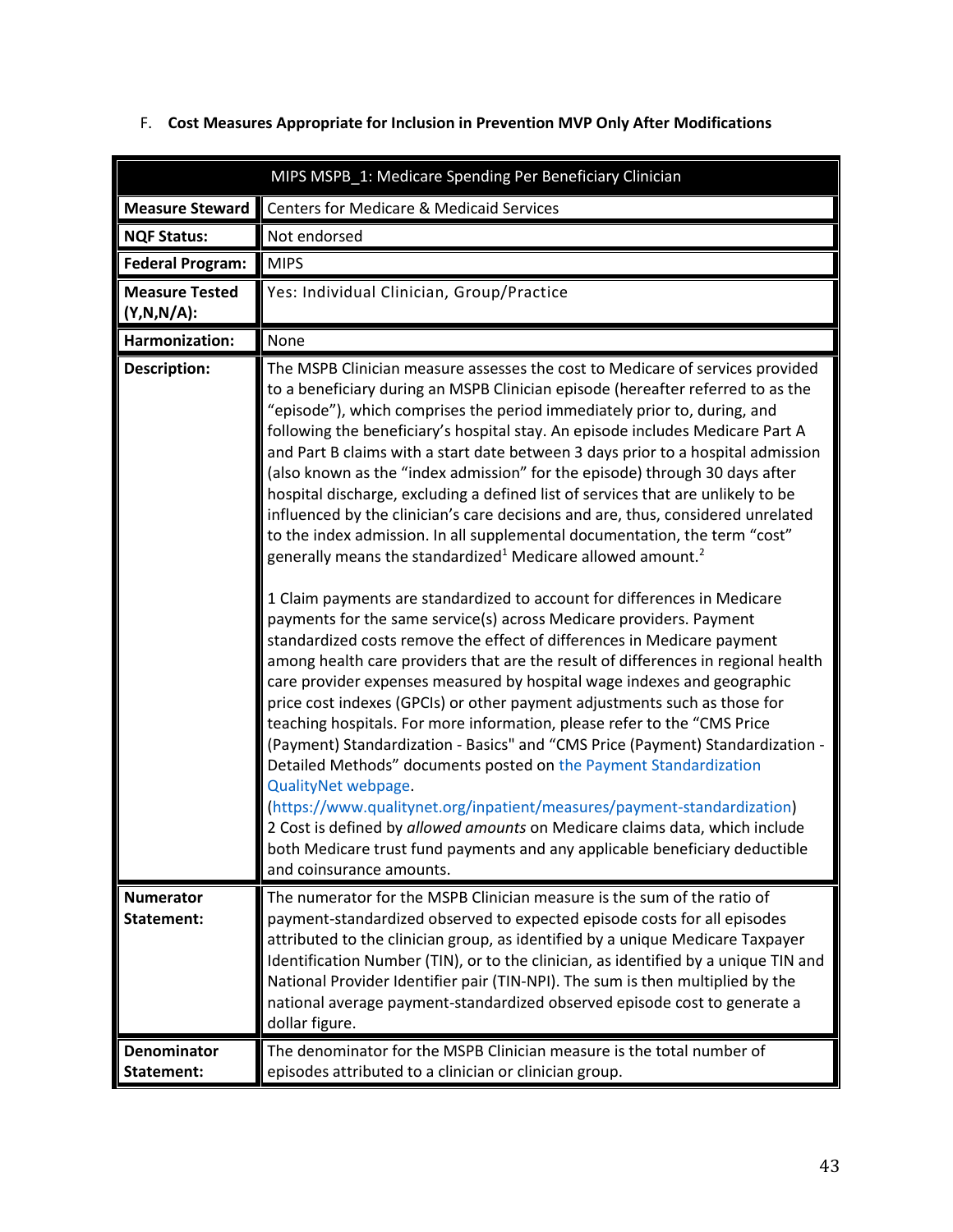F. **Cost Measures Appropriate for Inclusion in Prevention MVP Only After Modifications**

| MIPS MSPB_1: Medicare Spending Per Beneficiary Clinician | |
|---|---|
| **Measure Steward** | Centers for Medicare & Medicaid Services |
| **NQF Status:** | Not endorsed |
| **Federal Program:** | MIPS |
| **Measure Tested (Y,N,N/A):** | Yes: Individual Clinician, Group/Practice |
| **Harmonization:** | None |
| **Description:** | The MSPB Clinician measure assesses the cost to Medicare of services provided to a beneficiary during an MSPB Clinician episode (hereafter referred to as the "episode"), which comprises the period immediately prior to, during, and following the beneficiary's hospital stay. An episode includes Medicare Part A and Part B claims with a start date between 3 days prior to a hospital admission (also known as the "index admission" for the episode) through 30 days after hospital discharge, excluding a defined list of services that are unlikely to be influenced by the clinician's care decisions and are, thus, considered unrelated to the index admission. In all supplemental documentation, the term "cost" generally means the standardized[1] Medicare allowed amount.[2]<br><br>1 Claim payments are standardized to account for differences in Medicare payments for the same service(s) across Medicare providers. Payment standardized costs remove the effect of differences in Medicare payment among health care providers that are the result of differences in regional health care provider expenses measured by hospital wage indexes and geographic price cost indexes (GPCIs) or other payment adjustments such as those for teaching hospitals. For more information, please refer to the "CMS Price (Payment) Standardization - Basics" and "CMS Price (Payment) Standardization - Detailed Methods" documents posted on the Payment Standardization QualityNet webpage. (https://www.qualitynet.org/inpatient/measures/payment-standardization)<br>2 Cost is defined by *allowed amounts* on Medicare claims data, which include both Medicare trust fund payments and any applicable beneficiary deductible and coinsurance amounts. |
| **Numerator Statement:** | The numerator for the MSPB Clinician measure is the sum of the ratio of payment-standardized observed to expected episode costs for all episodes attributed to the clinician group, as identified by a unique Medicare Taxpayer Identification Number (TIN), or to the clinician, as identified by a unique TIN and National Provider Identifier pair (TIN-NPI). The sum is then multiplied by the national average payment-standardized observed episode cost to generate a dollar figure. |
| **Denominator Statement:** | The denominator for the MSPB Clinician measure is the total number of episodes attributed to a clinician or clinician group. |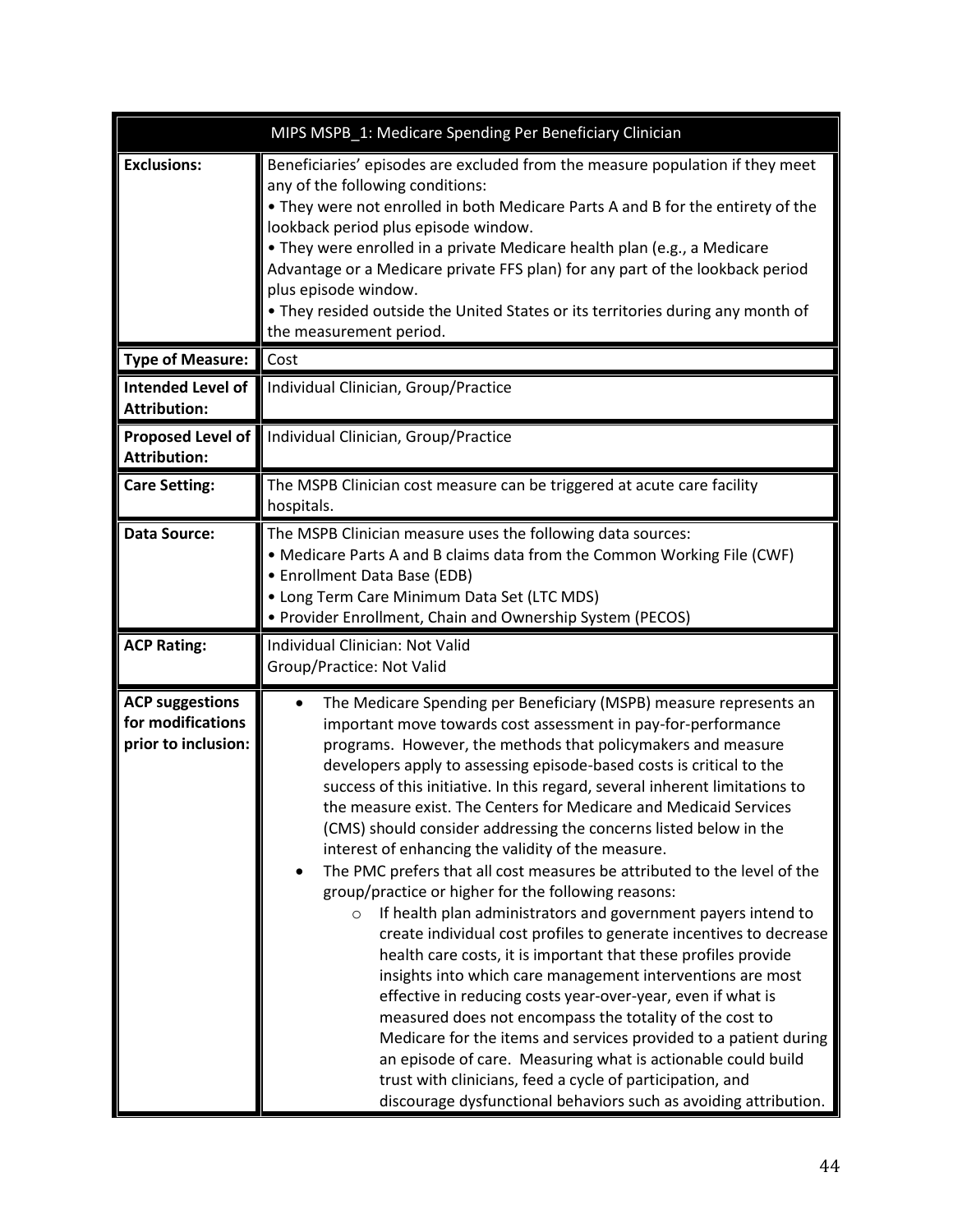| MIPS MSPB_1: Medicare Spending Per Beneficiary Clinician | |
|---|---|
| **Exclusions:** | Beneficiaries' episodes are excluded from the measure population if they meet any of the following conditions:<br>• They were not enrolled in both Medicare Parts A and B for the entirety of the lookback period plus episode window.<br>• They were enrolled in a private Medicare health plan (e.g., a Medicare Advantage or a Medicare private FFS plan) for any part of the lookback period plus episode window.<br>• They resided outside the United States or its territories during any month of the measurement period. |
| **Type of Measure:** | Cost |
| **Intended Level of Attribution:** | Individual Clinician, Group/Practice |
| **Proposed Level of Attribution:** | Individual Clinician, Group/Practice |
| **Care Setting:** | The MSPB Clinician cost measure can be triggered at acute care facility hospitals. |
| **Data Source:** | The MSPB Clinician measure uses the following data sources:<br>• Medicare Parts A and B claims data from the Common Working File (CWF)<br>• Enrollment Data Base (EDB)<br>• Long Term Care Minimum Data Set (LTC MDS)<br>• Provider Enrollment, Chain and Ownership System (PECOS) |
| **ACP Rating:** | Individual Clinician: Not Valid<br>Group/Practice: Not Valid |
| **ACP suggestions for modifications prior to inclusion:** | • The Medicare Spending per Beneficiary (MSPB) measure represents an important move towards cost assessment in pay-for-performance programs. However, the methods that policymakers and measure developers apply to assessing episode-based costs is critical to the success of this initiative. In this regard, several inherent limitations to the measure exist. The Centers for Medicare and Medicaid Services (CMS) should consider addressing the concerns listed below in the interest of enhancing the validity of the measure.<br>• The PMC prefers that all cost measures be attributed to the level of the group/practice or higher for the following reasons:<br>&nbsp;&nbsp;&nbsp;&nbsp;o If health plan administrators and government payers intend to create individual cost profiles to generate incentives to decrease health care costs, it is important that these profiles provide insights into which care management interventions are most effective in reducing costs year-over-year, even if what is measured does not encompass the totality of the cost to Medicare for the items and services provided to a patient during an episode of care. Measuring what is actionable could build trust with clinicians, feed a cycle of participation, and discourage dysfunctional behaviors such as avoiding attribution. |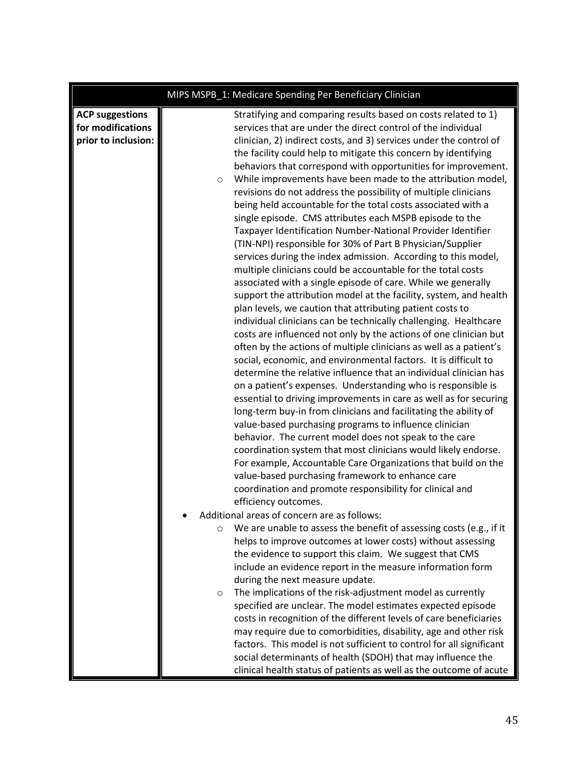| MIPS MSPB_1: Medicare Spending Per Beneficiary Clinician | |
|---|---|
| **ACP suggestions for modifications prior to inclusion:** | Stratifying and comparing results based on costs related to 1) services that are under the direct control of the individual clinician, 2) indirect costs, and 3) services under the control of the facility could help to mitigate this concern by identifying behaviors that correspond with opportunities for improvement.<br>○ While improvements have been made to the attribution model, revisions do not address the possibility of multiple clinicians being held accountable for the total costs associated with a single episode. CMS attributes each MSPB episode to the Taxpayer Identification Number-National Provider Identifier (TIN-NPI) responsible for 30% of Part B Physician/Supplier services during the index admission. According to this model, multiple clinicians could be accountable for the total costs associated with a single episode of care. While we generally support the attribution model at the facility, system, and health plan levels, we caution that attributing patient costs to individual clinicians can be technically challenging. Healthcare costs are influenced not only by the actions of one clinician but often by the actions of multiple clinicians as well as a patient's social, economic, and environmental factors. It is difficult to determine the relative influence that an individual clinician has on a patient's expenses. Understanding who is responsible is essential to driving improvements in care as well as for securing long-term buy-in from clinicians and facilitating the ability of value-based purchasing programs to influence clinician behavior. The current model does not speak to the care coordination system that most clinicians would likely endorse. For example, Accountable Care Organizations that build on the value-based purchasing framework to enhance care coordination and promote responsibility for clinical and efficiency outcomes.<br>• Additional areas of concern are as follows:<br>○ We are unable to assess the benefit of assessing costs (e.g., if it helps to improve outcomes at lower costs) without assessing the evidence to support this claim. We suggest that CMS include an evidence report in the measure information form during the next measure update.<br>○ The implications of the risk-adjustment model as currently specified are unclear. The model estimates expected episode costs in recognition of the different levels of care beneficiaries may require due to comorbidities, disability, age and other risk factors. This model is not sufficient to control for all significant social determinants of health (SDOH) that may influence the clinical health status of patients as well as the outcome of acute |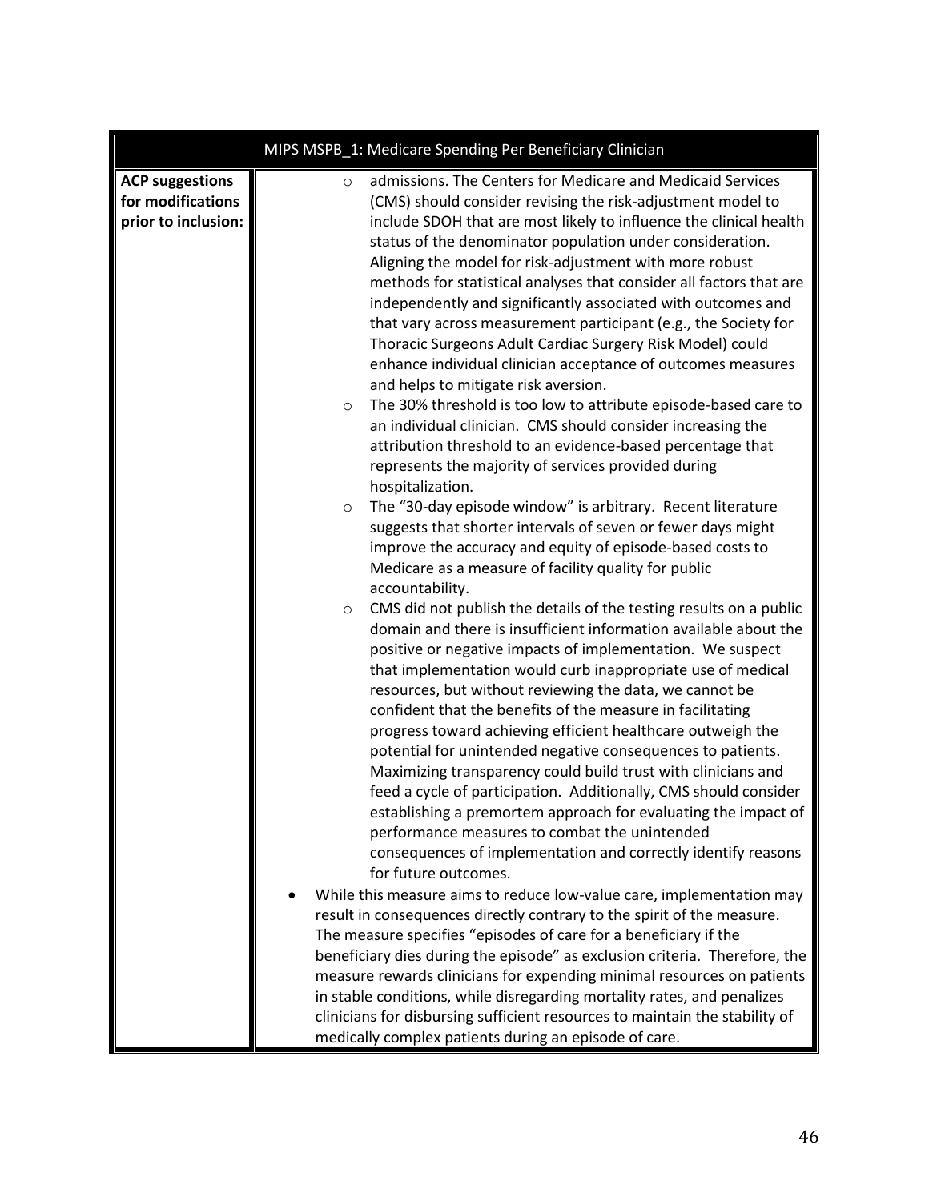| MIPS MSPB_1: Medicare Spending Per Beneficiary Clinician | |
|---|---|
| **ACP suggestions for modifications prior to inclusion:** | ○ admissions. The Centers for Medicare and Medicaid Services (CMS) should consider revising the risk-adjustment model to include SDOH that are most likely to influence the clinical health status of the denominator population under consideration. Aligning the model for risk-adjustment with more robust methods for statistical analyses that consider all factors that are independently and significantly associated with outcomes and that vary across measurement participant (e.g., the Society for Thoracic Surgeons Adult Cardiac Surgery Risk Model) could enhance individual clinician acceptance of outcomes measures and helps to mitigate risk aversion.<br>○ The 30% threshold is too low to attribute episode-based care to an individual clinician. CMS should consider increasing the attribution threshold to an evidence-based percentage that represents the majority of services provided during hospitalization.<br>○ The "30-day episode window" is arbitrary. Recent literature suggests that shorter intervals of seven or fewer days might improve the accuracy and equity of episode-based costs to Medicare as a measure of facility quality for public accountability.<br>○ CMS did not publish the details of the testing results on a public domain and there is insufficient information available about the positive or negative impacts of implementation. We suspect that implementation would curb inappropriate use of medical resources, but without reviewing the data, we cannot be confident that the benefits of the measure in facilitating progress toward achieving efficient healthcare outweigh the potential for unintended negative consequences to patients. Maximizing transparency could build trust with clinicians and feed a cycle of participation. Additionally, CMS should consider establishing a premortem approach for evaluating the impact of performance measures to combat the unintended consequences of implementation and correctly identify reasons for future outcomes.<br>• While this measure aims to reduce low-value care, implementation may result in consequences directly contrary to the spirit of the measure. The measure specifies "episodes of care for a beneficiary if the beneficiary dies during the episode" as exclusion criteria. Therefore, the measure rewards clinicians for expending minimal resources on patients in stable conditions, while disregarding mortality rates, and penalizes clinicians for disbursing sufficient resources to maintain the stability of medically complex patients during an episode of care. |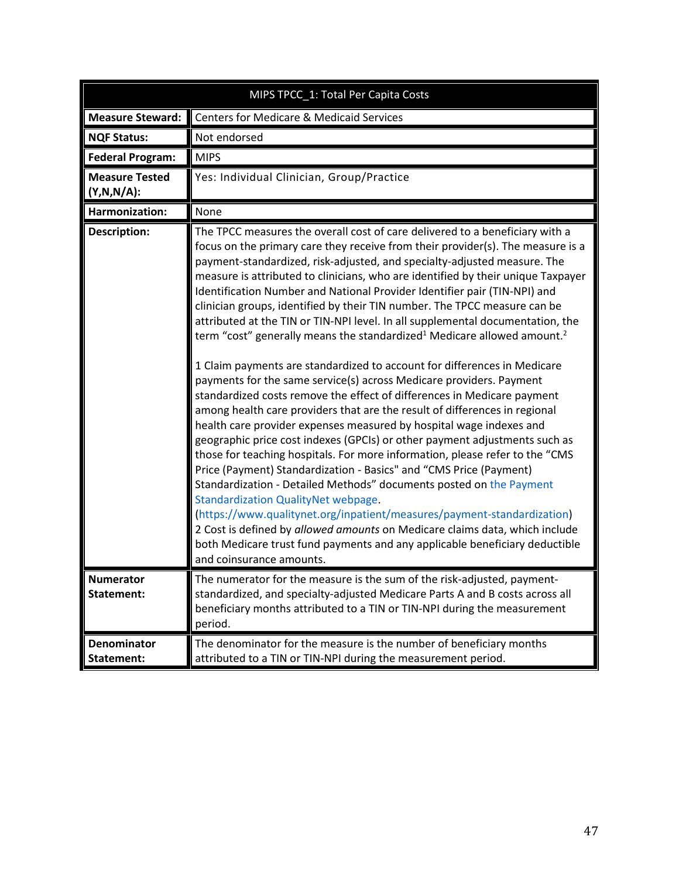| MIPS TPCC_1: Total Per Capita Costs | |
|---|---|
| **Measure Steward:** | Centers for Medicare & Medicaid Services |
| **NQF Status:** | Not endorsed |
| **Federal Program:** | MIPS |
| **Measure Tested (Y,N,N/A):** | Yes: Individual Clinician, Group/Practice |
| **Harmonization:** | None |
| **Description:** | The TPCC measures the overall cost of care delivered to a beneficiary with a focus on the primary care they receive from their provider(s). The measure is a payment-standardized, risk-adjusted, and specialty-adjusted measure. The measure is attributed to clinicians, who are identified by their unique Taxpayer Identification Number and National Provider Identifier pair (TIN-NPI) and clinician groups, identified by their TIN number. The TPCC measure can be attributed at the TIN or TIN-NPI level. In all supplemental documentation, the term "cost" generally means the standardized[1] Medicare allowed amount.[2]<br><br>1 Claim payments are standardized to account for differences in Medicare payments for the same service(s) across Medicare providers. Payment standardized costs remove the effect of differences in Medicare payment among health care providers that are the result of differences in regional health care provider expenses measured by hospital wage indexes and geographic price cost indexes (GPCIs) or other payment adjustments such as those for teaching hospitals. For more information, please refer to the "CMS Price (Payment) Standardization - Basics" and "CMS Price (Payment) Standardization - Detailed Methods" documents posted on the Payment Standardization QualityNet webpage. (https://www.qualitynet.org/inpatient/measures/payment-standardization)<br>2 Cost is defined by *allowed amounts* on Medicare claims data, which include both Medicare trust fund payments and any applicable beneficiary deductible and coinsurance amounts. |
| **Numerator Statement:** | The numerator for the measure is the sum of the risk-adjusted, payment-standardized, and specialty-adjusted Medicare Parts A and B costs across all beneficiary months attributed to a TIN or TIN-NPI during the measurement period. |
| **Denominator Statement:** | The denominator for the measure is the number of beneficiary months attributed to a TIN or TIN-NPI during the measurement period. |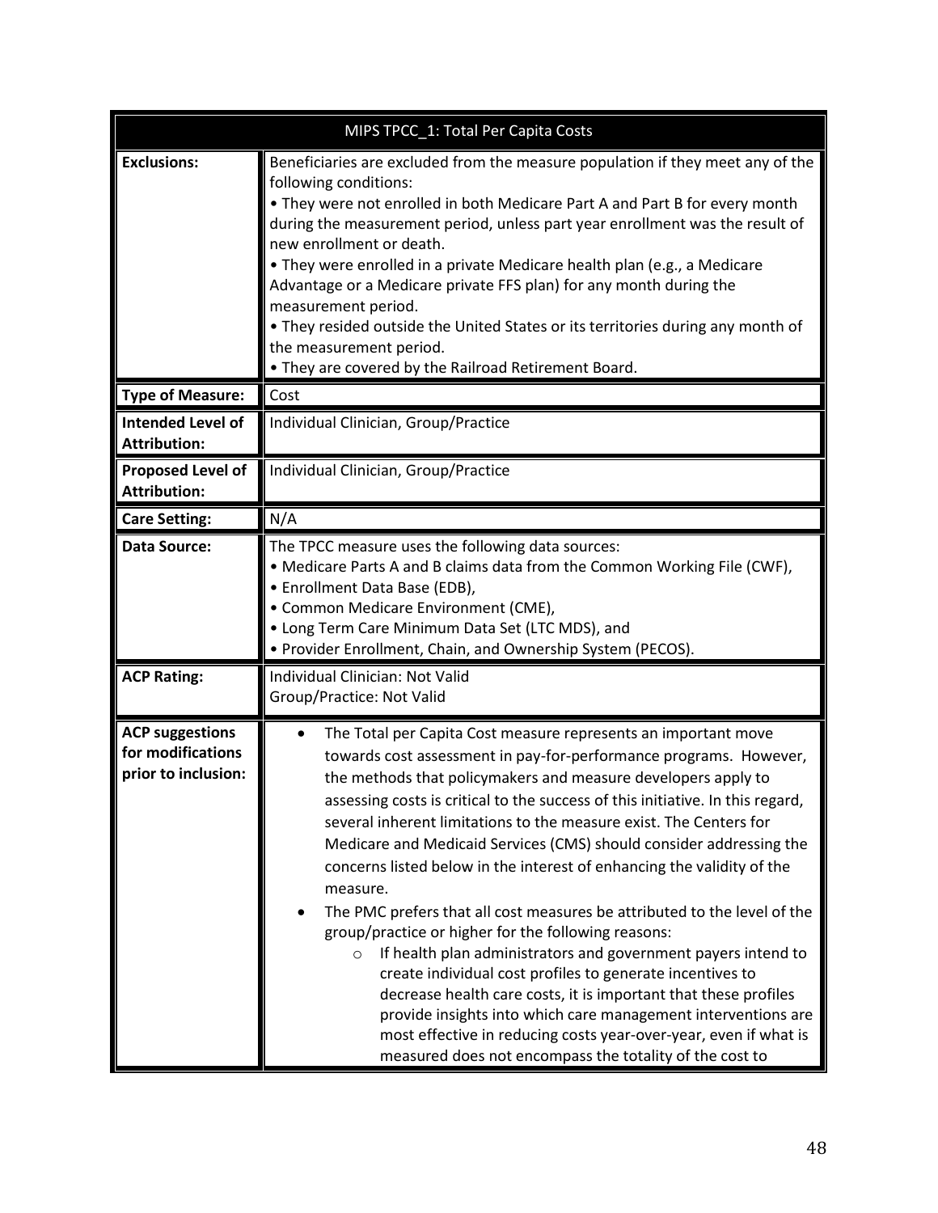| MIPS TPCC_1: Total Per Capita Costs | |
|---|---|
| **Exclusions:** | Beneficiaries are excluded from the measure population if they meet any of the following conditions:<br>• They were not enrolled in both Medicare Part A and Part B for every month during the measurement period, unless part year enrollment was the result of new enrollment or death.<br>• They were enrolled in a private Medicare health plan (e.g., a Medicare Advantage or a Medicare private FFS plan) for any month during the measurement period.<br>• They resided outside the United States or its territories during any month of the measurement period.<br>• They are covered by the Railroad Retirement Board. |
| **Type of Measure:** | Cost |
| **Intended Level of Attribution:** | Individual Clinician, Group/Practice |
| **Proposed Level of Attribution:** | Individual Clinician, Group/Practice |
| **Care Setting:** | N/A |
| **Data Source:** | The TPCC measure uses the following data sources:<br>• Medicare Parts A and B claims data from the Common Working File (CWF),<br>• Enrollment Data Base (EDB),<br>• Common Medicare Environment (CME),<br>• Long Term Care Minimum Data Set (LTC MDS), and<br>• Provider Enrollment, Chain, and Ownership System (PECOS). |
| **ACP Rating:** | Individual Clinician: Not Valid<br>Group/Practice: Not Valid |
| **ACP suggestions for modifications prior to inclusion:** | • The Total per Capita Cost measure represents an important move towards cost assessment in pay-for-performance programs. However, the methods that policymakers and measure developers apply to assessing costs is critical to the success of this initiative. In this regard, several inherent limitations to the measure exist. The Centers for Medicare and Medicaid Services (CMS) should consider addressing the concerns listed below in the interest of enhancing the validity of the measure.<br>• The PMC prefers that all cost measures be attributed to the level of the group/practice or higher for the following reasons:<br>    o If health plan administrators and government payers intend to create individual cost profiles to generate incentives to decrease health care costs, it is important that these profiles provide insights into which care management interventions are most effective in reducing costs year-over-year, even if what is measured does not encompass the totality of the cost to |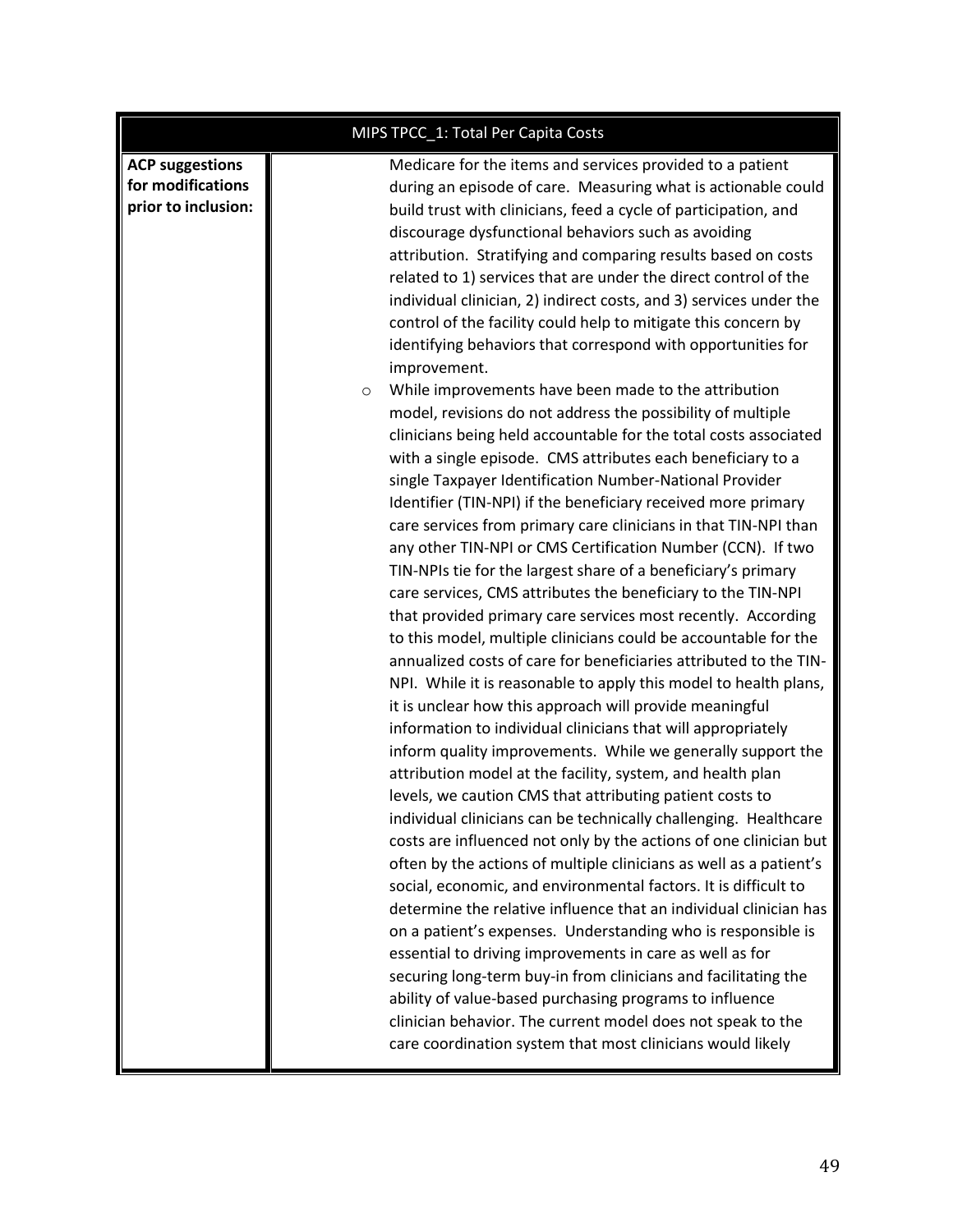| MIPS TPCC_1: Total Per Capita Costs | |
|---|---|
| **ACP suggestions for modifications prior to inclusion:** | Medicare for the items and services provided to a patient during an episode of care. Measuring what is actionable could build trust with clinicians, feed a cycle of participation, and discourage dysfunctional behaviors such as avoiding attribution. Stratifying and comparing results based on costs related to 1) services that are under the direct control of the individual clinician, 2) indirect costs, and 3) services under the control of the facility could help to mitigate this concern by identifying behaviors that correspond with opportunities for improvement.<br>o While improvements have been made to the attribution model, revisions do not address the possibility of multiple clinicians being held accountable for the total costs associated with a single episode. CMS attributes each beneficiary to a single Taxpayer Identification Number-National Provider Identifier (TIN-NPI) if the beneficiary received more primary care services from primary care clinicians in that TIN-NPI than any other TIN-NPI or CMS Certification Number (CCN). If two TIN-NPIs tie for the largest share of a beneficiary's primary care services, CMS attributes the beneficiary to the TIN-NPI that provided primary care services most recently. According to this model, multiple clinicians could be accountable for the annualized costs of care for beneficiaries attributed to the TIN-NPI. While it is reasonable to apply this model to health plans, it is unclear how this approach will provide meaningful information to individual clinicians that will appropriately inform quality improvements. While we generally support the attribution model at the facility, system, and health plan levels, we caution CMS that attributing patient costs to individual clinicians can be technically challenging. Healthcare costs are influenced not only by the actions of one clinician but often by the actions of multiple clinicians as well as a patient's social, economic, and environmental factors. It is difficult to determine the relative influence that an individual clinician has on a patient's expenses. Understanding who is responsible is essential to driving improvements in care as well as for securing long-term buy-in from clinicians and facilitating the ability of value-based purchasing programs to influence clinician behavior. The current model does not speak to the care coordination system that most clinicians would likely |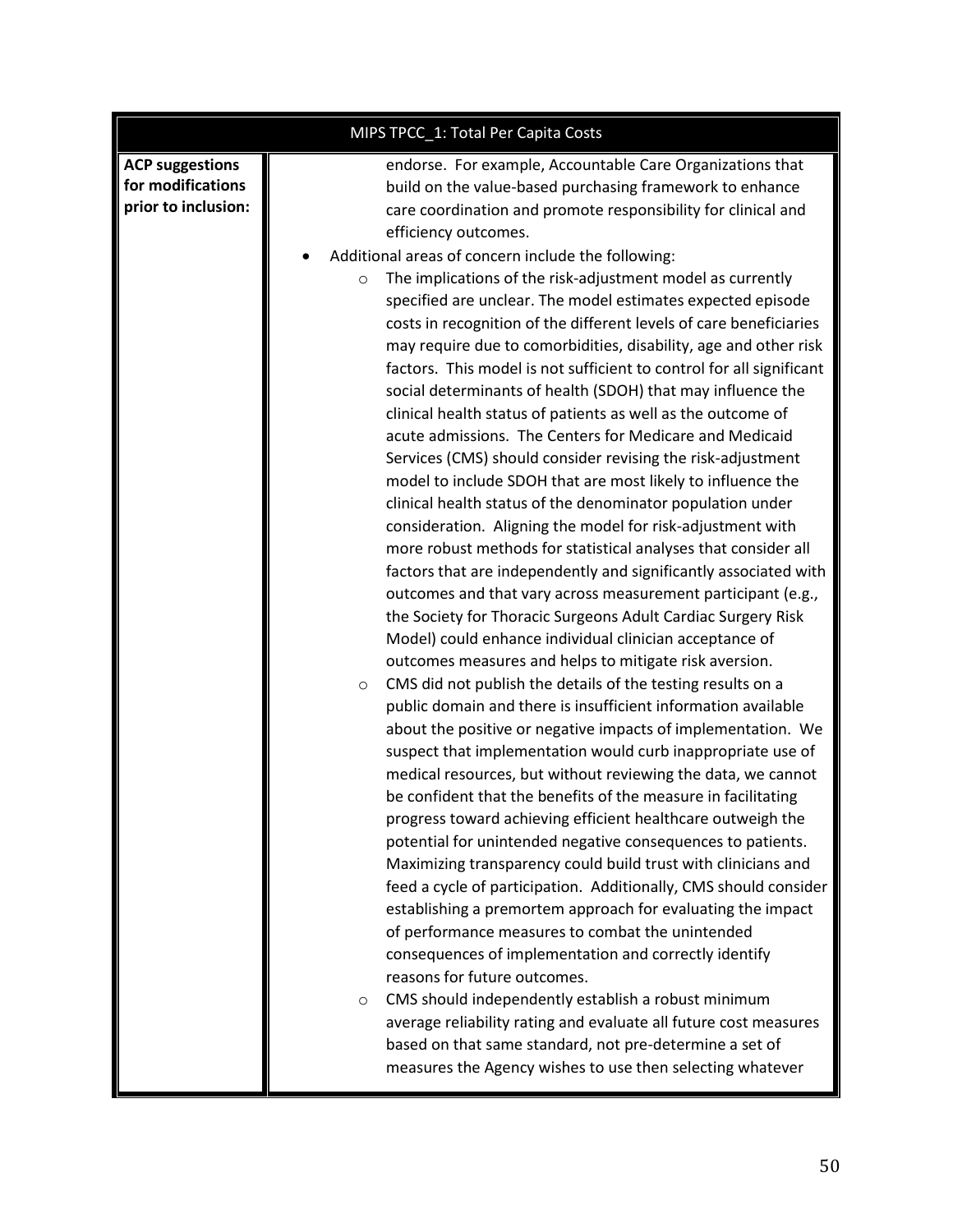| MIPS TPCC_1: Total Per Capita Costs | |
|---|---|
| **ACP suggestions for modifications prior to inclusion:** | endorse. For example, Accountable Care Organizations that build on the value-based purchasing framework to enhance care coordination and promote responsibility for clinical and efficiency outcomes.<br>• Additional areas of concern include the following:<br>  ○ The implications of the risk-adjustment model as currently specified are unclear. The model estimates expected episode costs in recognition of the different levels of care beneficiaries may require due to comorbidities, disability, age and other risk factors. This model is not sufficient to control for all significant social determinants of health (SDOH) that may influence the clinical health status of patients as well as the outcome of acute admissions. The Centers for Medicare and Medicaid Services (CMS) should consider revising the risk-adjustment model to include SDOH that are most likely to influence the clinical health status of the denominator population under consideration. Aligning the model for risk-adjustment with more robust methods for statistical analyses that consider all factors that are independently and significantly associated with outcomes and that vary across measurement participant (e.g., the Society for Thoracic Surgeons Adult Cardiac Surgery Risk Model) could enhance individual clinician acceptance of outcomes measures and helps to mitigate risk aversion.<br>  ○ CMS did not publish the details of the testing results on a public domain and there is insufficient information available about the positive or negative impacts of implementation. We suspect that implementation would curb inappropriate use of medical resources, but without reviewing the data, we cannot be confident that the benefits of the measure in facilitating progress toward achieving efficient healthcare outweigh the potential for unintended negative consequences to patients. Maximizing transparency could build trust with clinicians and feed a cycle of participation. Additionally, CMS should consider establishing a premortem approach for evaluating the impact of performance measures to combat the unintended consequences of implementation and correctly identify reasons for future outcomes.<br>  ○ CMS should independently establish a robust minimum average reliability rating and evaluate all future cost measures based on that same standard, not pre-determine a set of measures the Agency wishes to use then selecting whatever |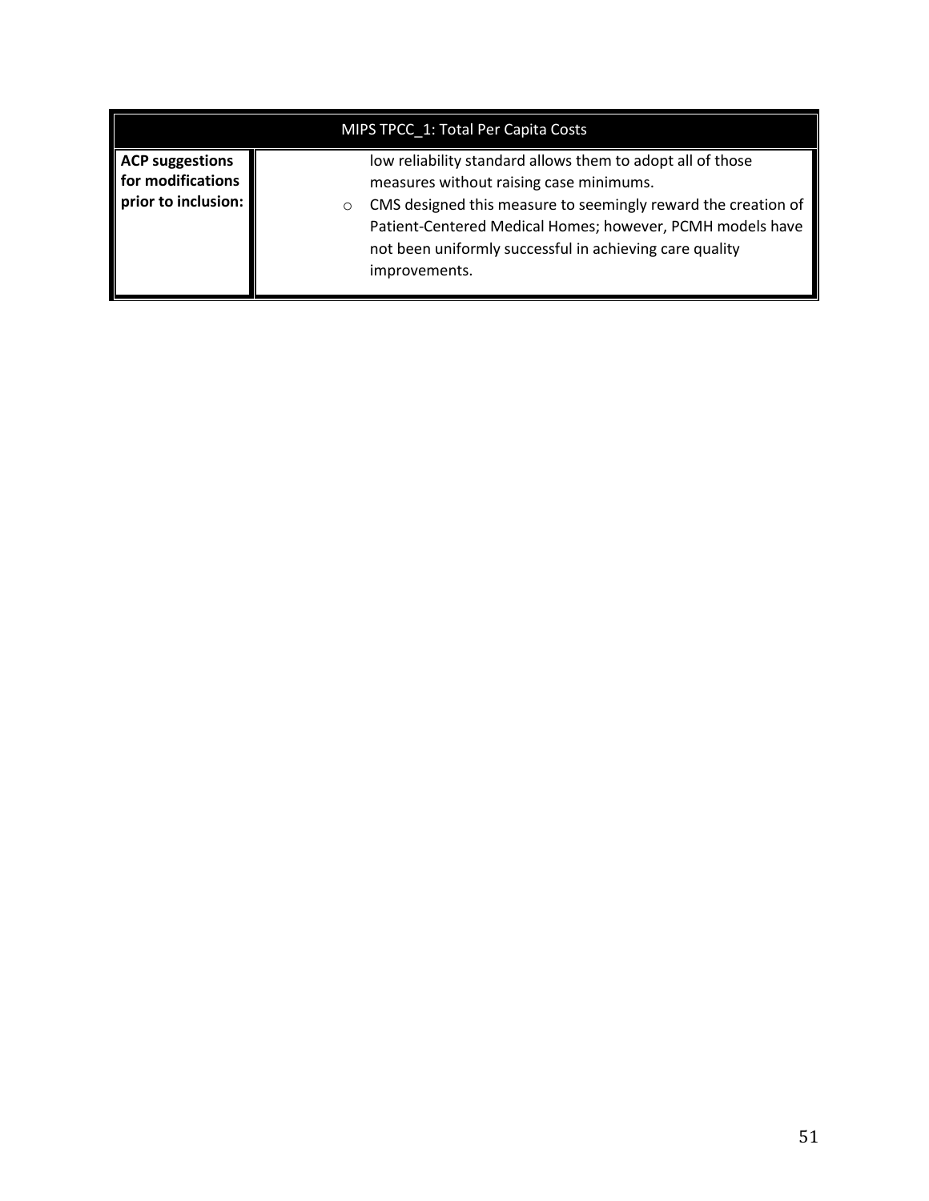| MIPS TPCC_1: Total Per Capita Costs | |
|---|---|
| **ACP suggestions for modifications prior to inclusion:** | low reliability standard allows them to adopt all of those measures without raising case minimums.<br>○ CMS designed this measure to seemingly reward the creation of Patient-Centered Medical Homes; however, PCMH models have not been uniformly successful in achieving care quality improvements. |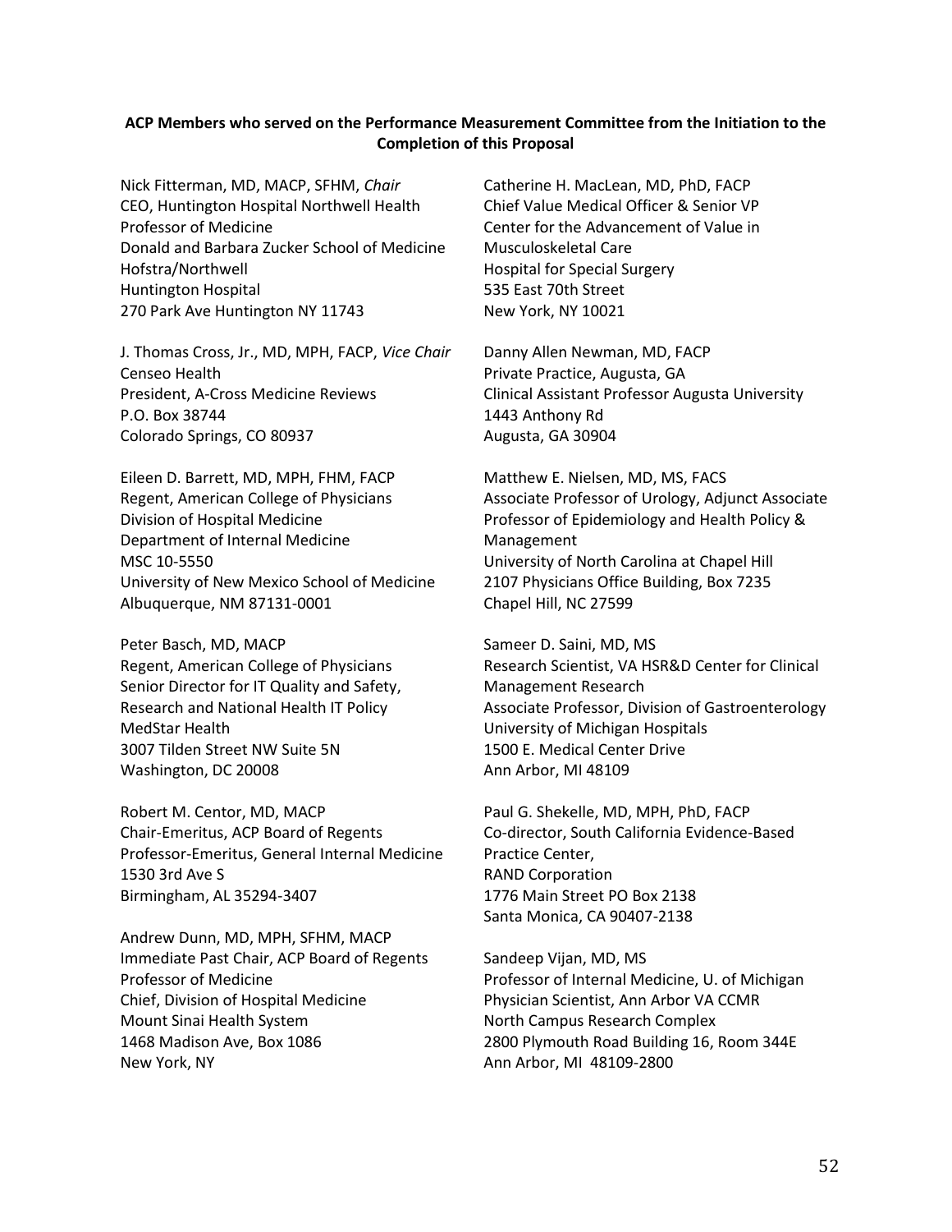**ACP Members who served on the Performance Measurement Committee from the Initiation to the Completion of this Proposal**

Nick Fitterman, MD, MACP, SFHM, *Chair*
CEO, Huntington Hospital Northwell Health
Professor of Medicine
Donald and Barbara Zucker School of Medicine
Hofstra/Northwell
Huntington Hospital
270 Park Ave Huntington NY 11743

J. Thomas Cross, Jr., MD, MPH, FACP, *Vice Chair*
Censeo Health
President, A-Cross Medicine Reviews
P.O. Box 38744
Colorado Springs, CO 80937

Eileen D. Barrett, MD, MPH, FHM, FACP
Regent, American College of Physicians
Division of Hospital Medicine
Department of Internal Medicine
MSC 10-5550
University of New Mexico School of Medicine
Albuquerque, NM 87131-0001

Peter Basch, MD, MACP
Regent, American College of Physicians
Senior Director for IT Quality and Safety,
Research and National Health IT Policy
MedStar Health
3007 Tilden Street NW Suite 5N
Washington, DC 20008

Robert M. Centor, MD, MACP
Chair-Emeritus, ACP Board of Regents
Professor-Emeritus, General Internal Medicine
1530 3rd Ave S
Birmingham, AL 35294-3407

Andrew Dunn, MD, MPH, SFHM, MACP
Immediate Past Chair, ACP Board of Regents
Professor of Medicine
Chief, Division of Hospital Medicine
Mount Sinai Health System
1468 Madison Ave, Box 1086
New York, NY

Catherine H. MacLean, MD, PhD, FACP
Chief Value Medical Officer & Senior VP
Center for the Advancement of Value in
Musculoskeletal Care
Hospital for Special Surgery
535 East 70th Street
New York, NY 10021

Danny Allen Newman, MD, FACP
Private Practice, Augusta, GA
Clinical Assistant Professor Augusta University
1443 Anthony Rd
Augusta, GA 30904

Matthew E. Nielsen, MD, MS, FACS
Associate Professor of Urology, Adjunct Associate Professor of Epidemiology and Health Policy & Management
University of North Carolina at Chapel Hill
2107 Physicians Office Building, Box 7235
Chapel Hill, NC 27599

Sameer D. Saini, MD, MS
Research Scientist, VA HSR&D Center for Clinical Management Research
Associate Professor, Division of Gastroenterology
University of Michigan Hospitals
1500 E. Medical Center Drive
Ann Arbor, MI 48109

Paul G. Shekelle, MD, MPH, PhD, FACP
Co-director, South California Evidence-Based Practice Center,
RAND Corporation
1776 Main Street PO Box 2138
Santa Monica, CA 90407-2138

Sandeep Vijan, MD, MS
Professor of Internal Medicine, U. of Michigan
Physician Scientist, Ann Arbor VA CCMR
North Campus Research Complex
2800 Plymouth Road Building 16, Room 344E
Ann Arbor, MI 48109-2800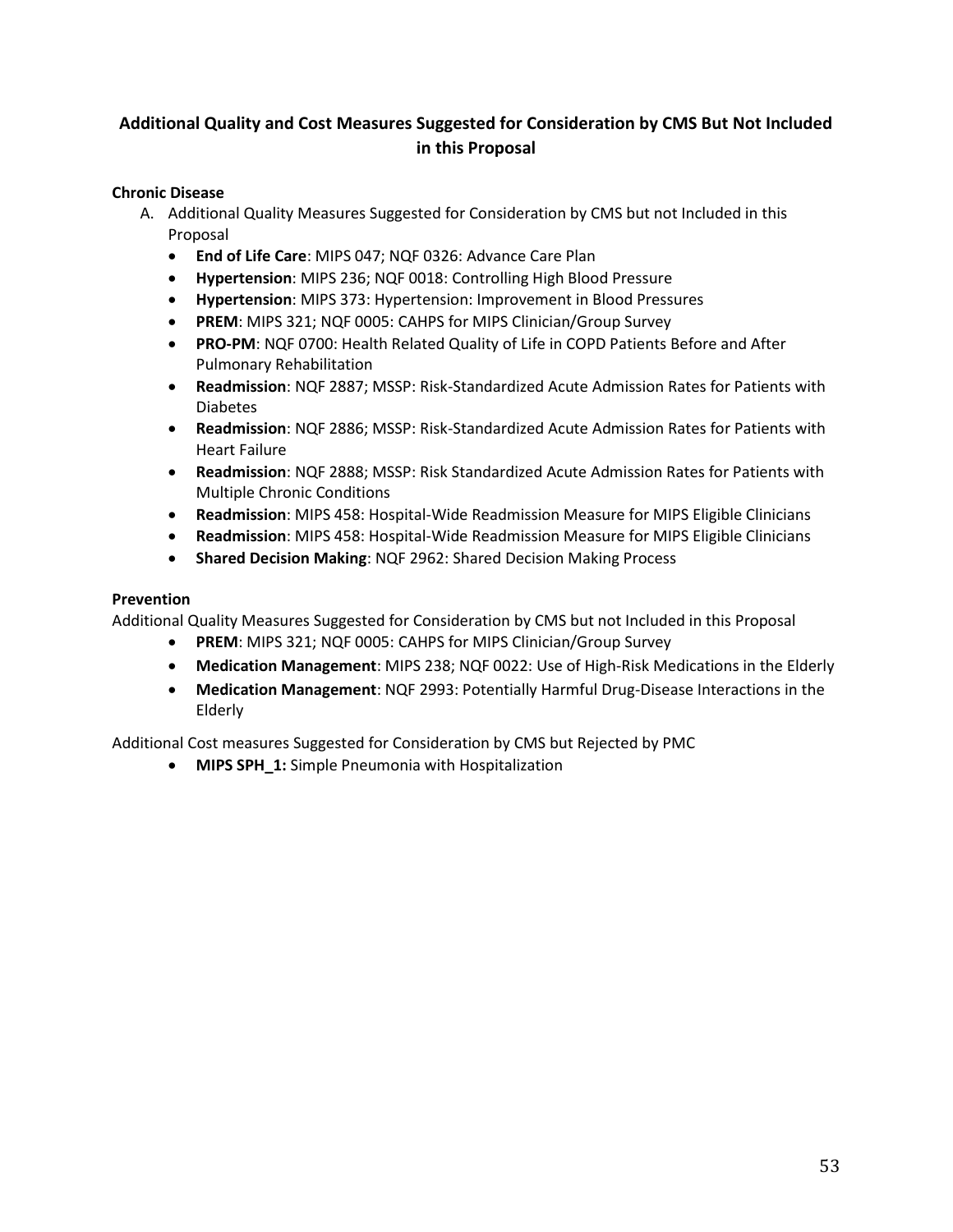## Additional Quality and Cost Measures Suggested for Consideration by CMS But Not Included in this Proposal

**Chronic Disease**

A. Additional Quality Measures Suggested for Consideration by CMS but not Included in this Proposal
   - **End of Life Care**: MIPS 047; NQF 0326: Advance Care Plan
   - **Hypertension**: MIPS 236; NQF 0018: Controlling High Blood Pressure
   - **Hypertension**: MIPS 373: Hypertension: Improvement in Blood Pressures
   - **PREM**: MIPS 321; NQF 0005: CAHPS for MIPS Clinician/Group Survey
   - **PRO-PM**: NQF 0700: Health Related Quality of Life in COPD Patients Before and After Pulmonary Rehabilitation
   - **Readmission**: NQF 2887; MSSP: Risk-Standardized Acute Admission Rates for Patients with Diabetes
   - **Readmission**: NQF 2886; MSSP: Risk-Standardized Acute Admission Rates for Patients with Heart Failure
   - **Readmission**: NQF 2888; MSSP: Risk Standardized Acute Admission Rates for Patients with Multiple Chronic Conditions
   - **Readmission**: MIPS 458: Hospital-Wide Readmission Measure for MIPS Eligible Clinicians
   - **Readmission**: MIPS 458: Hospital-Wide Readmission Measure for MIPS Eligible Clinicians
   - **Shared Decision Making**: NQF 2962: Shared Decision Making Process

**Prevention**

Additional Quality Measures Suggested for Consideration by CMS but not Included in this Proposal

- **PREM**: MIPS 321; NQF 0005: CAHPS for MIPS Clinician/Group Survey
- **Medication Management**: MIPS 238; NQF 0022: Use of High-Risk Medications in the Elderly
- **Medication Management**: NQF 2993: Potentially Harmful Drug-Disease Interactions in the Elderly

Additional Cost measures Suggested for Consideration by CMS but Rejected by PMC

- **MIPS SPH_1:** Simple Pneumonia with Hospitalization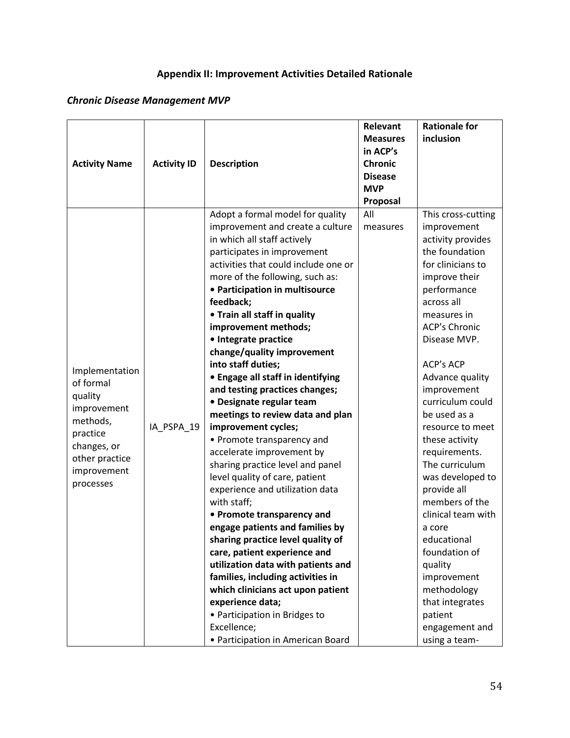# Appendix II: Improvement Activities Detailed Rationale

## *Chronic Disease Management MVP*

| Activity Name | Activity ID | Description | Relevant Measures in ACP's Chronic Disease MVP Proposal | Rationale for inclusion |
|---|---|---|---|---|
| Implementation of formal quality improvement methods, practice changes, or other practice improvement processes | IA_PSPA_19 | Adopt a formal model for quality improvement and create a culture in which all staff actively participates in improvement activities that could include one or more of the following, such as:<br>• **Participation in multisource feedback;**<br>• **Train all staff in quality improvement methods;**<br>• **Integrate practice change/quality improvement into staff duties;**<br>• **Engage all staff in identifying and testing practices changes;**<br>• **Designate regular team meetings to review data and plan improvement cycles;**<br>• Promote transparency and accelerate improvement by sharing practice level and panel level quality of care, patient experience and utilization data with staff;<br>• **Promote transparency and engage patients and families by sharing practice level quality of care, patient experience and utilization data with patients and families, including activities in which clinicians act upon patient experience data;**<br>• Participation in Bridges to Excellence;<br>• Participation in American Board | All measures | This cross-cutting improvement activity provides the foundation for clinicians to improve their performance across all measures in ACP's Chronic Disease MVP.<br><br>ACP's ACP Advance quality improvement curriculum could be used as a resource to meet these activity requirements. The curriculum was developed to provide all members of the clinical team with a core educational foundation of quality improvement methodology that integrates patient engagement and using a team- |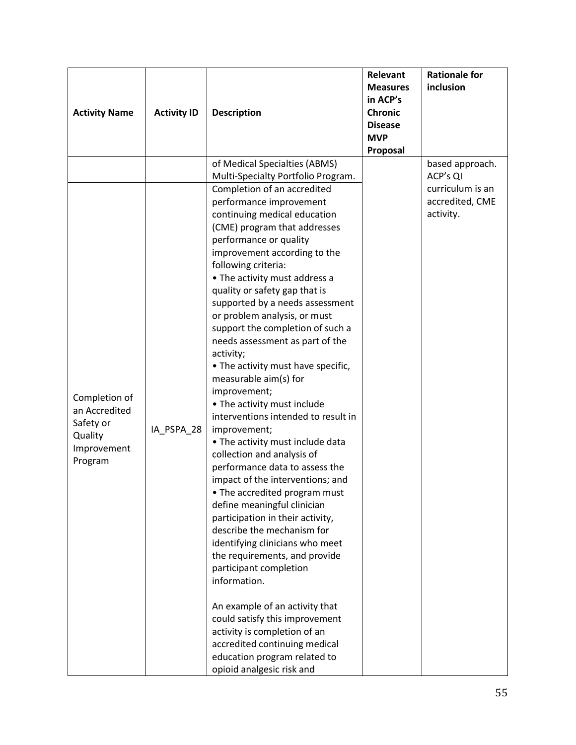| Activity Name | Activity ID | Description | Relevant Measures in ACP's Chronic Disease MVP Proposal | Rationale for inclusion |
|---|---|---|---|---|
| | | of Medical Specialties (ABMS) Multi-Specialty Portfolio Program. | | based approach. ACP's QI curriculum is an accredited, CME activity. |
| Completion of an Accredited Safety or Quality Improvement Program | IA_PSPA_28 | Completion of an accredited performance improvement continuing medical education (CME) program that addresses performance or quality improvement according to the following criteria:<br>• The activity must address a quality or safety gap that is supported by a needs assessment or problem analysis, or must support the completion of such a needs assessment as part of the activity;<br>• The activity must have specific, measurable aim(s) for improvement;<br>• The activity must include interventions intended to result in improvement;<br>• The activity must include data collection and analysis of performance data to assess the impact of the interventions; and<br>• The accredited program must define meaningful clinician participation in their activity, describe the mechanism for identifying clinicians who meet the requirements, and provide participant completion information.<br><br>An example of an activity that could satisfy this improvement activity is completion of an accredited continuing medical education program related to opioid analgesic risk and | | |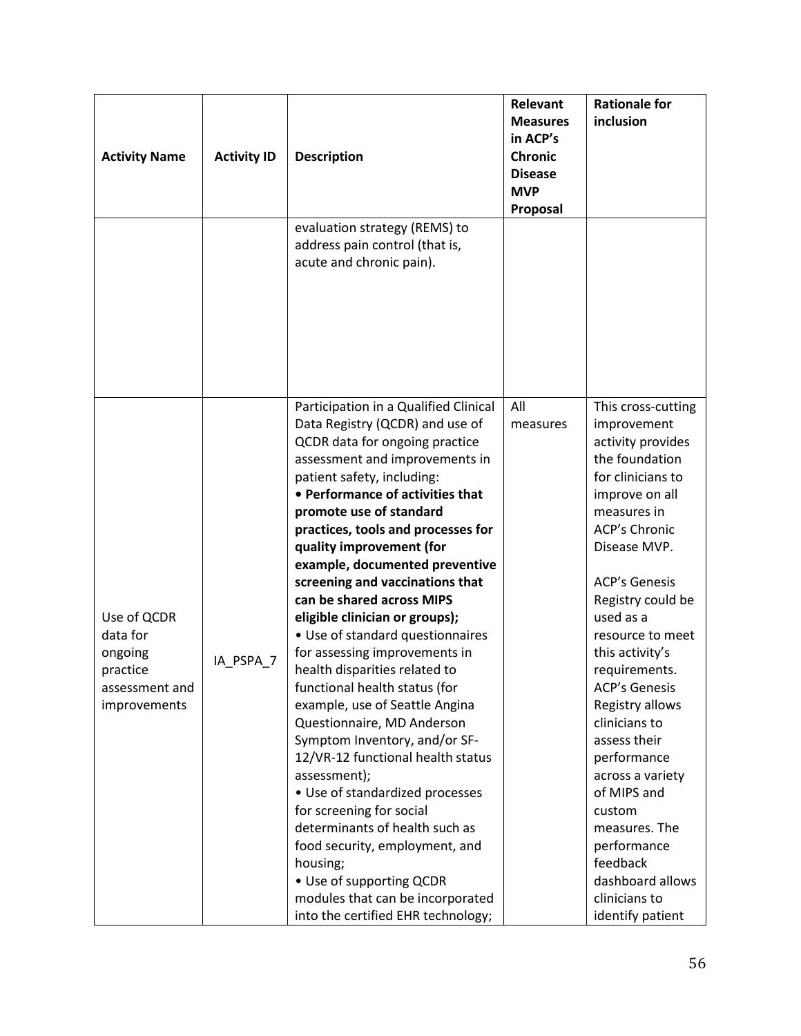| Activity Name | Activity ID | Description | Relevant Measures in ACP's Chronic Disease MVP Proposal | Rationale for inclusion |
|---|---|---|---|---|
| | | evaluation strategy (REMS) to address pain control (that is, acute and chronic pain). | | |
| Use of QCDR data for ongoing practice assessment and improvements | IA_PSPA_7 | Participation in a Qualified Clinical Data Registry (QCDR) and use of QCDR data for ongoing practice assessment and improvements in patient safety, including:<br>• **Performance of activities that promote use of standard practices, tools and processes for quality improvement (for example, documented preventive screening and vaccinations that can be shared across MIPS eligible clinician or groups);**<br>• Use of standard questionnaires for assessing improvements in health disparities related to functional health status (for example, use of Seattle Angina Questionnaire, MD Anderson Symptom Inventory, and/or SF-12/VR-12 functional health status assessment);<br>• Use of standardized processes for screening for social determinants of health such as food security, employment, and housing;<br>• Use of supporting QCDR modules that can be incorporated into the certified EHR technology; | All measures | This cross-cutting improvement activity provides the foundation for clinicians to improve on all measures in ACP's Chronic Disease MVP.<br><br>ACP's Genesis Registry could be used as a resource to meet this activity's requirements. ACP's Genesis Registry allows clinicians to assess their performance across a variety of MIPS and custom measures. The performance feedback dashboard allows clinicians to identify patient |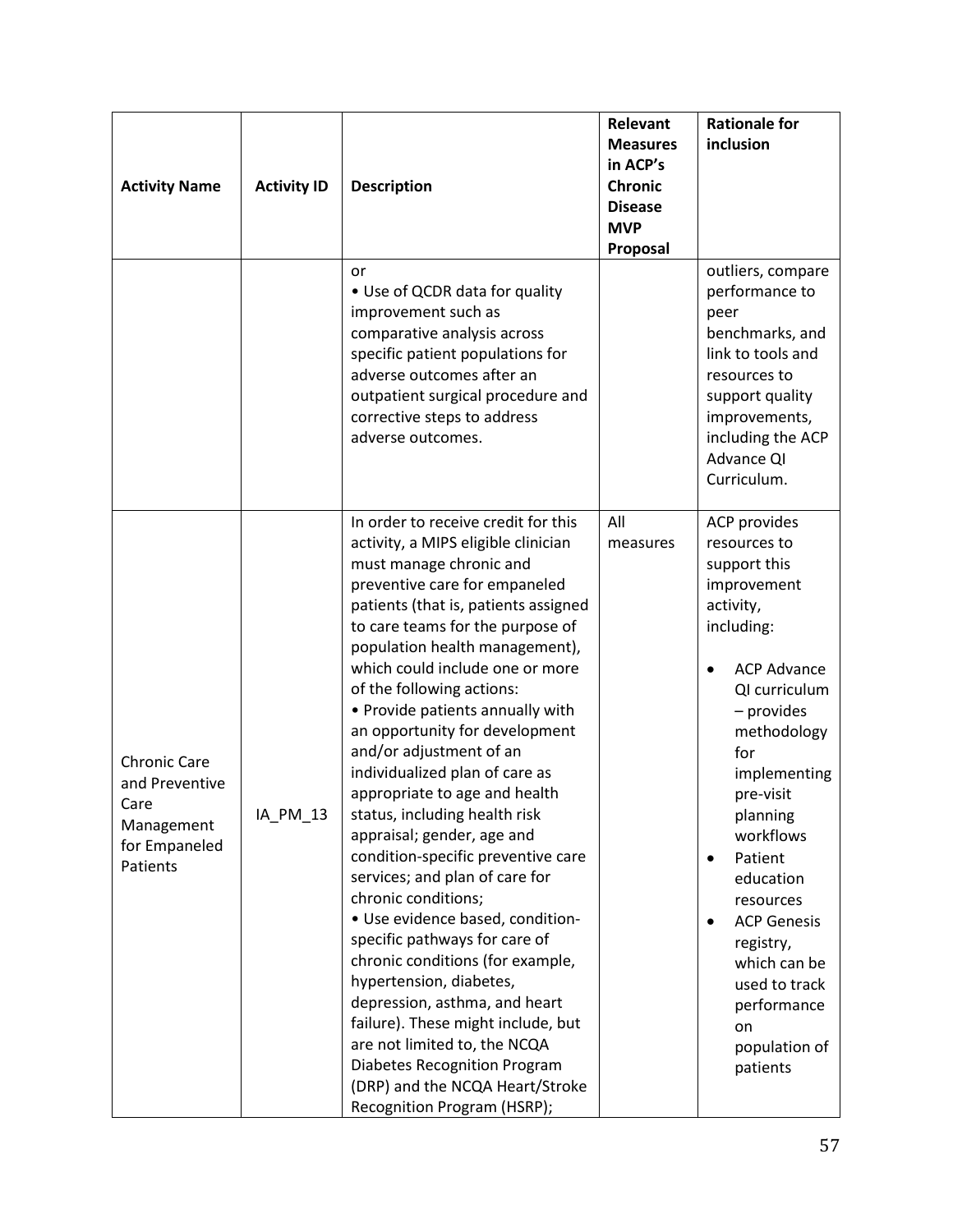| Activity Name | Activity ID | Description | Relevant Measures in ACP's Chronic Disease MVP Proposal | Rationale for inclusion |
|---|---|---|---|---|
| | | or<br>• Use of QCDR data for quality improvement such as comparative analysis across specific patient populations for adverse outcomes after an outpatient surgical procedure and corrective steps to address adverse outcomes. | | outliers, compare performance to peer benchmarks, and link to tools and resources to support quality improvements, including the ACP Advance QI Curriculum. |
| Chronic Care and Preventive Care Management for Empaneled Patients | IA_PM_13 | In order to receive credit for this activity, a MIPS eligible clinician must manage chronic and preventive care for empaneled patients (that is, patients assigned to care teams for the purpose of population health management), which could include one or more of the following actions:<br>• Provide patients annually with an opportunity for development and/or adjustment of an individualized plan of care as appropriate to age and health status, including health risk appraisal; gender, age and condition-specific preventive care services; and plan of care for chronic conditions;<br>• Use evidence based, condition-specific pathways for care of chronic conditions (for example, hypertension, diabetes, depression, asthma, and heart failure). These might include, but are not limited to, the NCQA Diabetes Recognition Program (DRP) and the NCQA Heart/Stroke Recognition Program (HSRP); | All measures | ACP provides resources to support this improvement activity, including:<br>• ACP Advance QI curriculum – provides methodology for implementing pre-visit planning workflows<br>• Patient education resources<br>• ACP Genesis registry, which can be used to track performance on population of patients |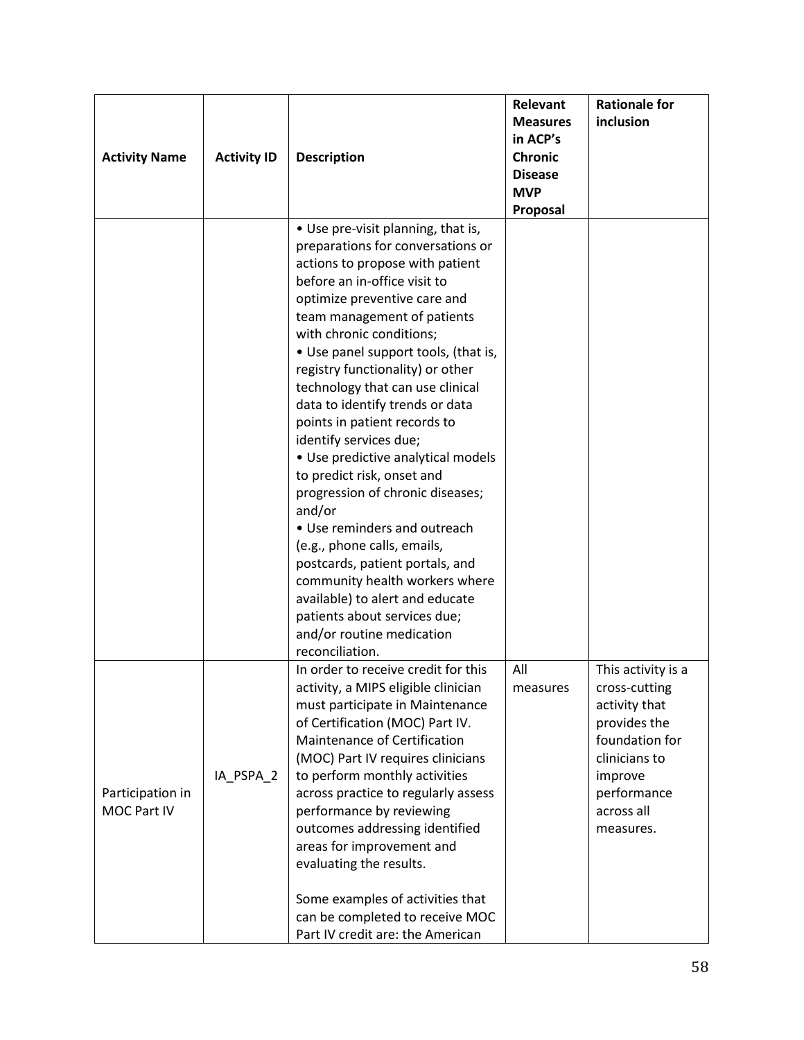| Activity Name | Activity ID | Description | Relevant Measures in ACP's Chronic Disease MVP Proposal | Rationale for inclusion |
|---|---|---|---|---|
| | | • Use pre-visit planning, that is, preparations for conversations or actions to propose with patient before an in-office visit to optimize preventive care and team management of patients with chronic conditions;<br>• Use panel support tools, (that is, registry functionality) or other technology that can use clinical data to identify trends or data points in patient records to identify services due;<br>• Use predictive analytical models to predict risk, onset and progression of chronic diseases; and/or<br>• Use reminders and outreach (e.g., phone calls, emails, postcards, patient portals, and community health workers where available) to alert and educate patients about services due; and/or routine medication reconciliation. | | |
| Participation in MOC Part IV | IA_PSPA_2 | In order to receive credit for this activity, a MIPS eligible clinician must participate in Maintenance of Certification (MOC) Part IV. Maintenance of Certification (MOC) Part IV requires clinicians to perform monthly activities across practice to regularly assess performance by reviewing outcomes addressing identified areas for improvement and evaluating the results.<br><br>Some examples of activities that can be completed to receive MOC Part IV credit are: the American | All measures | This activity is a cross-cutting activity that provides the foundation for clinicians to improve performance across all measures. |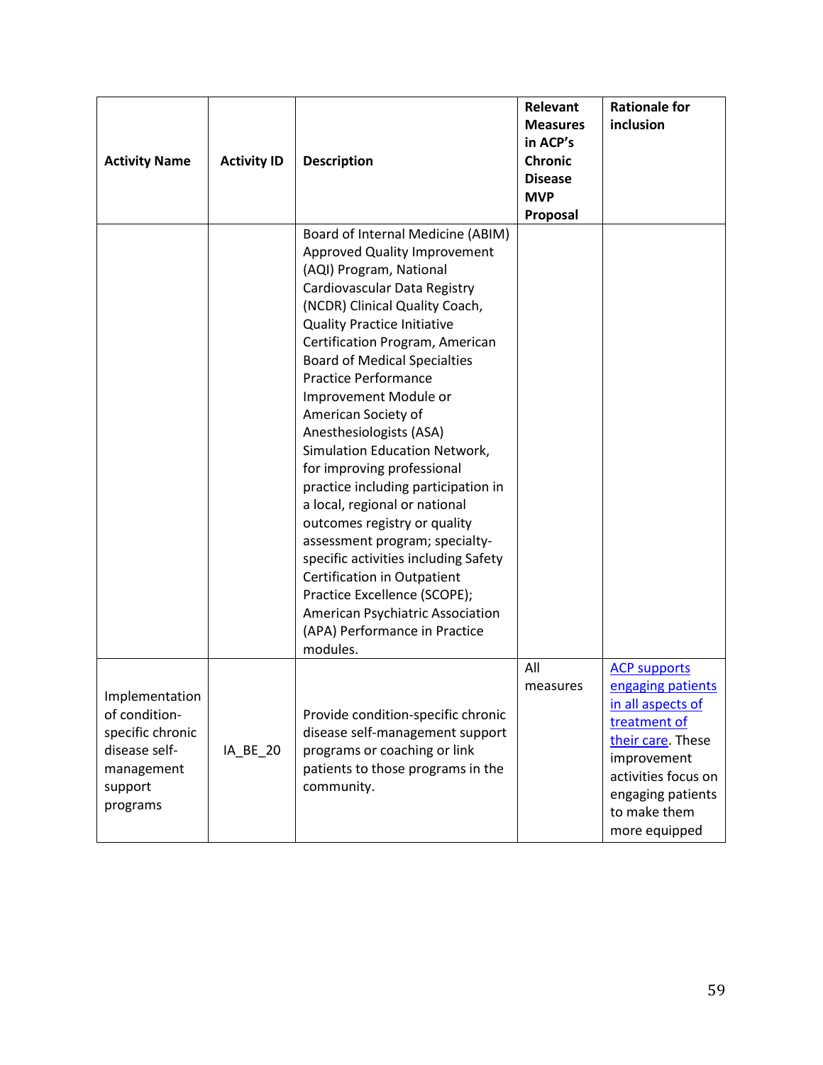| Activity Name | Activity ID | Description | Relevant Measures in ACP's Chronic Disease MVP Proposal | Rationale for inclusion |
| --- | --- | --- | --- | --- |
| | | Board of Internal Medicine (ABIM) Approved Quality Improvement (AQI) Program, National Cardiovascular Data Registry (NCDR) Clinical Quality Coach, Quality Practice Initiative Certification Program, American Board of Medical Specialties Practice Performance Improvement Module or American Society of Anesthesiologists (ASA) Simulation Education Network, for improving professional practice including participation in a local, regional or national outcomes registry or quality assessment program; specialty-specific activities including Safety Certification in Outpatient Practice Excellence (SCOPE); American Psychiatric Association (APA) Performance in Practice modules. | | |
| Implementation of condition-specific chronic disease self-management support programs | IA_BE_20 | Provide condition-specific chronic disease self-management support programs or coaching or link patients to those programs in the community. | All measures | ACP supports engaging patients in all aspects of treatment of their care. These improvement activities focus on engaging patients to make them more equipped |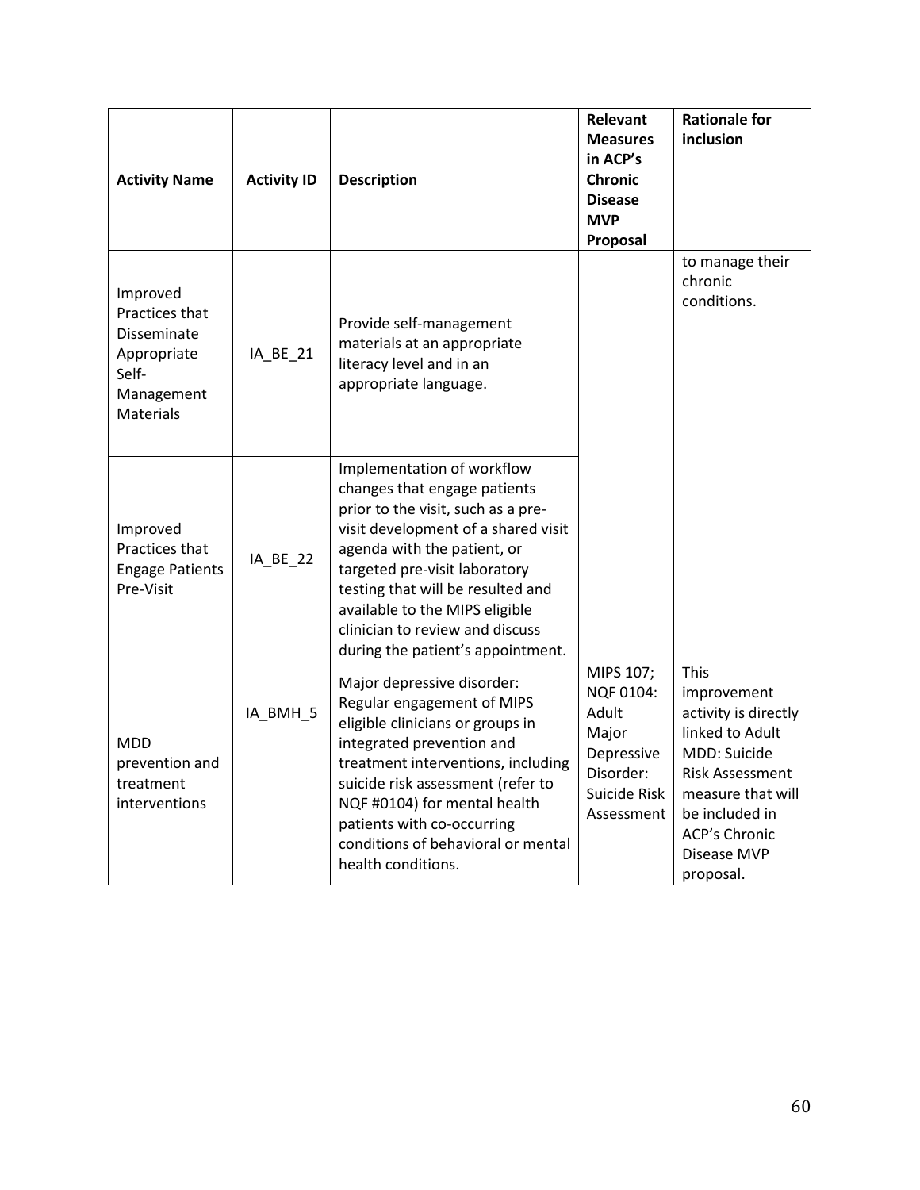| Activity Name | Activity ID | Description | Relevant Measures in ACP's Chronic Disease MVP Proposal | Rationale for inclusion |
|---|---|---|---|---|
| Improved Practices that Disseminate Appropriate Self-Management Materials | IA_BE_21 | Provide self-management materials at an appropriate literacy level and in an appropriate language. | | to manage their chronic conditions. |
| Improved Practices that Engage Patients Pre-Visit | IA_BE_22 | Implementation of workflow changes that engage patients prior to the visit, such as a pre-visit development of a shared visit agenda with the patient, or targeted pre-visit laboratory testing that will be resulted and available to the MIPS eligible clinician to review and discuss during the patient's appointment. | | |
| MDD prevention and treatment interventions | IA_BMH_5 | Major depressive disorder: Regular engagement of MIPS eligible clinicians or groups in integrated prevention and treatment interventions, including suicide risk assessment (refer to NQF #0104) for mental health patients with co-occurring conditions of behavioral or mental health conditions. | MIPS 107; NQF 0104: Adult Major Depressive Disorder: Suicide Risk Assessment | This improvement activity is directly linked to Adult MDD: Suicide Risk Assessment measure that will be included in ACP's Chronic Disease MVP proposal. |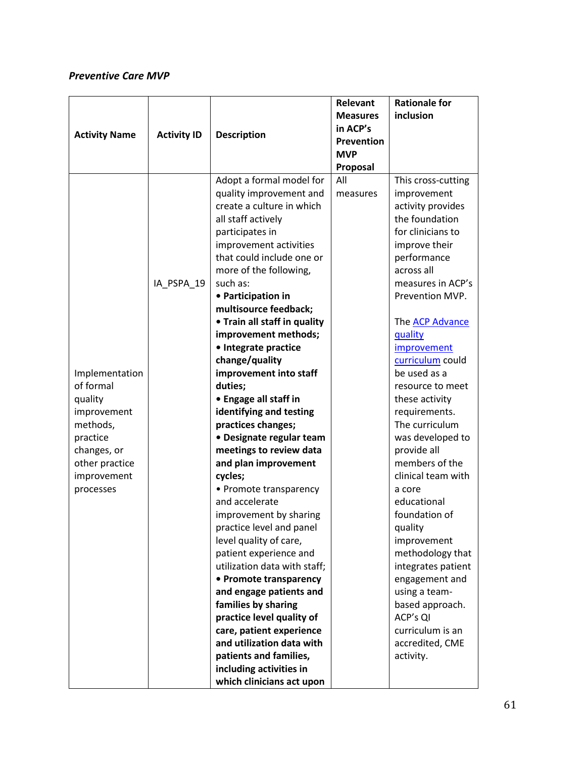### *Preventive Care MVP*

| Activity Name | Activity ID | Description | Relevant Measures in ACP's Prevention MVP Proposal | Rationale for inclusion |
|---|---|---|---|---|
| Implementation of formal quality improvement methods, practice changes, or other practice improvement processes | IA_PSPA_19 | Adopt a formal model for quality improvement and create a culture in which all staff actively participates in improvement activities that could include one or more of the following, such as: • **Participation in multisource feedback;** • **Train all staff in quality improvement methods;** • **Integrate practice change/quality improvement into staff duties;** • **Engage all staff in identifying and testing practices changes;** • **Designate regular team meetings to review data and plan improvement cycles;** • Promote transparency and accelerate improvement by sharing practice level and panel level quality of care, patient experience and utilization data with staff; • **Promote transparency and engage patients and families by sharing practice level quality of care, patient experience and utilization data with patients and families, including activities in which clinicians act upon** | All measures | This cross-cutting improvement activity provides the foundation for clinicians to improve their performance across all measures in ACP's Prevention MVP. The [ACP Advance quality improvement curriculum]() could be used as a resource to meet these activity requirements. The curriculum was developed to provide all members of the clinical team with a core educational foundation of quality improvement methodology that integrates patient engagement and using a team-based approach. ACP's QI curriculum is an accredited, CME activity. |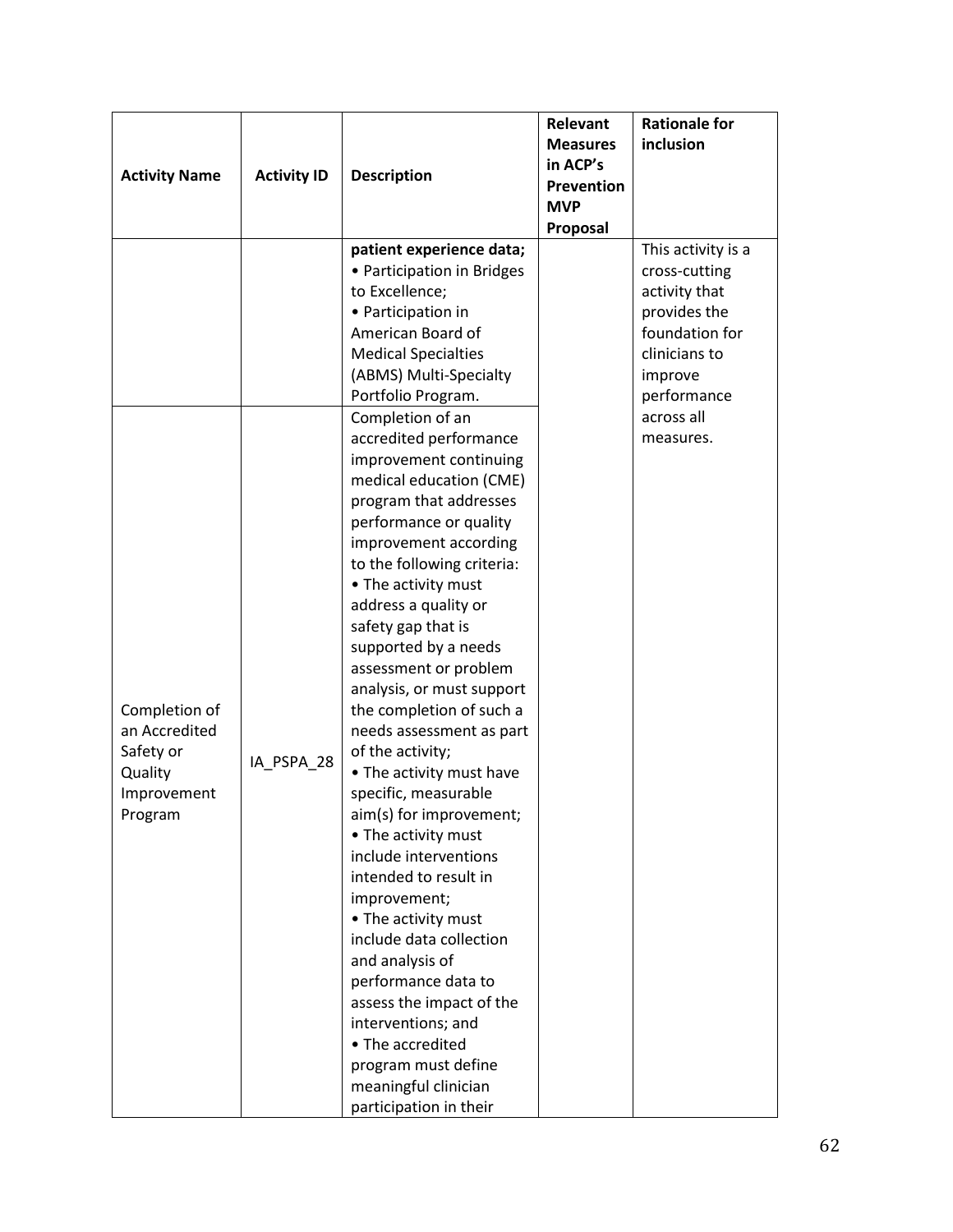| Activity Name | Activity ID | Description | Relevant Measures in ACP's Prevention MVP Proposal | Rationale for inclusion |
|---|---|---|---|---|
| | | **patient experience data;**<br>• Participation in Bridges to Excellence;<br>• Participation in American Board of Medical Specialties (ABMS) Multi-Specialty Portfolio Program. | | This activity is a cross-cutting activity that provides the foundation for clinicians to improve performance across all measures. |
| Completion of an Accredited Safety or Quality Improvement Program | IA_PSPA_28 | Completion of an accredited performance improvement continuing medical education (CME) program that addresses performance or quality improvement according to the following criteria:<br>• The activity must address a quality or safety gap that is supported by a needs assessment or problem analysis, or must support the completion of such a needs assessment as part of the activity;<br>• The activity must have specific, measurable aim(s) for improvement;<br>• The activity must include interventions intended to result in improvement;<br>• The activity must include data collection and analysis of performance data to assess the impact of the interventions; and<br>• The accredited program must define meaningful clinician participation in their | | |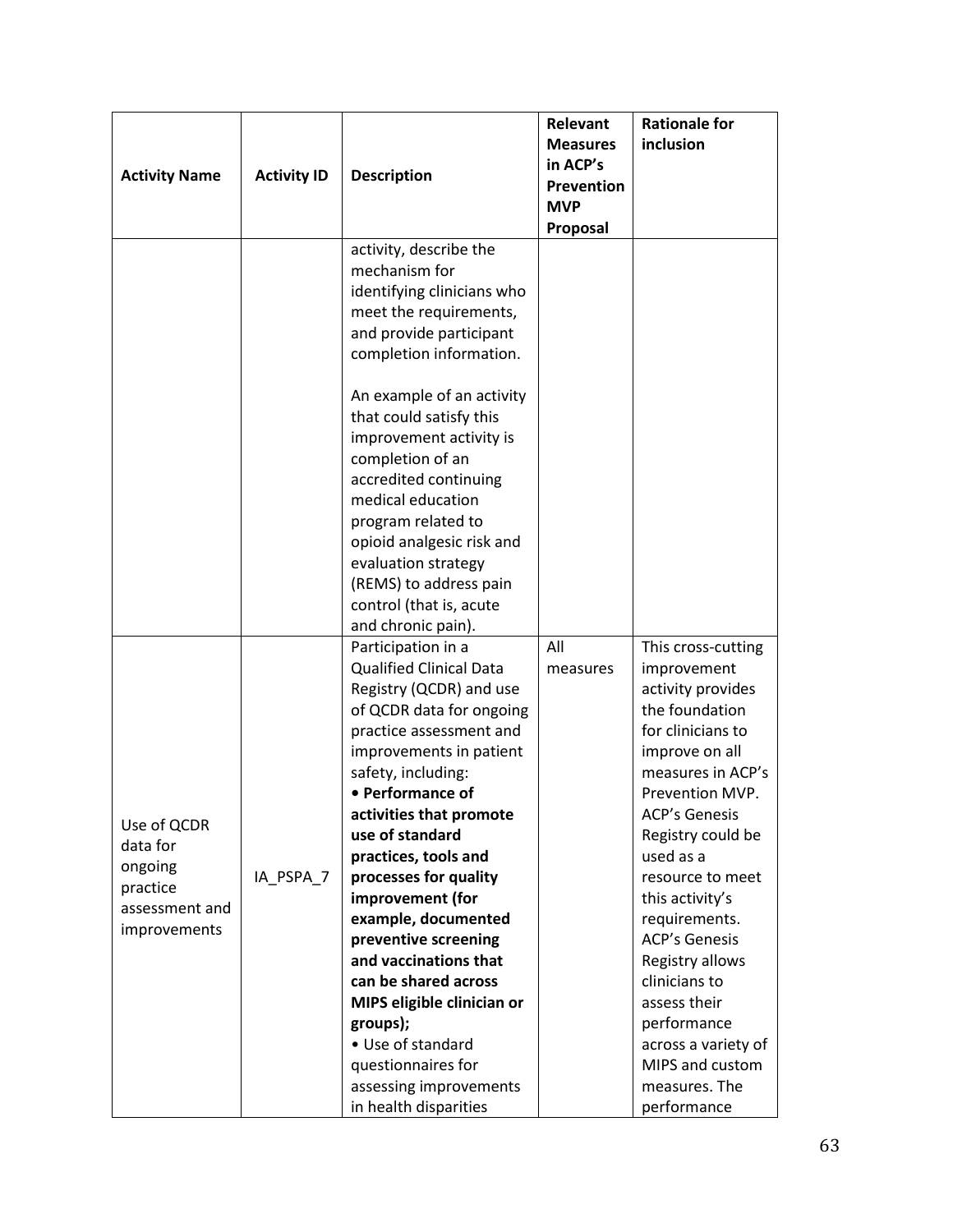| Activity Name | Activity ID | Description | Relevant Measures in ACP's Prevention MVP Proposal | Rationale for inclusion |
|---|---|---|---|---|
| | | activity, describe the mechanism for identifying clinicians who meet the requirements, and provide participant completion information.<br><br>An example of an activity that could satisfy this improvement activity is completion of an accredited continuing medical education program related to opioid analgesic risk and evaluation strategy (REMS) to address pain control (that is, acute and chronic pain). | | |
| Use of QCDR data for ongoing practice assessment and improvements | IA_PSPA_7 | Participation in a Qualified Clinical Data Registry (QCDR) and use of QCDR data for ongoing practice assessment and improvements in patient safety, including:<br>• **Performance of activities that promote use of standard practices, tools and processes for quality improvement (for example, documented preventive screening and vaccinations that can be shared across MIPS eligible clinician or groups);**<br>• Use of standard questionnaires for assessing improvements in health disparities | All measures | This cross-cutting improvement activity provides the foundation for clinicians to improve on all measures in ACP's Prevention MVP. ACP's Genesis Registry could be used as a resource to meet this activity's requirements. ACP's Genesis Registry allows clinicians to assess their performance across a variety of MIPS and custom measures. The performance |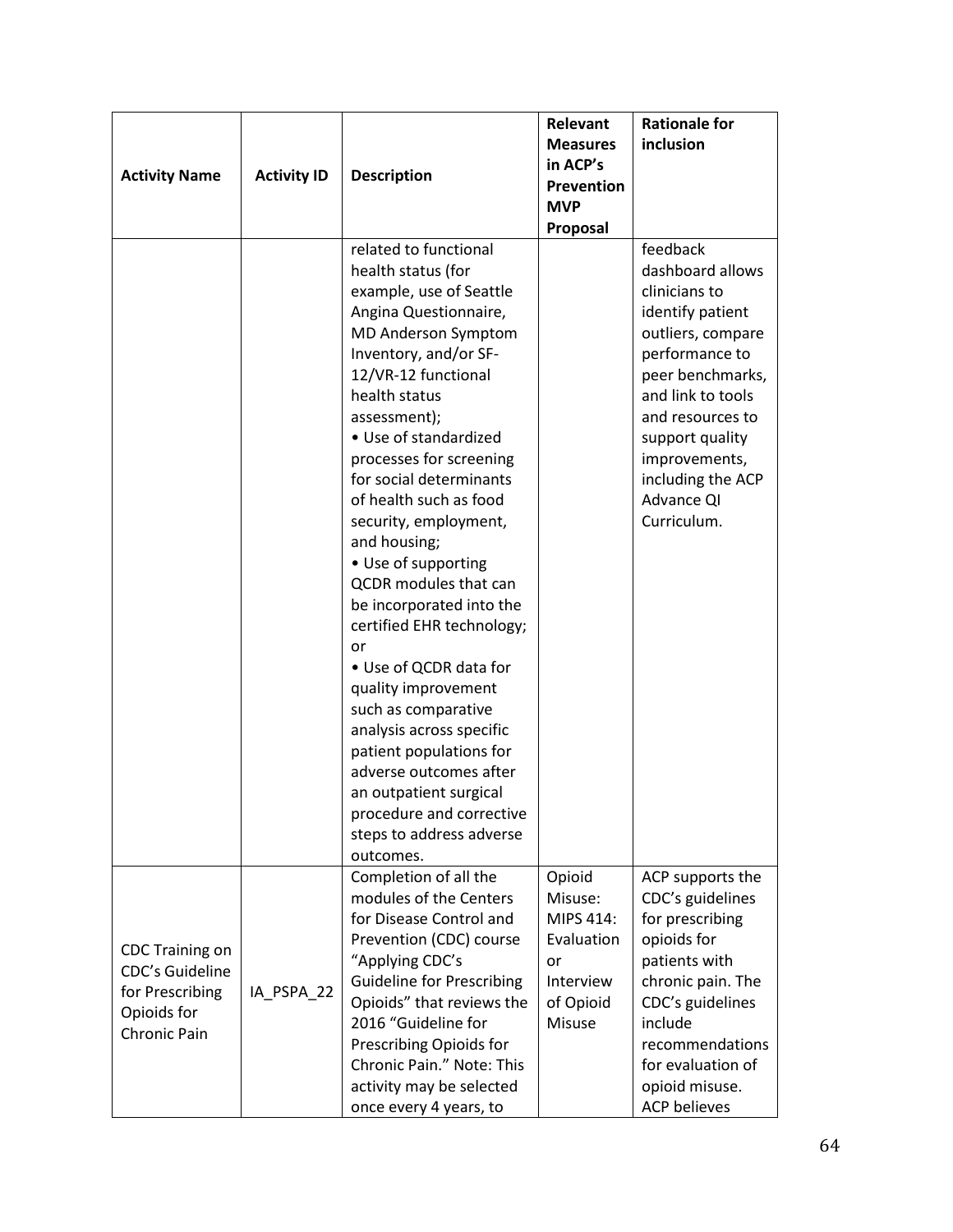| Activity Name | Activity ID | Description | Relevant Measures in ACP's Prevention MVP Proposal | Rationale for inclusion |
|---|---|---|---|---|
| | | related to functional health status (for example, use of Seattle Angina Questionnaire, MD Anderson Symptom Inventory, and/or SF-12/VR-12 functional health status assessment);<br>• Use of standardized processes for screening for social determinants of health such as food security, employment, and housing;<br>• Use of supporting QCDR modules that can be incorporated into the certified EHR technology; or<br>• Use of QCDR data for quality improvement such as comparative analysis across specific patient populations for adverse outcomes after an outpatient surgical procedure and corrective steps to address adverse outcomes. | | feedback dashboard allows clinicians to identify patient outliers, compare performance to peer benchmarks, and link to tools and resources to support quality improvements, including the ACP Advance QI Curriculum. |
| CDC Training on CDC's Guideline for Prescribing Opioids for Chronic Pain | IA_PSPA_22 | Completion of all the modules of the Centers for Disease Control and Prevention (CDC) course "Applying CDC's Guideline for Prescribing Opioids" that reviews the 2016 "Guideline for Prescribing Opioids for Chronic Pain." Note: This activity may be selected once every 4 years, to | Opioid Misuse: MIPS 414: Evaluation or Interview of Opioid Misuse | ACP supports the CDC's guidelines for prescribing opioids for patients with chronic pain. The CDC's guidelines include recommendations for evaluation of opioid misuse. ACP believes |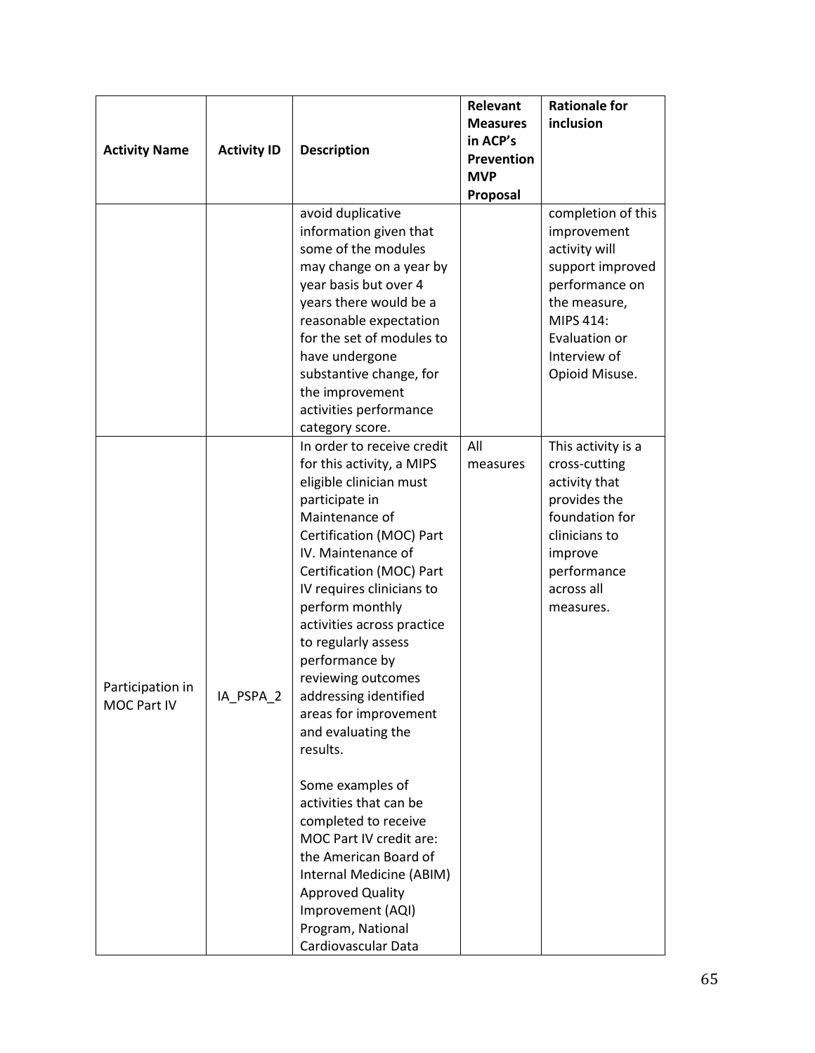| Activity Name | Activity ID | Description | Relevant Measures in ACP's Prevention MVP Proposal | Rationale for inclusion |
|---|---|---|---|---|
| | | avoid duplicative information given that some of the modules may change on a year by year basis but over 4 years there would be a reasonable expectation for the set of modules to have undergone substantive change, for the improvement activities performance category score. | | completion of this improvement activity will support improved performance on the measure, MIPS 414: Evaluation or Interview of Opioid Misuse. |
| Participation in MOC Part IV | IA_PSPA_2 | In order to receive credit for this activity, a MIPS eligible clinician must participate in Maintenance of Certification (MOC) Part IV. Maintenance of Certification (MOC) Part IV requires clinicians to perform monthly activities across practice to regularly assess performance by reviewing outcomes addressing identified areas for improvement and evaluating the results.<br><br>Some examples of activities that can be completed to receive MOC Part IV credit are: the American Board of Internal Medicine (ABIM) Approved Quality Improvement (AQI) Program, National Cardiovascular Data | All measures | This activity is a cross-cutting activity that provides the foundation for clinicians to improve performance across all measures. |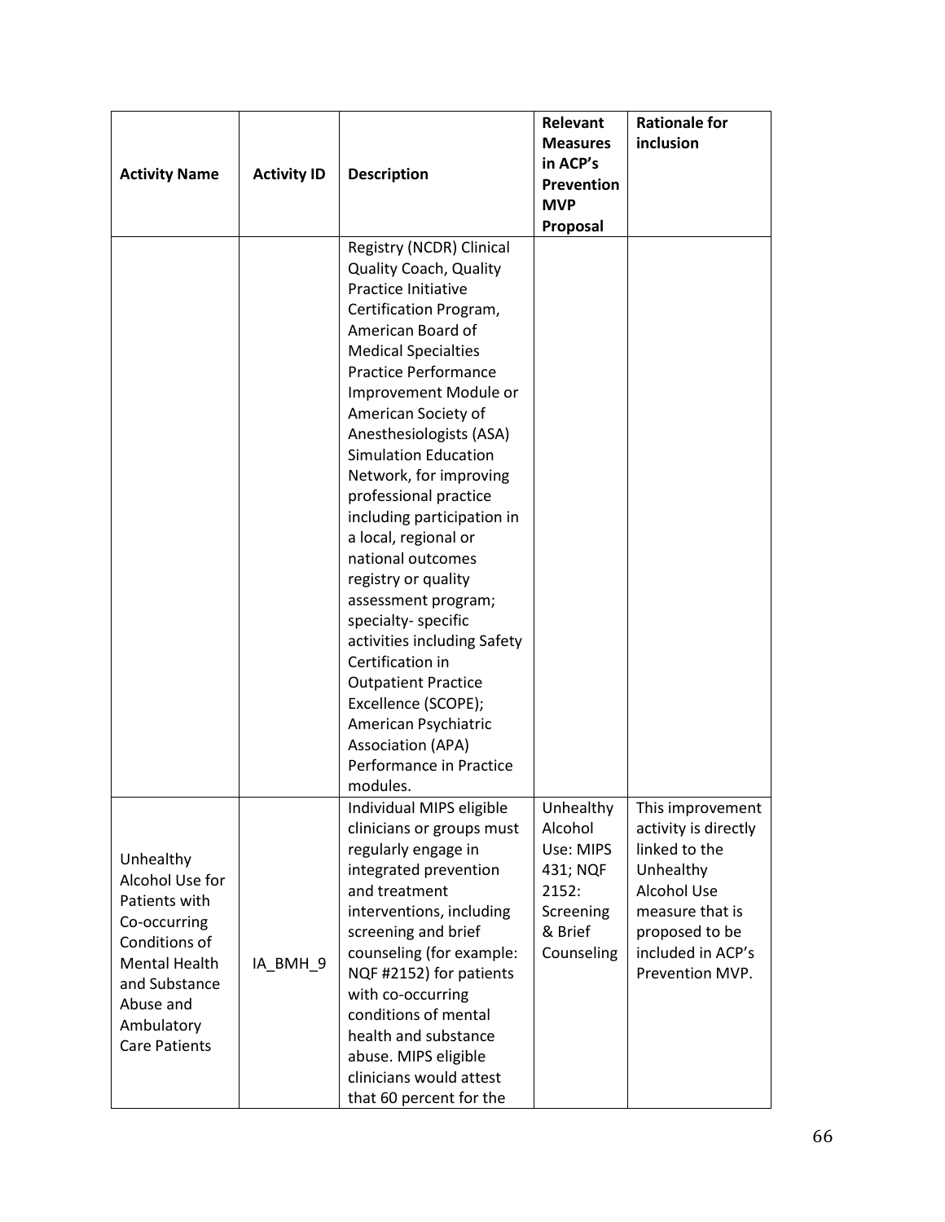| Activity Name | Activity ID | Description | Relevant Measures in ACP's Prevention MVP Proposal | Rationale for inclusion |
|---|---|---|---|---|
| | | Registry (NCDR) Clinical Quality Coach, Quality Practice Initiative Certification Program, American Board of Medical Specialties Practice Performance Improvement Module or American Society of Anesthesiologists (ASA) Simulation Education Network, for improving professional practice including participation in a local, regional or national outcomes registry or quality assessment program; specialty- specific activities including Safety Certification in Outpatient Practice Excellence (SCOPE); American Psychiatric Association (APA) Performance in Practice modules. | | |
| Unhealthy Alcohol Use for Patients with Co-occurring Conditions of Mental Health and Substance Abuse and Ambulatory Care Patients | IA_BMH_9 | Individual MIPS eligible clinicians or groups must regularly engage in integrated prevention and treatment interventions, including screening and brief counseling (for example: NQF #2152) for patients with co-occurring conditions of mental health and substance abuse. MIPS eligible clinicians would attest that 60 percent for the | Unhealthy Alcohol Use: MIPS 431; NQF 2152: Screening & Brief Counseling | This improvement activity is directly linked to the Unhealthy Alcohol Use measure that is proposed to be included in ACP's Prevention MVP. |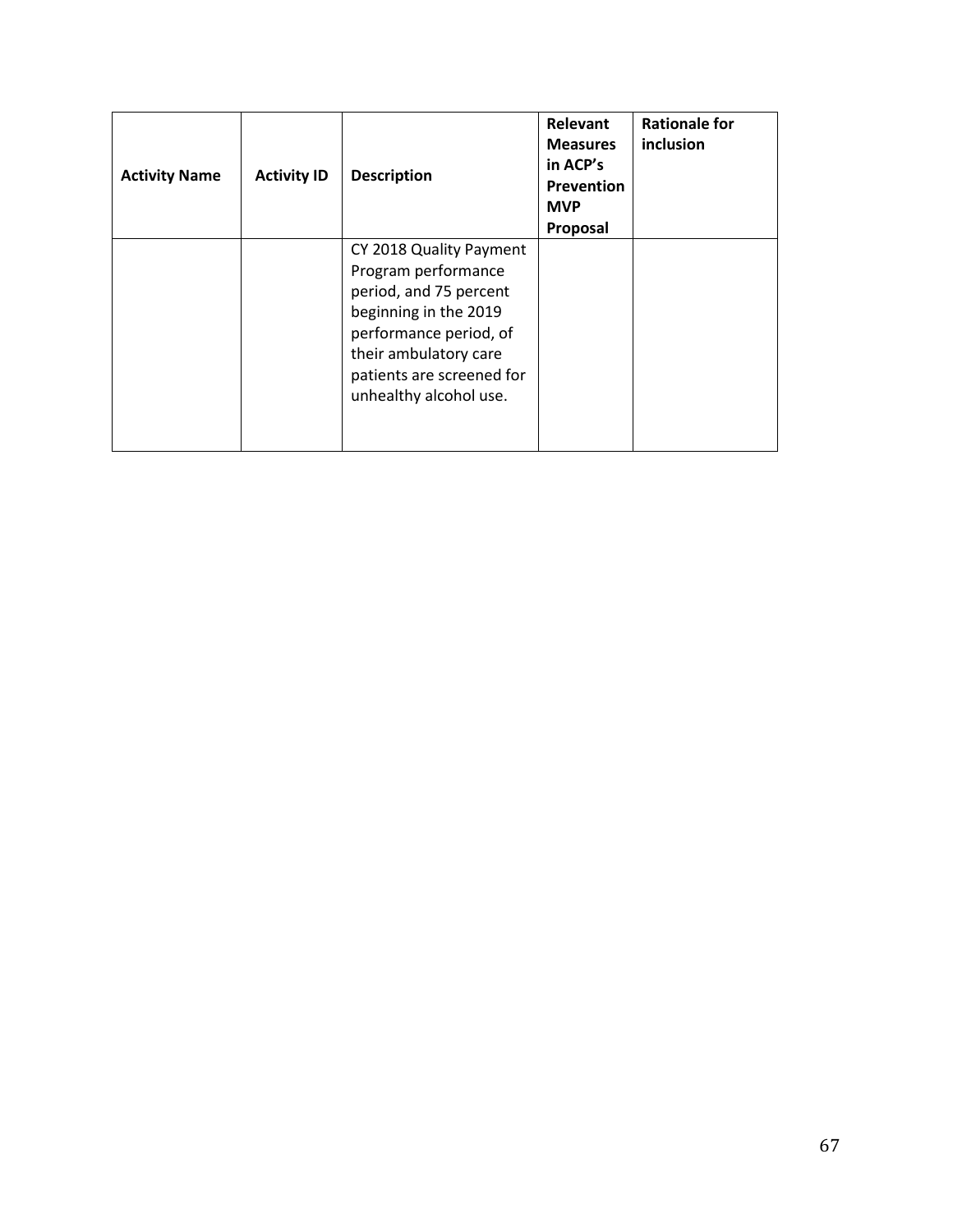| Activity Name | Activity ID | Description | Relevant Measures in ACP's Prevention MVP Proposal | Rationale for inclusion |
|---|---|---|---|---|
| | | CY 2018 Quality Payment Program performance period, and 75 percent beginning in the 2019 performance period, of their ambulatory care patients are screened for unhealthy alcohol use. | | |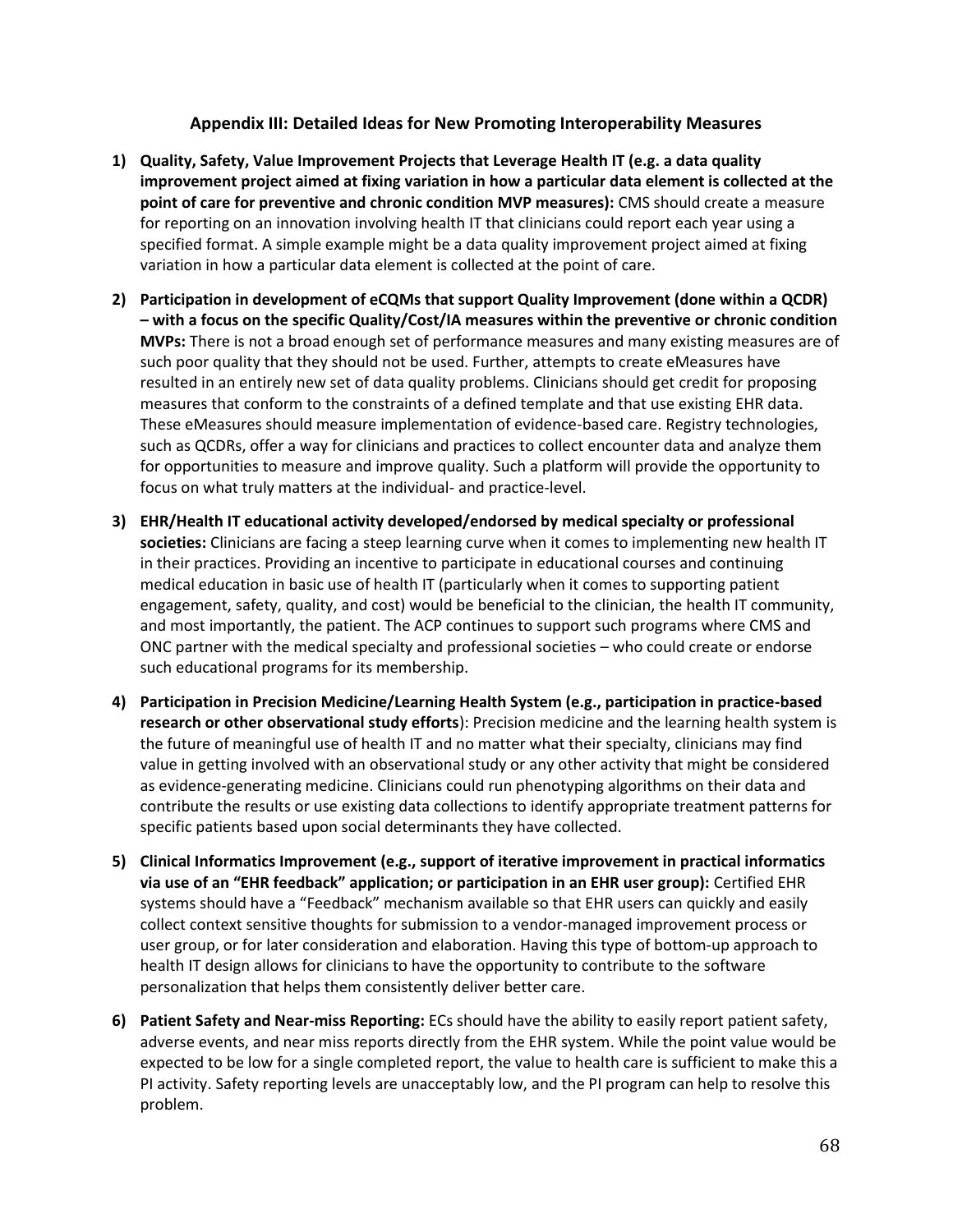## Appendix III: Detailed Ideas for New Promoting Interoperability Measures

1) **Quality, Safety, Value Improvement Projects that Leverage Health IT (e.g. a data quality improvement project aimed at fixing variation in how a particular data element is collected at the point of care for preventive and chronic condition MVP measures):** CMS should create a measure for reporting on an innovation involving health IT that clinicians could report each year using a specified format. A simple example might be a data quality improvement project aimed at fixing variation in how a particular data element is collected at the point of care.

2) **Participation in development of eCQMs that support Quality Improvement (done within a QCDR) – with a focus on the specific Quality/Cost/IA measures within the preventive or chronic condition MVPs:** There is not a broad enough set of performance measures and many existing measures are of such poor quality that they should not be used. Further, attempts to create eMeasures have resulted in an entirely new set of data quality problems. Clinicians should get credit for proposing measures that conform to the constraints of a defined template and that use existing EHR data. These eMeasures should measure implementation of evidence-based care. Registry technologies, such as QCDRs, offer a way for clinicians and practices to collect encounter data and analyze them for opportunities to measure and improve quality. Such a platform will provide the opportunity to focus on what truly matters at the individual- and practice-level.

3) **EHR/Health IT educational activity developed/endorsed by medical specialty or professional societies:** Clinicians are facing a steep learning curve when it comes to implementing new health IT in their practices. Providing an incentive to participate in educational courses and continuing medical education in basic use of health IT (particularly when it comes to supporting patient engagement, safety, quality, and cost) would be beneficial to the clinician, the health IT community, and most importantly, the patient. The ACP continues to support such programs where CMS and ONC partner with the medical specialty and professional societies – who could create or endorse such educational programs for its membership.

4) **Participation in Precision Medicine/Learning Health System (e.g., participation in practice-based research or other observational study efforts**): Precision medicine and the learning health system is the future of meaningful use of health IT and no matter what their specialty, clinicians may find value in getting involved with an observational study or any other activity that might be considered as evidence-generating medicine. Clinicians could run phenotyping algorithms on their data and contribute the results or use existing data collections to identify appropriate treatment patterns for specific patients based upon social determinants they have collected.

5) **Clinical Informatics Improvement (e.g., support of iterative improvement in practical informatics via use of an "EHR feedback" application; or participation in an EHR user group):** Certified EHR systems should have a "Feedback" mechanism available so that EHR users can quickly and easily collect context sensitive thoughts for submission to a vendor-managed improvement process or user group, or for later consideration and elaboration. Having this type of bottom-up approach to health IT design allows for clinicians to have the opportunity to contribute to the software personalization that helps them consistently deliver better care.

6) **Patient Safety and Near-miss Reporting:** ECs should have the ability to easily report patient safety, adverse events, and near miss reports directly from the EHR system. While the point value would be expected to be low for a single completed report, the value to health care is sufficient to make this a PI activity. Safety reporting levels are unacceptably low, and the PI program can help to resolve this problem.